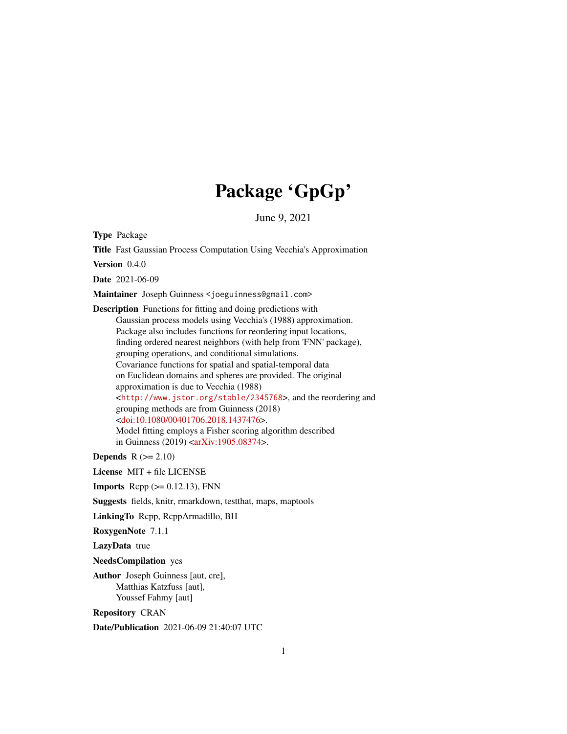# Package 'GpGp'

June 9, 2021

**Type** Package

**Title** Fast Gaussian Process Computation Using Vecchia's Approximation

**Version** 0.4.0

**Date** 2021-06-09

**Maintainer** Joseph Guinness <joeguinness@gmail.com>

**Description** Functions for fitting and doing predictions with Gaussian process models using Vecchia's (1988) approximation. Package also includes functions for reordering input locations, finding ordered nearest neighbors (with help from 'FNN' package), grouping operations, and conditional simulations. Covariance functions for spatial and spatial-temporal data on Euclidean domains and spheres are provided. The original approximation is due to Vecchia (1988) <http://www.jstor.org/stable/2345768>, and the reordering and grouping methods are from Guinness (2018) <doi:10.1080/00401706.2018.1437476>. Model fitting employs a Fisher scoring algorithm described in Guinness (2019) <arXiv:1905.08374>.

**Depends** R (>= 2.10)

**License** MIT + file LICENSE

**Imports** Rcpp (>= 0.12.13), FNN

**Suggests** fields, knitr, rmarkdown, testthat, maps, maptools

**LinkingTo** Rcpp, RcppArmadillo, BH

**RoxygenNote** 7.1.1

**LazyData** true

**NeedsCompilation** yes

**Author** Joseph Guinness [aut, cre], Matthias Katzfuss [aut], Youssef Fahmy [aut]

**Repository** CRAN

**Date/Publication** 2021-06-09 21:40:07 UTC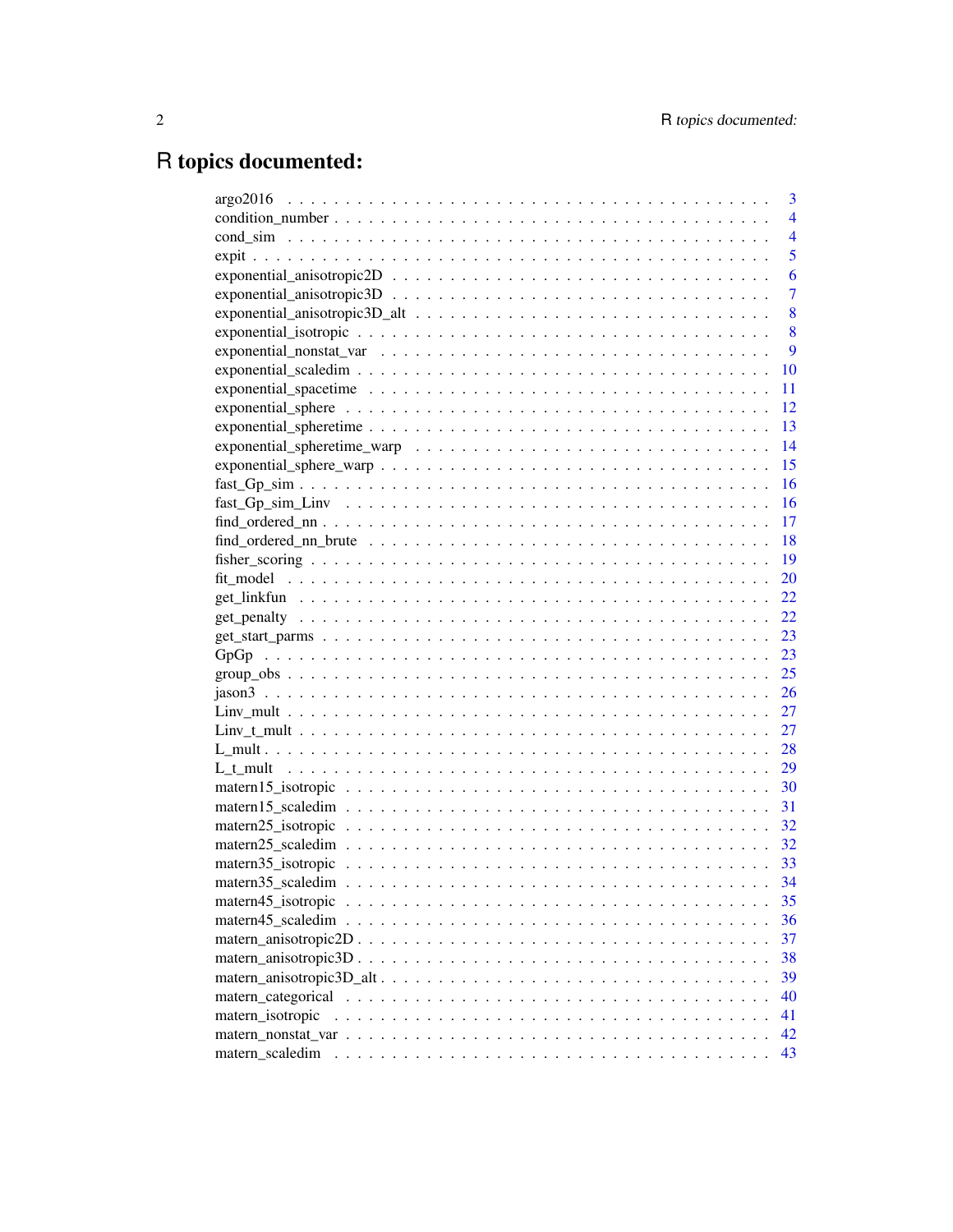# R topics documented:

| | |
|---|---|
| argo2016 | 3 |
| condition_number | 4 |
| cond_sim | 4 |
| expit | 5 |
| exponential_anisotropic2D | 6 |
| exponential_anisotropic3D | 7 |
| exponential_anisotropic3D_alt | 8 |
| exponential_isotropic | 8 |
| exponential_nonstat_var | 9 |
| exponential_scaledim | 10 |
| exponential_spacetime | 11 |
| exponential_sphere | 12 |
| exponential_spheretime | 13 |
| exponential_spheretime_warp | 14 |
| exponential_sphere_warp | 15 |
| fast_Gp_sim | 16 |
| fast_Gp_sim_Linv | 16 |
| find_ordered_nn | 17 |
| find_ordered_nn_brute | 18 |
| fisher_scoring | 19 |
| fit_model | 20 |
| get_linkfun | 22 |
| get_penalty | 22 |
| get_start_parms | 23 |
| GpGp | 23 |
| group_obs | 25 |
| jason3 | 26 |
| Linv_mult | 27 |
| Linv_t_mult | 27 |
| L_mult | 28 |
| L_t_mult | 29 |
| matern15_isotropic | 30 |
| matern15_scaledim | 31 |
| matern25_isotropic | 32 |
| matern25_scaledim | 32 |
| matern35_isotropic | 33 |
| matern35_scaledim | 34 |
| matern45_isotropic | 35 |
| matern45_scaledim | 36 |
| matern_anisotropic2D | 37 |
| matern_anisotropic3D | 38 |
| matern_anisotropic3D_alt | 39 |
| matern_categorical | 40 |
| matern_isotropic | 41 |
| matern_nonstat_var | 42 |
| matern_scaledim | 43 |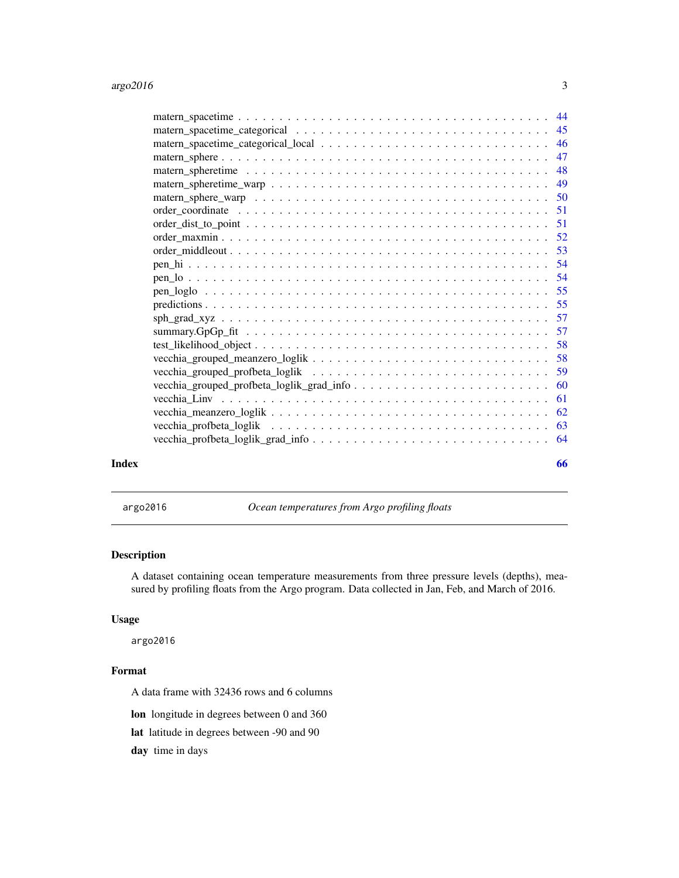matern_spacetime . . . . . . . . . . . . . . . . . . . . . . . . . . . . . . . . . . . . 44
matern_spacetime_categorical . . . . . . . . . . . . . . . . . . . . . . . . . . . . . . 45
matern_spacetime_categorical_local . . . . . . . . . . . . . . . . . . . . . . . . . . . 46
matern_sphere . . . . . . . . . . . . . . . . . . . . . . . . . . . . . . . . . . . . . . 47
matern_spheretime . . . . . . . . . . . . . . . . . . . . . . . . . . . . . . . . . . . . 48
matern_spheretime_warp . . . . . . . . . . . . . . . . . . . . . . . . . . . . . . . . . 49
matern_sphere_warp . . . . . . . . . . . . . . . . . . . . . . . . . . . . . . . . . . . 50
order_coordinate . . . . . . . . . . . . . . . . . . . . . . . . . . . . . . . . . . . . 51
order_dist_to_point . . . . . . . . . . . . . . . . . . . . . . . . . . . . . . . . . . . 51
order_maxmin . . . . . . . . . . . . . . . . . . . . . . . . . . . . . . . . . . . . . . 52
order_middleout . . . . . . . . . . . . . . . . . . . . . . . . . . . . . . . . . . . . . 53
pen_hi . . . . . . . . . . . . . . . . . . . . . . . . . . . . . . . . . . . . . . . . . . 54
pen_lo . . . . . . . . . . . . . . . . . . . . . . . . . . . . . . . . . . . . . . . . . . 54
pen_loglo . . . . . . . . . . . . . . . . . . . . . . . . . . . . . . . . . . . . . . . . 55
predictions . . . . . . . . . . . . . . . . . . . . . . . . . . . . . . . . . . . . . . . . 55
sph_grad_xyz . . . . . . . . . . . . . . . . . . . . . . . . . . . . . . . . . . . . . . . 57
summary.GpGp_fit . . . . . . . . . . . . . . . . . . . . . . . . . . . . . . . . . . . . 57
test_likelihood_object . . . . . . . . . . . . . . . . . . . . . . . . . . . . . . . . . . 58
vecchia_grouped_meanzero_loglik . . . . . . . . . . . . . . . . . . . . . . . . . . . . 58
vecchia_grouped_profbeta_loglik . . . . . . . . . . . . . . . . . . . . . . . . . . . . 59
vecchia_grouped_profbeta_loglik_grad_info . . . . . . . . . . . . . . . . . . . . . . . 60
vecchia_Linv . . . . . . . . . . . . . . . . . . . . . . . . . . . . . . . . . . . . . . . 61
vecchia_meanzero_loglik . . . . . . . . . . . . . . . . . . . . . . . . . . . . . . . . . 62
vecchia_profbeta_loglik . . . . . . . . . . . . . . . . . . . . . . . . . . . . . . . . . 63
vecchia_profbeta_loglik_grad_info . . . . . . . . . . . . . . . . . . . . . . . . . . . . 64

**Index** **66**

---

## argo2016 — *Ocean temperatures from Argo profiling floats*

---

### Description

A dataset containing ocean temperature measurements from three pressure levels (depths), measured by profiling floats from the Argo program. Data collected in Jan, Feb, and March of 2016.

### Usage

```
argo2016
```

### Format

A data frame with 32436 rows and 6 columns

**lon** longitude in degrees between 0 and 360

**lat** latitude in degrees between -90 and 90

**day** time in days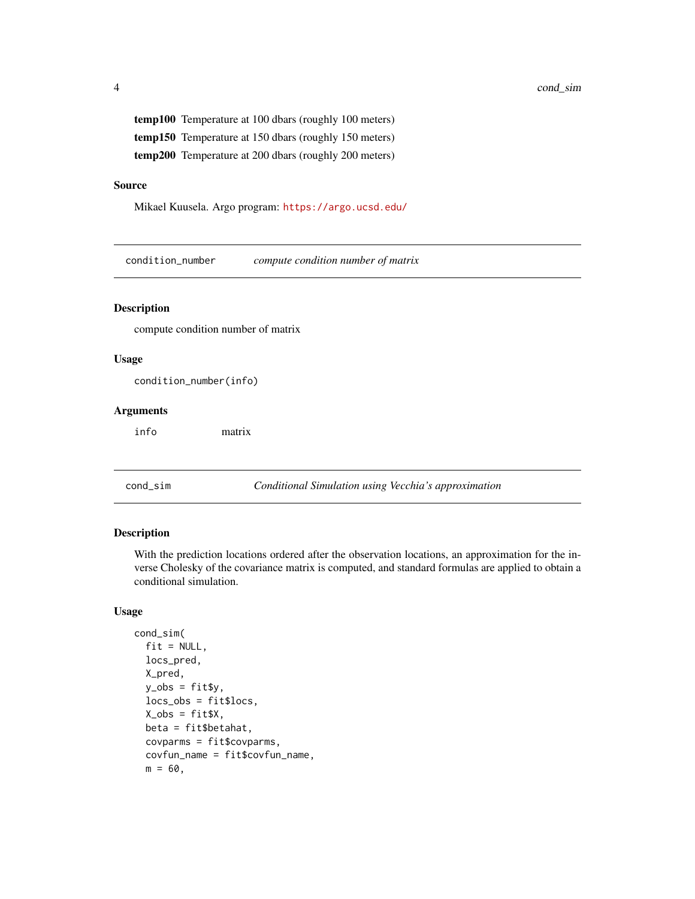**temp100** Temperature at 100 dbars (roughly 100 meters)

**temp150** Temperature at 150 dbars (roughly 150 meters)

**temp200** Temperature at 200 dbars (roughly 200 meters)

### Source

Mikael Kuusela. Argo program: https://argo.ucsd.edu/

---

## condition_number — *compute condition number of matrix*

### Description

compute condition number of matrix

### Usage

```
condition_number(info)
```

### Arguments

| | |
|---|---|
| info | matrix |

---

## cond_sim — *Conditional Simulation using Vecchia's approximation*

### Description

With the prediction locations ordered after the observation locations, an approximation for the inverse Cholesky of the covariance matrix is computed, and standard formulas are applied to obtain a conditional simulation.

### Usage

```
cond_sim(
  fit = NULL,
  locs_pred,
  X_pred,
  y_obs = fit$y,
  locs_obs = fit$locs,
  X_obs = fit$X,
  beta = fit$betahat,
  covparms = fit$covparms,
  covfun_name = fit$covfun_name,
  m = 60,
```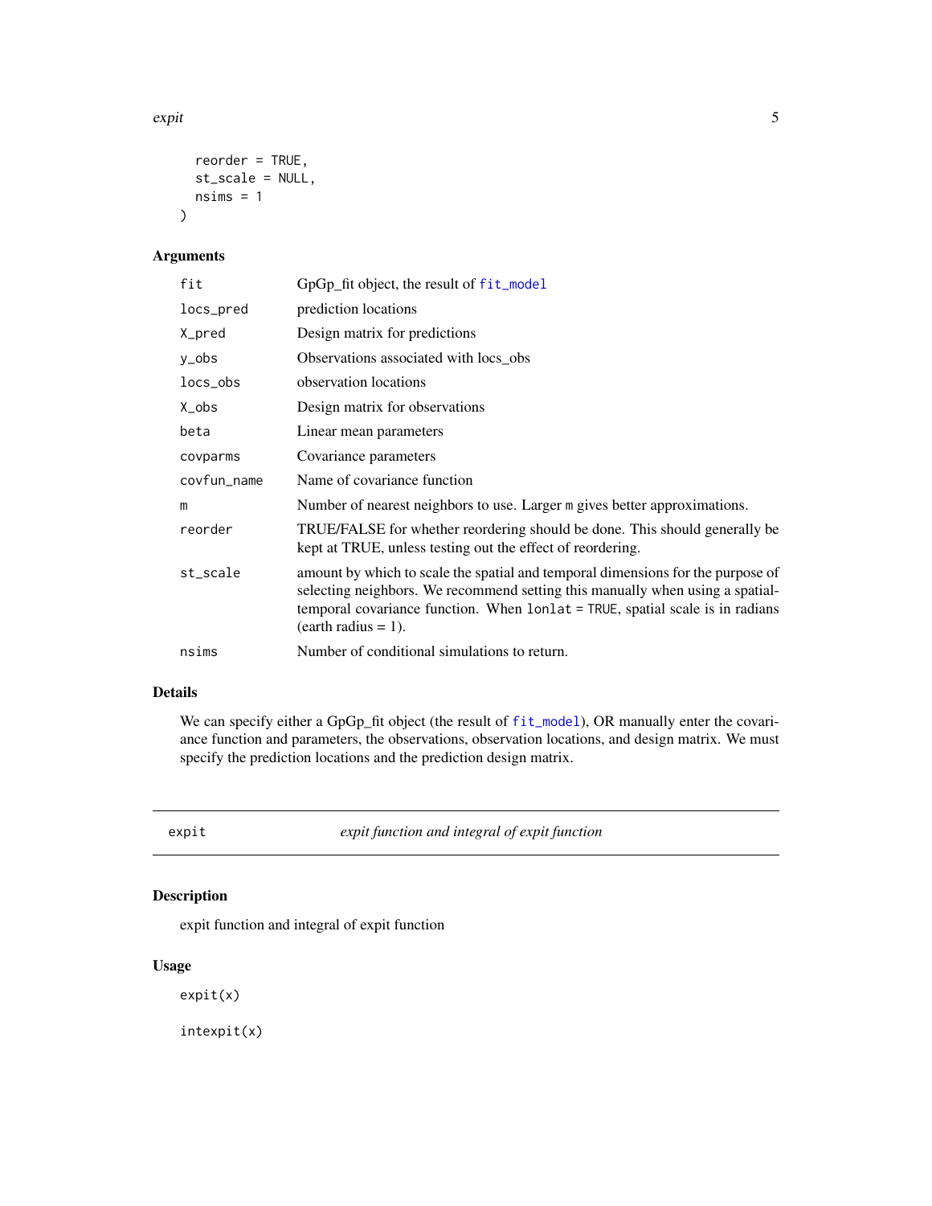```
  reorder = TRUE,
  st_scale = NULL,
  nsims = 1
)
```

### Arguments

| | |
|---|---|
| fit | GpGp_fit object, the result of fit_model |
| locs_pred | prediction locations |
| X_pred | Design matrix for predictions |
| y_obs | Observations associated with locs_obs |
| locs_obs | observation locations |
| X_obs | Design matrix for observations |
| beta | Linear mean parameters |
| covparms | Covariance parameters |
| covfun_name | Name of covariance function |
| m | Number of nearest neighbors to use. Larger m gives better approximations. |
| reorder | TRUE/FALSE for whether reordering should be done. This should generally be kept at TRUE, unless testing out the effect of reordering. |
| st_scale | amount by which to scale the spatial and temporal dimensions for the purpose of selecting neighbors. We recommend setting this manually when using a spatial-temporal covariance function. When `lonlat = TRUE`, spatial scale is in radians (earth radius = 1). |
| nsims | Number of conditional simulations to return. |

### Details

We can specify either a GpGp_fit object (the result of fit_model), OR manually enter the covariance function and parameters, the observations, observation locations, and design matrix. We must specify the prediction locations and the prediction design matrix.

## expit — *expit function and integral of expit function*

### Description

expit function and integral of expit function

### Usage

```
expit(x)

intexpit(x)
```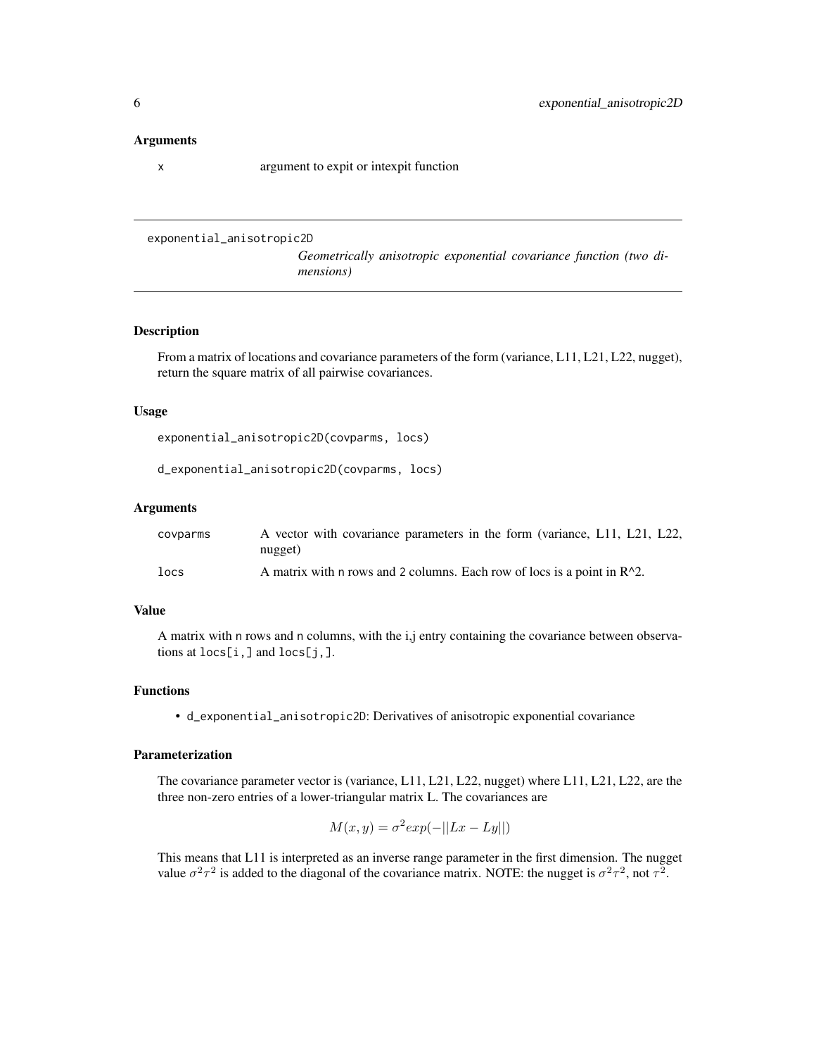### Arguments

| | |
|---|---|
| x | argument to expit or intexpit function |

---

## exponential_anisotropic2D

*Geometrically anisotropic exponential covariance function (two dimensions)*

---

### Description

From a matrix of locations and covariance parameters of the form (variance, L11, L21, L22, nugget), return the square matrix of all pairwise covariances.

### Usage

```
exponential_anisotropic2D(covparms, locs)

d_exponential_anisotropic2D(covparms, locs)
```

### Arguments

| | |
|---|---|
| covparms | A vector with covariance parameters in the form (variance, L11, L21, L22, nugget) |
| locs | A matrix with n rows and 2 columns. Each row of locs is a point in R^2. |

### Value

A matrix with n rows and n columns, with the i,j entry containing the covariance between observations at locs[i,] and locs[j,].

### Functions

- d_exponential_anisotropic2D: Derivatives of anisotropic exponential covariance

### Parameterization

The covariance parameter vector is (variance, L11, L21, L22, nugget) where L11, L21, L22, are the three non-zero entries of a lower-triangular matrix L. The covariances are

$$M(x, y) = \sigma^2 exp(-||Lx - Ly||)$$

This means that L11 is interpreted as an inverse range parameter in the first dimension. The nugget value $\sigma^2\tau^2$ is added to the diagonal of the covariance matrix. NOTE: the nugget is $\sigma^2\tau^2$, not $\tau^2$.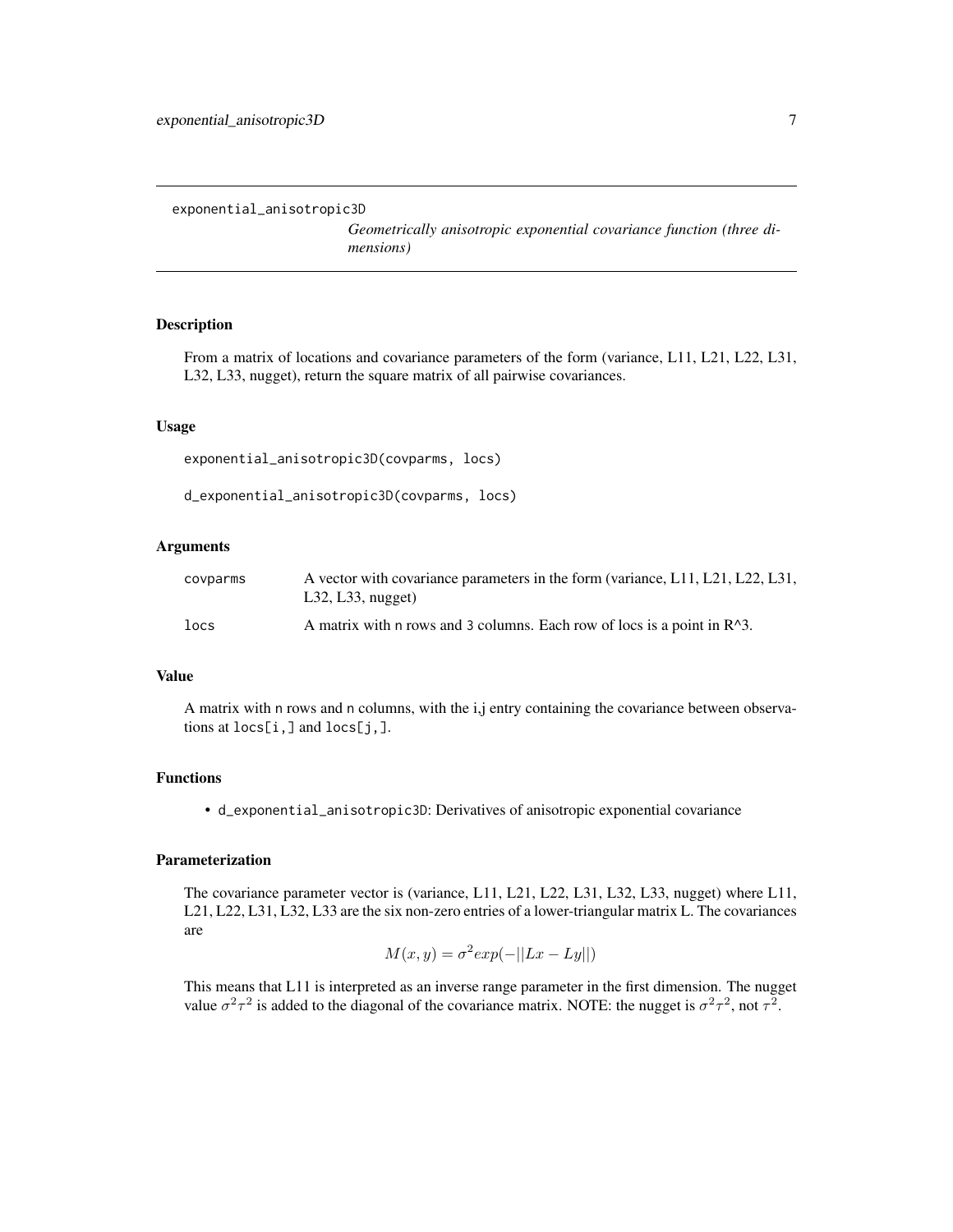exponential_anisotropic3D

*Geometrically anisotropic exponential covariance function (three dimensions)*

## Description

From a matrix of locations and covariance parameters of the form (variance, L11, L21, L22, L31, L32, L33, nugget), return the square matrix of all pairwise covariances.

## Usage

```
exponential_anisotropic3D(covparms, locs)

d_exponential_anisotropic3D(covparms, locs)
```

## Arguments

| | |
|---|---|
| covparms | A vector with covariance parameters in the form (variance, L11, L21, L22, L31, L32, L33, nugget) |
| locs | A matrix with n rows and 3 columns. Each row of locs is a point in R^3. |

## Value

A matrix with n rows and n columns, with the i,j entry containing the covariance between observations at locs[i,] and locs[j,].

## Functions

- d_exponential_anisotropic3D: Derivatives of anisotropic exponential covariance

## Parameterization

The covariance parameter vector is (variance, L11, L21, L22, L31, L32, L33, nugget) where L11, L21, L22, L31, L32, L33 are the six non-zero entries of a lower-triangular matrix L. The covariances are

$$M(x, y) = \sigma^2 exp(-||Lx - Ly||)$$

This means that L11 is interpreted as an inverse range parameter in the first dimension. The nugget value $\sigma^2\tau^2$ is added to the diagonal of the covariance matrix. NOTE: the nugget is $\sigma^2\tau^2$, not $\tau^2$.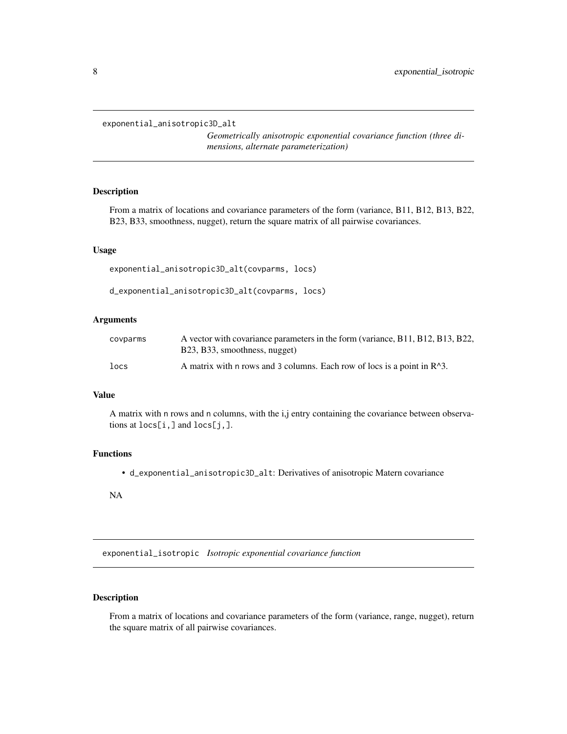## exponential_anisotropic3D_alt

*Geometrically anisotropic exponential covariance function (three dimensions, alternate parameterization)*

### Description

From a matrix of locations and covariance parameters of the form (variance, B11, B12, B13, B22, B23, B33, smoothness, nugget), return the square matrix of all pairwise covariances.

### Usage

```
exponential_anisotropic3D_alt(covparms, locs)

d_exponential_anisotropic3D_alt(covparms, locs)
```

### Arguments

| | |
|---|---|
| covparms | A vector with covariance parameters in the form (variance, B11, B12, B13, B22, B23, B33, smoothness, nugget) |
| locs | A matrix with n rows and 3 columns. Each row of locs is a point in R^3. |

### Value

A matrix with n rows and n columns, with the i,j entry containing the covariance between observations at `locs[i,]` and `locs[j,]`.

### Functions

- `d_exponential_anisotropic3D_alt`: Derivatives of anisotropic Matern covariance

NA

## exponential_isotropic

*Isotropic exponential covariance function*

### Description

From a matrix of locations and covariance parameters of the form (variance, range, nugget), return the square matrix of all pairwise covariances.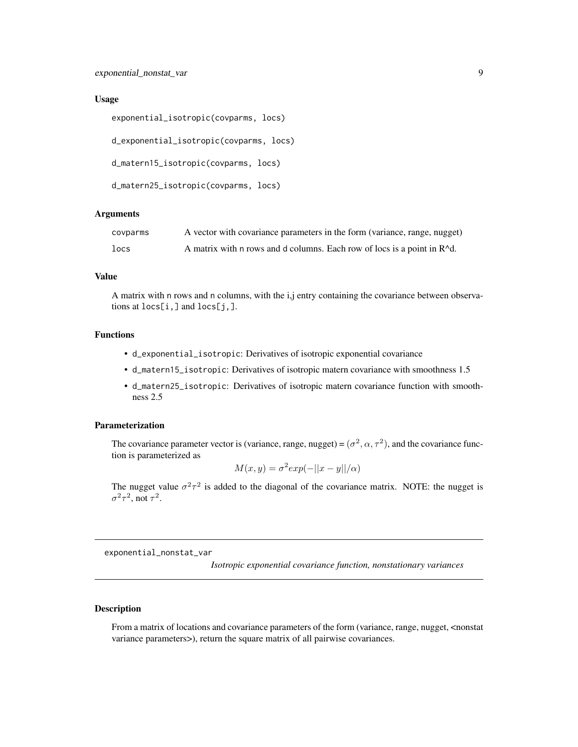### Usage

```
exponential_isotropic(covparms, locs)

d_exponential_isotropic(covparms, locs)

d_matern15_isotropic(covparms, locs)

d_matern25_isotropic(covparms, locs)
```

### Arguments

| | |
|---|---|
| covparms | A vector with covariance parameters in the form (variance, range, nugget) |
| locs | A matrix with n rows and d columns. Each row of locs is a point in R^d. |

### Value

A matrix with n rows and n columns, with the i,j entry containing the covariance between observations at `locs[i,]` and `locs[j,]`.

### Functions

- `d_exponential_isotropic`: Derivatives of isotropic exponential covariance
- `d_matern15_isotropic`: Derivatives of isotropic matern covariance with smoothness 1.5
- `d_matern25_isotropic`: Derivatives of isotropic matern covariance function with smoothness 2.5

### Parameterization

The covariance parameter vector is (variance, range, nugget) = $(\sigma^2, \alpha, \tau^2)$, and the covariance function is parameterized as

$$M(x, y) = \sigma^2 exp(-||x - y||/\alpha)$$

The nugget value $\sigma^2\tau^2$ is added to the diagonal of the covariance matrix. NOTE: the nugget is $\sigma^2\tau^2$, not $\tau^2$.

---

## exponential_nonstat_var

*Isotropic exponential covariance function, nonstationary variances*

### Description

From a matrix of locations and covariance parameters of the form (variance, range, nugget, <nonstat variance parameters>), return the square matrix of all pairwise covariances.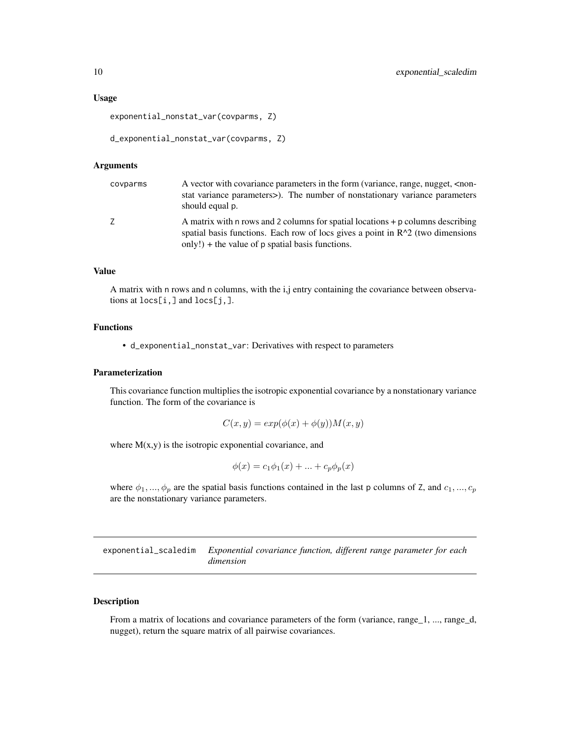### Usage

```
exponential_nonstat_var(covparms, Z)

d_exponential_nonstat_var(covparms, Z)
```

### Arguments

| | |
|---|---|
| covparms | A vector with covariance parameters in the form (variance, range, nugget, <nonstat variance parameters>). The number of nonstationary variance parameters should equal p. |
| Z | A matrix with n rows and 2 columns for spatial locations + p columns describing spatial basis functions. Each row of locs gives a point in R^2 (two dimensions only!) + the value of p spatial basis functions. |

### Value

A matrix with n rows and n columns, with the i,j entry containing the covariance between observations at `locs[i,]` and `locs[j,]`.

### Functions

- `d_exponential_nonstat_var`: Derivatives with respect to parameters

### Parameterization

This covariance function multiplies the isotropic exponential covariance by a nonstationary variance function. The form of the covariance is

$$C(x, y) = exp(\phi(x) + \phi(y))M(x, y)$$

where M(x,y) is the isotropic exponential covariance, and

$$\phi(x) = c_1\phi_1(x) + ... + c_p\phi_p(x)$$

where $\phi_1, ..., \phi_p$ are the spatial basis functions contained in the last p columns of Z, and $c_1, ..., c_p$ are the nonstationary variance parameters.

---

## exponential_scaledim *Exponential covariance function, different range parameter for each dimension*

---

### Description

From a matrix of locations and covariance parameters of the form (variance, range_1, ..., range_d, nugget), return the square matrix of all pairwise covariances.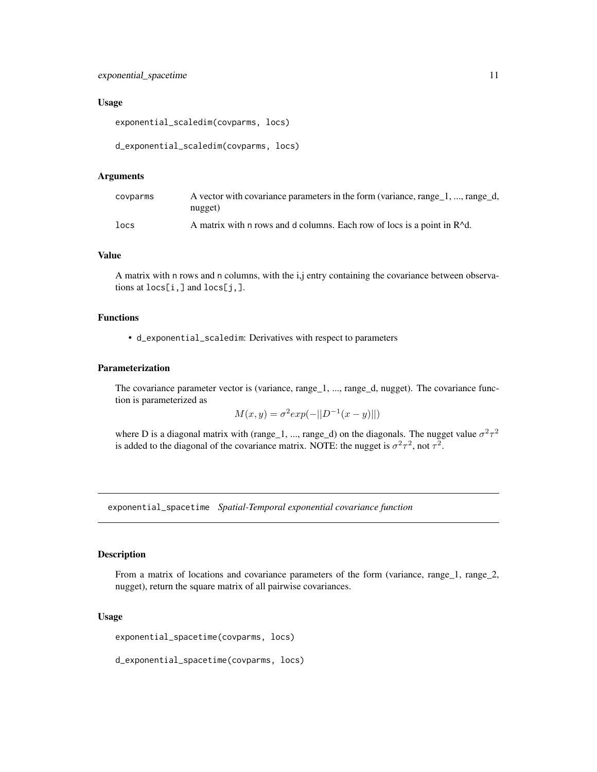### Usage

```
exponential_scaledim(covparms, locs)

d_exponential_scaledim(covparms, locs)
```

### Arguments

| | |
|---|---|
| covparms | A vector with covariance parameters in the form (variance, range_1, ..., range_d, nugget) |
| locs | A matrix with n rows and d columns. Each row of locs is a point in R^d. |

### Value

A matrix with n rows and n columns, with the i,j entry containing the covariance between observations at locs[i,] and locs[j,].

### Functions

- d_exponential_scaledim: Derivatives with respect to parameters

### Parameterization

The covariance parameter vector is (variance, range_1, ..., range_d, nugget). The covariance function is parameterized as

$$M(x, y) = \sigma^2 exp(-||D^{-1}(x - y)||)$$

where D is a diagonal matrix with (range_1, ..., range_d) on the diagonals. The nugget value $\sigma^2\tau^2$ is added to the diagonal of the covariance matrix. NOTE: the nugget is $\sigma^2\tau^2$, not $\tau^2$.

---

## exponential_spacetime *Spatial-Temporal exponential covariance function*

---

### Description

From a matrix of locations and covariance parameters of the form (variance, range_1, range_2, nugget), return the square matrix of all pairwise covariances.

### Usage

```
exponential_spacetime(covparms, locs)

d_exponential_spacetime(covparms, locs)
```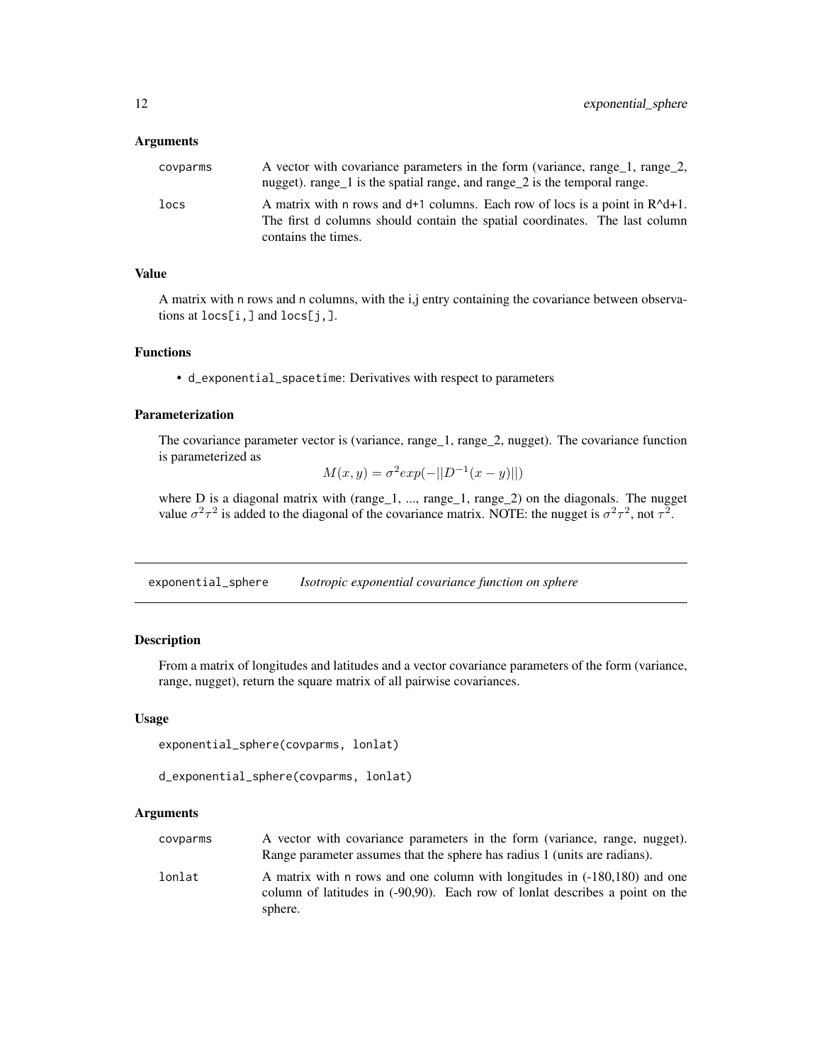### Arguments

| | |
|---|---|
| covparms | A vector with covariance parameters in the form (variance, range_1, range_2, nugget). range_1 is the spatial range, and range_2 is the temporal range. |
| locs | A matrix with n rows and d+1 columns. Each row of locs is a point in R^d+1. The first d columns should contain the spatial coordinates. The last column contains the times. |

### Value

A matrix with n rows and n columns, with the i,j entry containing the covariance between observations at `locs[i,]` and `locs[j,]`.

### Functions

- `d_exponential_spacetime`: Derivatives with respect to parameters

### Parameterization

The covariance parameter vector is (variance, range_1, range_2, nugget). The covariance function is parameterized as

$$M(x, y) = \sigma^2 exp(-||D^{-1}(x - y)||)$$

where D is a diagonal matrix with (range_1, ..., range_1, range_2) on the diagonals. The nugget value $\sigma^2\tau^2$ is added to the diagonal of the covariance matrix. NOTE: the nugget is $\sigma^2\tau^2$, not $\tau^2$.

---

## exponential_sphere — *Isotropic exponential covariance function on sphere*

### Description

From a matrix of longitudes and latitudes and a vector covariance parameters of the form (variance, range, nugget), return the square matrix of all pairwise covariances.

### Usage

```
exponential_sphere(covparms, lonlat)

d_exponential_sphere(covparms, lonlat)
```

### Arguments

| | |
|---|---|
| covparms | A vector with covariance parameters in the form (variance, range, nugget). Range parameter assumes that the sphere has radius 1 (units are radians). |
| lonlat | A matrix with n rows and one column with longitudes in (-180,180) and one column of latitudes in (-90,90). Each row of lonlat describes a point on the sphere. |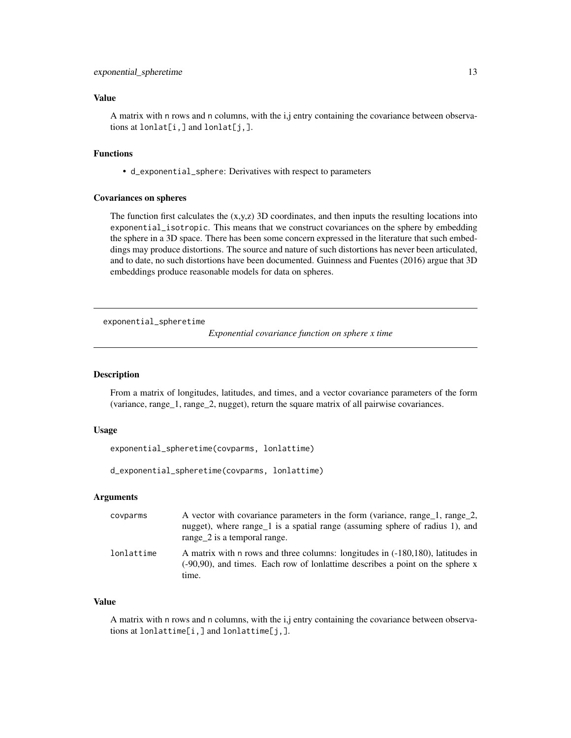### Value

A matrix with n rows and n columns, with the i,j entry containing the covariance between observations at `lonlat[i,]` and `lonlat[j,]`.

### Functions

- `d_exponential_sphere`: Derivatives with respect to parameters

### Covariances on spheres

The function first calculates the (x,y,z) 3D coordinates, and then inputs the resulting locations into `exponential_isotropic`. This means that we construct covariances on the sphere by embedding the sphere in a 3D space. There has been some concern expressed in the literature that such embeddings may produce distortions. The source and nature of such distortions has never been articulated, and to date, no such distortions have been documented. Guinness and Fuentes (2016) argue that 3D embeddings produce reasonable models for data on spheres.

---

## exponential_spheretime

*Exponential covariance function on sphere x time*

### Description

From a matrix of longitudes, latitudes, and times, and a vector covariance parameters of the form (variance, range_1, range_2, nugget), return the square matrix of all pairwise covariances.

### Usage

```
exponential_spheretime(covparms, lonlattime)

d_exponential_spheretime(covparms, lonlattime)
```

### Arguments

| | |
|---|---|
| covparms | A vector with covariance parameters in the form (variance, range_1, range_2, nugget), where range_1 is a spatial range (assuming sphere of radius 1), and range_2 is a temporal range. |
| lonlattime | A matrix with n rows and three columns: longitudes in (-180,180), latitudes in (-90,90), and times. Each row of lonlattime describes a point on the sphere x time. |

### Value

A matrix with n rows and n columns, with the i,j entry containing the covariance between observations at `lonlattime[i,]` and `lonlattime[j,]`.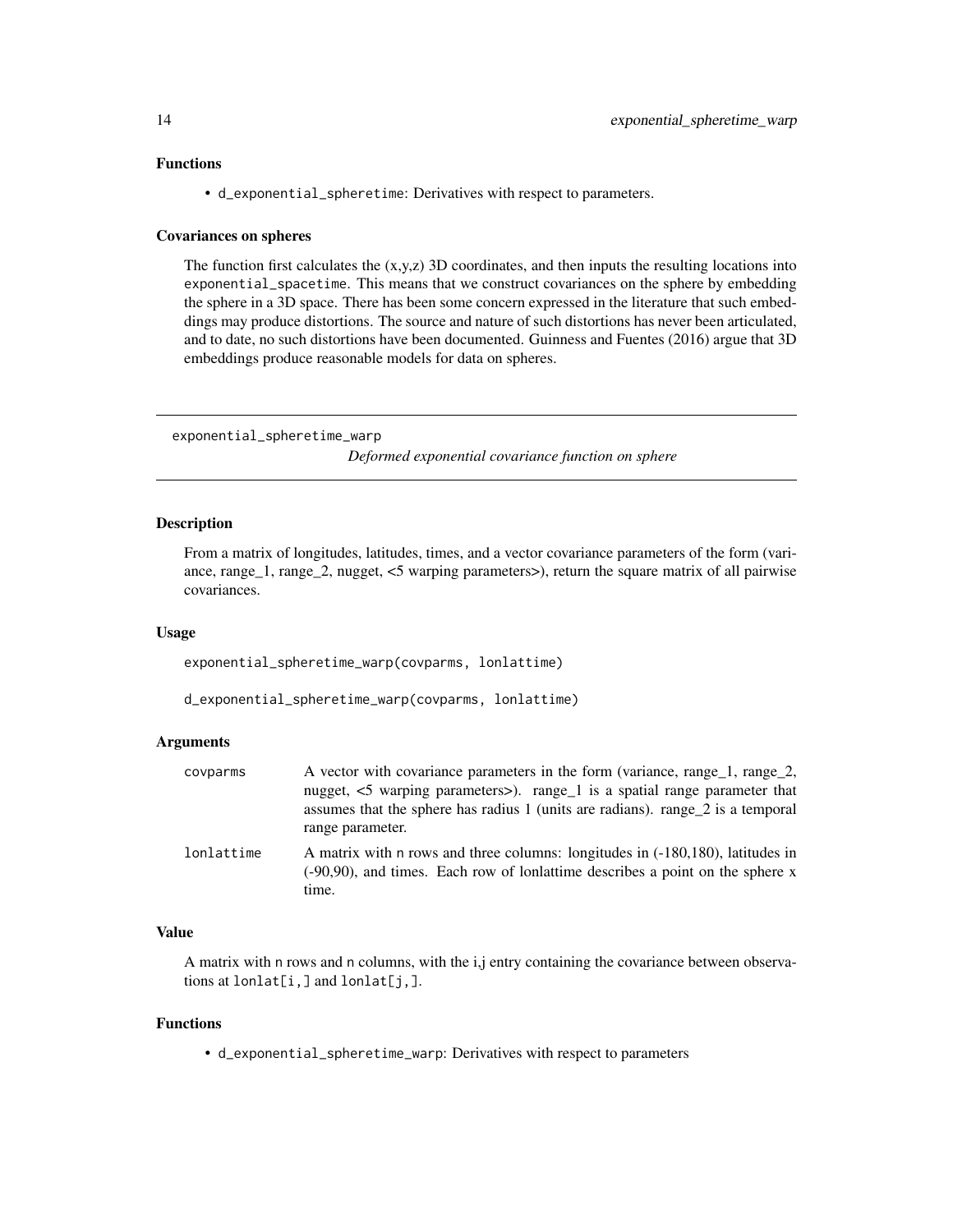### Functions

- `d_exponential_spheretime`: Derivatives with respect to parameters.

### Covariances on spheres

The function first calculates the (x,y,z) 3D coordinates, and then inputs the resulting locations into `exponential_spacetime`. This means that we construct covariances on the sphere by embedding the sphere in a 3D space. There has been some concern expressed in the literature that such embeddings may produce distortions. The source and nature of such distortions has never been articulated, and to date, no such distortions have been documented. Guinness and Fuentes (2016) argue that 3D embeddings produce reasonable models for data on spheres.

---

## exponential_spheretime_warp

*Deformed exponential covariance function on sphere*

---

### Description

From a matrix of longitudes, latitudes, times, and a vector covariance parameters of the form (variance, range_1, range_2, nugget, <5 warping parameters>), return the square matrix of all pairwise covariances.

### Usage

```
exponential_spheretime_warp(covparms, lonlattime)

d_exponential_spheretime_warp(covparms, lonlattime)
```

### Arguments

| | |
|---|---|
| `covparms` | A vector with covariance parameters in the form (variance, range_1, range_2, nugget, <5 warping parameters>). range_1 is a spatial range parameter that assumes that the sphere has radius 1 (units are radians). range_2 is a temporal range parameter. |
| `lonlattime` | A matrix with `n` rows and three columns: longitudes in (-180,180), latitudes in (-90,90), and times. Each row of lonlattime describes a point on the sphere x time. |

### Value

A matrix with `n` rows and `n` columns, with the i,j entry containing the covariance between observations at `lonlat[i,]` and `lonlat[j,]`.

### Functions

- `d_exponential_spheretime_warp`: Derivatives with respect to parameters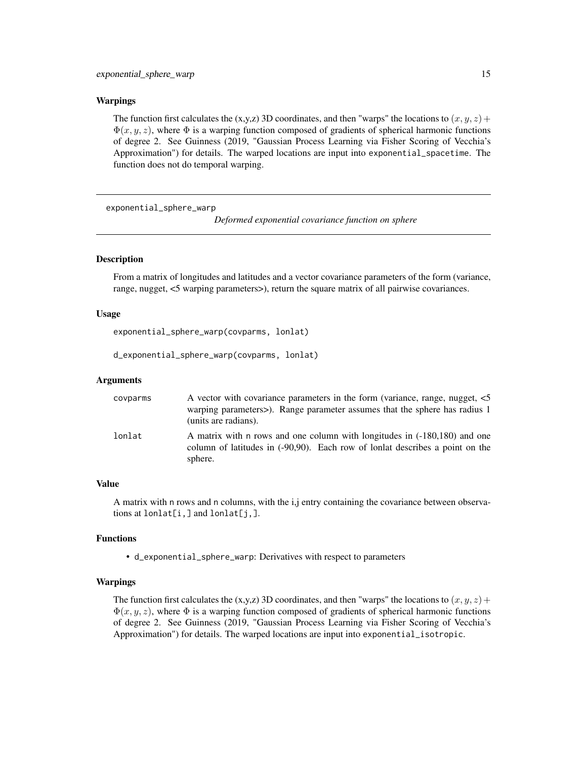### Warpings

The function first calculates the (x,y,z) 3D coordinates, and then "warps" the locations to $(x, y, z) + \Phi(x, y, z)$, where $\Phi$ is a warping function composed of gradients of spherical harmonic functions of degree 2. See Guinness (2019, "Gaussian Process Learning via Fisher Scoring of Vecchia's Approximation") for details. The warped locations are input into `exponential_spacetime`. The function does not do temporal warping.

---

## exponential_sphere_warp

*Deformed exponential covariance function on sphere*

---

### Description

From a matrix of longitudes and latitudes and a vector covariance parameters of the form (variance, range, nugget, <5 warping parameters>), return the square matrix of all pairwise covariances.

### Usage

```
exponential_sphere_warp(covparms, lonlat)

d_exponential_sphere_warp(covparms, lonlat)
```

### Arguments

| | |
|---|---|
| covparms | A vector with covariance parameters in the form (variance, range, nugget, <5 warping parameters>). Range parameter assumes that the sphere has radius 1 (units are radians). |
| lonlat | A matrix with n rows and one column with longitudes in (-180,180) and one column of latitudes in (-90,90). Each row of lonlat describes a point on the sphere. |

### Value

A matrix with n rows and n columns, with the i,j entry containing the covariance between observations at `lonlat[i,]` and `lonlat[j,]`.

### Functions

- `d_exponential_sphere_warp`: Derivatives with respect to parameters

### Warpings

The function first calculates the (x,y,z) 3D coordinates, and then "warps" the locations to $(x, y, z) + \Phi(x, y, z)$, where $\Phi$ is a warping function composed of gradients of spherical harmonic functions of degree 2. See Guinness (2019, "Gaussian Process Learning via Fisher Scoring of Vecchia's Approximation") for details. The warped locations are input into `exponential_isotropic`.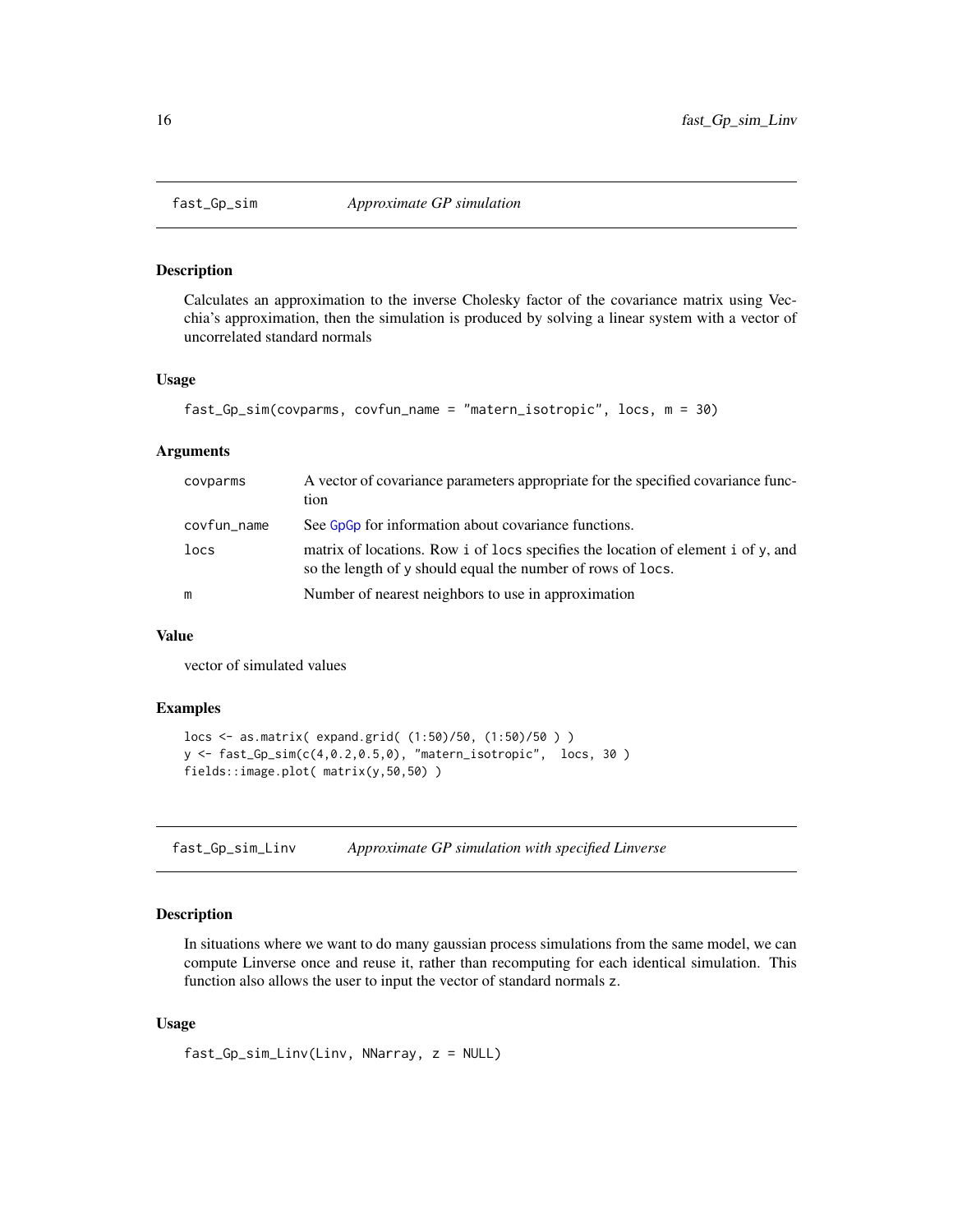## fast_Gp_sim — *Approximate GP simulation*

### Description

Calculates an approximation to the inverse Cholesky factor of the covariance matrix using Vecchia's approximation, then the simulation is produced by solving a linear system with a vector of uncorrelated standard normals

### Usage

```
fast_Gp_sim(covparms, covfun_name = "matern_isotropic", locs, m = 30)
```

### Arguments

| | |
|---|---|
| covparms | A vector of covariance parameters appropriate for the specified covariance function |
| covfun_name | See GpGp for information about covariance functions. |
| locs | matrix of locations. Row i of locs specifies the location of element i of y, and so the length of y should equal the number of rows of locs. |
| m | Number of nearest neighbors to use in approximation |

### Value

vector of simulated values

### Examples

```
locs <- as.matrix( expand.grid( (1:50)/50, (1:50)/50 ) )
y <- fast_Gp_sim(c(4,0.2,0.5,0), "matern_isotropic",  locs, 30 )
fields::image.plot( matrix(y,50,50) )
```

## fast_Gp_sim_Linv — *Approximate GP simulation with specified Linverse*

### Description

In situations where we want to do many gaussian process simulations from the same model, we can compute Linverse once and reuse it, rather than recomputing for each identical simulation. This function also allows the user to input the vector of standard normals z.

### Usage

```
fast_Gp_sim_Linv(Linv, NNarray, z = NULL)
```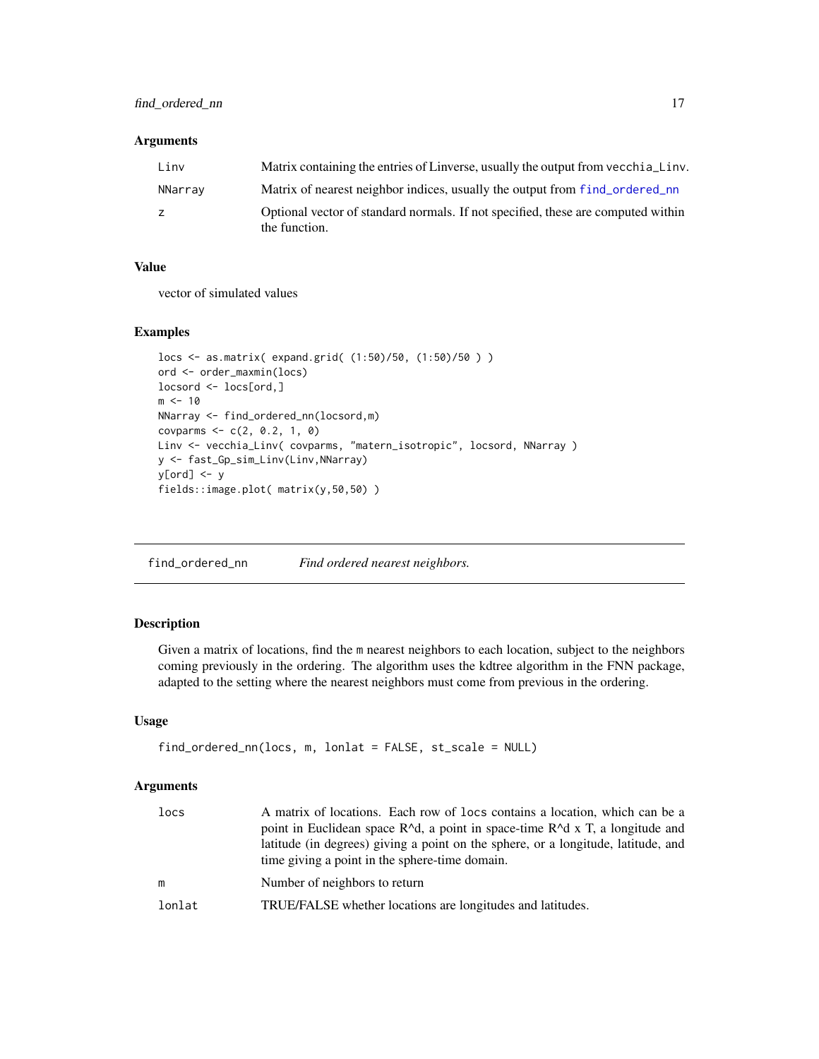### Arguments

| | |
|---|---|
| Linv | Matrix containing the entries of Linverse, usually the output from vecchia_Linv. |
| NNarray | Matrix of nearest neighbor indices, usually the output from find_ordered_nn |
| z | Optional vector of standard normals. If not specified, these are computed within the function. |

### Value

vector of simulated values

### Examples

```
locs <- as.matrix( expand.grid( (1:50)/50, (1:50)/50 ) )
ord <- order_maxmin(locs)
locsord <- locs[ord,]
m <- 10
NNarray <- find_ordered_nn(locsord,m)
covparms <- c(2, 0.2, 1, 0)
Linv <- vecchia_Linv( covparms, "matern_isotropic", locsord, NNarray )
y <- fast_Gp_sim_Linv(Linv,NNarray)
y[ord] <- y
fields::image.plot( matrix(y,50,50) )
```

---

## find_ordered_nn    *Find ordered nearest neighbors.*

---

### Description

Given a matrix of locations, find the m nearest neighbors to each location, subject to the neighbors coming previously in the ordering. The algorithm uses the kdtree algorithm in the FNN package, adapted to the setting where the nearest neighbors must come from previous in the ordering.

### Usage

```
find_ordered_nn(locs, m, lonlat = FALSE, st_scale = NULL)
```

### Arguments

| | |
|---|---|
| locs | A matrix of locations. Each row of locs contains a location, which can be a point in Euclidean space R^d, a point in space-time R^d x T, a longitude and latitude (in degrees) giving a point on the sphere, or a longitude, latitude, and time giving a point in the sphere-time domain. |
| m | Number of neighbors to return |
| lonlat | TRUE/FALSE whether locations are longitudes and latitudes. |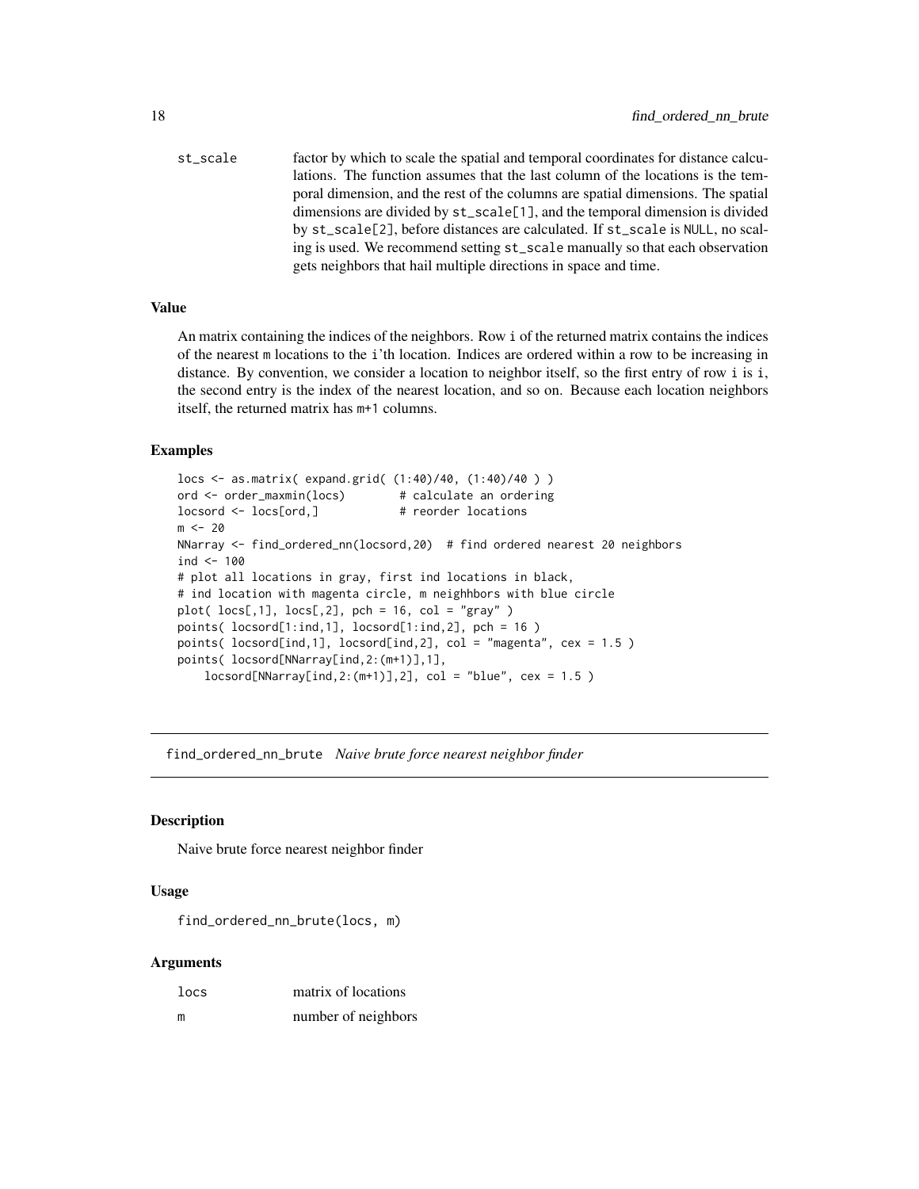st_scale    factor by which to scale the spatial and temporal coordinates for distance calculations. The function assumes that the last column of the locations is the temporal dimension, and the rest of the columns are spatial dimensions. The spatial dimensions are divided by `st_scale[1]`, and the temporal dimension is divided by `st_scale[2]`, before distances are calculated. If `st_scale` is `NULL`, no scaling is used. We recommend setting `st_scale` manually so that each observation gets neighbors that hail multiple directions in space and time.

### Value

An matrix containing the indices of the neighbors. Row `i` of the returned matrix contains the indices of the nearest `m` locations to the `i`'th location. Indices are ordered within a row to be increasing in distance. By convention, we consider a location to neighbor itself, so the first entry of row `i` is `i`, the second entry is the index of the nearest location, and so on. Because each location neighbors itself, the returned matrix has `m+1` columns.

### Examples

```
locs <- as.matrix( expand.grid( (1:40)/40, (1:40)/40 ) )
ord <- order_maxmin(locs)        # calculate an ordering
locsord <- locs[ord,]            # reorder locations
m <- 20
NNarray <- find_ordered_nn(locsord,20)  # find ordered nearest 20 neighbors
ind <- 100
# plot all locations in gray, first ind locations in black,
# ind location with magenta circle, m neighhbors with blue circle
plot( locs[,1], locs[,2], pch = 16, col = "gray" )
points( locsord[1:ind,1], locsord[1:ind,2], pch = 16 )
points( locsord[ind,1], locsord[ind,2], col = "magenta", cex = 1.5 )
points( locsord[NNarray[ind,2:(m+1)],1],
    locsord[NNarray[ind,2:(m+1)],2], col = "blue", cex = 1.5 )
```

---

## find_ordered_nn_brute    *Naive brute force nearest neighbor finder*

### Description

Naive brute force nearest neighbor finder

### Usage

```
find_ordered_nn_brute(locs, m)
```

### Arguments

| | |
|---|---|
| locs | matrix of locations |
| m | number of neighbors |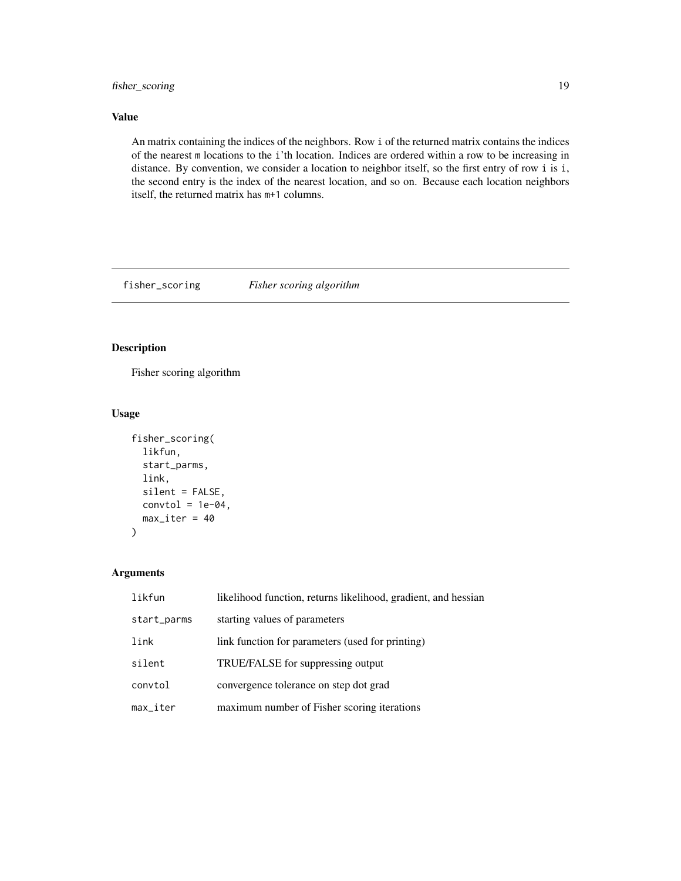## Value

An matrix containing the indices of the neighbors. Row `i` of the returned matrix contains the indices of the nearest `m` locations to the `i`'th location. Indices are ordered within a row to be increasing in distance. By convention, we consider a location to neighbor itself, so the first entry of row `i` is `i`, the second entry is the index of the nearest location, and so on. Because each location neighbors itself, the returned matrix has `m+1` columns.

---

# fisher_scoring    *Fisher scoring algorithm*

---

## Description

Fisher scoring algorithm

## Usage

```
fisher_scoring(
  likfun,
  start_parms,
  link,
  silent = FALSE,
  convtol = 1e-04,
  max_iter = 40
)
```

## Arguments

| | |
|---|---|
| likfun | likelihood function, returns likelihood, gradient, and hessian |
| start_parms | starting values of parameters |
| link | link function for parameters (used for printing) |
| silent | TRUE/FALSE for suppressing output |
| convtol | convergence tolerance on step dot grad |
| max_iter | maximum number of Fisher scoring iterations |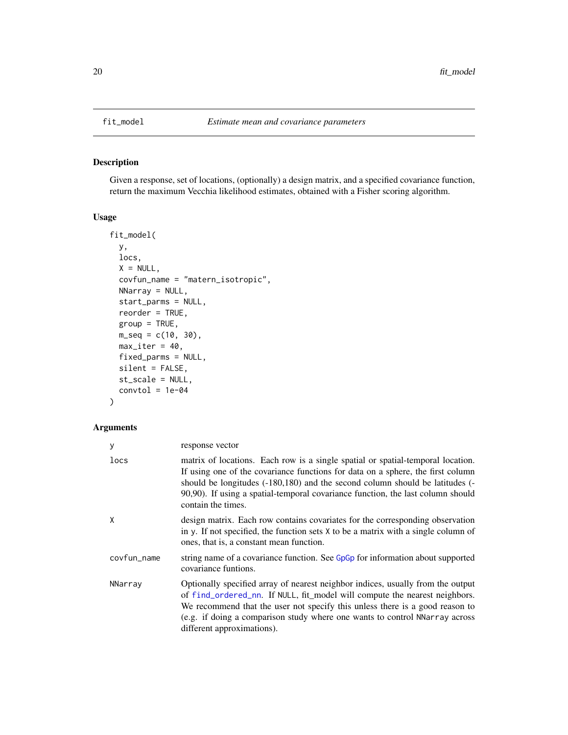## fit_model *Estimate mean and covariance parameters*

### Description

Given a response, set of locations, (optionally) a design matrix, and a specified covariance function, return the maximum Vecchia likelihood estimates, obtained with a Fisher scoring algorithm.

### Usage

```
fit_model(
  y,
  locs,
  X = NULL,
  covfun_name = "matern_isotropic",
  NNarray = NULL,
  start_parms = NULL,
  reorder = TRUE,
  group = TRUE,
  m_seq = c(10, 30),
  max_iter = 40,
  fixed_parms = NULL,
  silent = FALSE,
  st_scale = NULL,
  convtol = 1e-04
)
```

### Arguments

| | |
|---|---|
| `y` | response vector |
| `locs` | matrix of locations. Each row is a single spatial or spatial-temporal location. If using one of the covariance functions for data on a sphere, the first column should be longitudes (-180,180) and the second column should be latitudes (-90,90). If using a spatial-temporal covariance function, the last column should contain the times. |
| `X` | design matrix. Each row contains covariates for the corresponding observation in `y`. If not specified, the function sets `X` to be a matrix with a single column of ones, that is, a constant mean function. |
| `covfun_name` | string name of a covariance function. See `GpGp` for information about supported covariance funtions. |
| `NNarray` | Optionally specified array of nearest neighbor indices, usually from the output of `find_ordered_nn`. If `NULL`, fit_model will compute the nearest neighbors. We recommend that the user not specify this unless there is a good reason to (e.g. if doing a comparison study where one wants to control `NNarray` across different approximations). |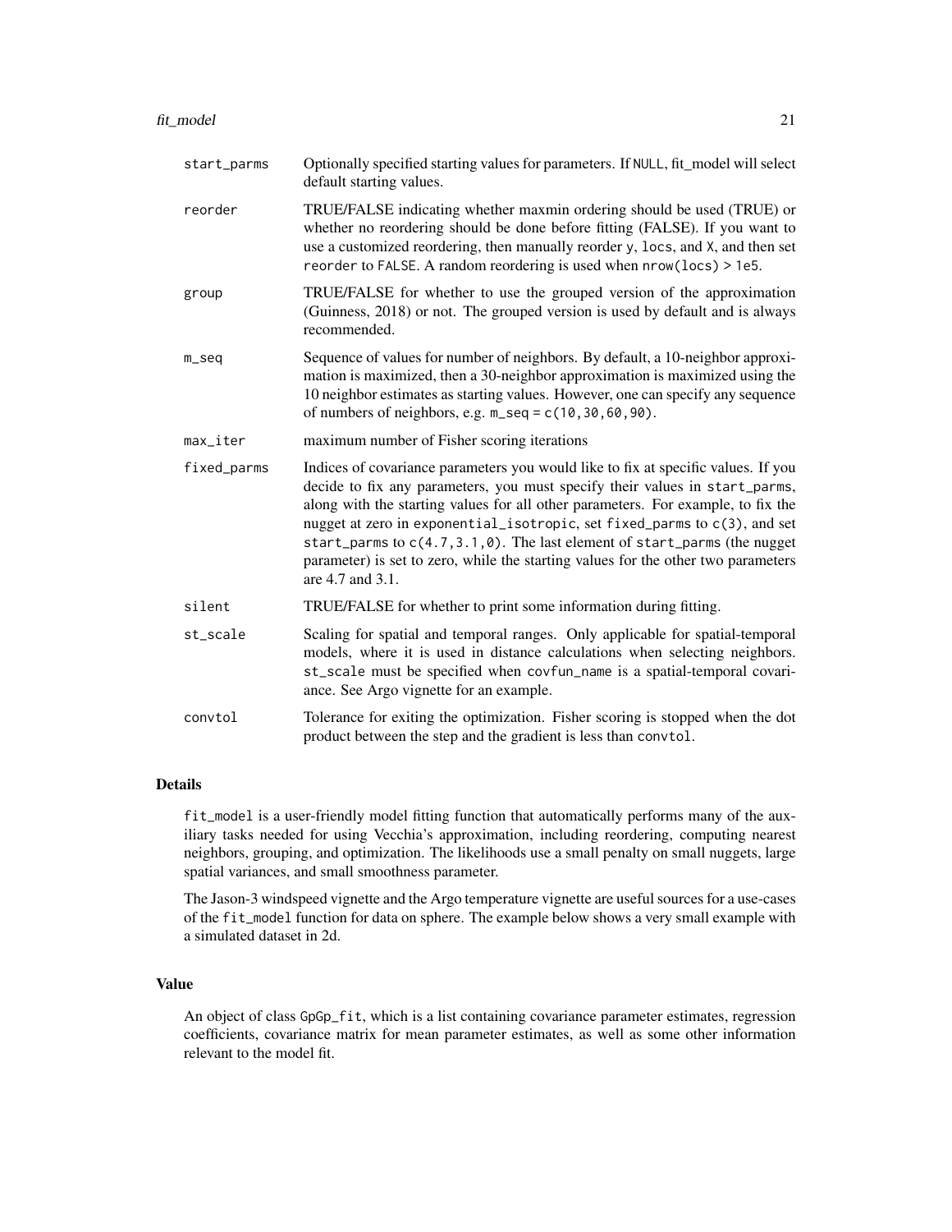| | |
|---|---|
| start_parms | Optionally specified starting values for parameters. If NULL, fit_model will select default starting values. |
| reorder | TRUE/FALSE indicating whether maxmin ordering should be used (TRUE) or whether no reordering should be done before fitting (FALSE). If you want to use a customized reordering, then manually reorder y, locs, and X, and then set reorder to FALSE. A random reordering is used when nrow(locs) > 1e5. |
| group | TRUE/FALSE for whether to use the grouped version of the approximation (Guinness, 2018) or not. The grouped version is used by default and is always recommended. |
| m_seq | Sequence of values for number of neighbors. By default, a 10-neighbor approximation is maximized, then a 30-neighbor approximation is maximized using the 10 neighbor estimates as starting values. However, one can specify any sequence of numbers of neighbors, e.g. m_seq = c(10,30,60,90). |
| max_iter | maximum number of Fisher scoring iterations |
| fixed_parms | Indices of covariance parameters you would like to fix at specific values. If you decide to fix any parameters, you must specify their values in start_parms, along with the starting values for all other parameters. For example, to fix the nugget at zero in exponential_isotropic, set fixed_parms to c(3), and set start_parms to c(4.7,3.1,0). The last element of start_parms (the nugget parameter) is set to zero, while the starting values for the other two parameters are 4.7 and 3.1. |
| silent | TRUE/FALSE for whether to print some information during fitting. |
| st_scale | Scaling for spatial and temporal ranges. Only applicable for spatial-temporal models, where it is used in distance calculations when selecting neighbors. st_scale must be specified when covfun_name is a spatial-temporal covariance. See Argo vignette for an example. |
| convtol | Tolerance for exiting the optimization. Fisher scoring is stopped when the dot product between the step and the gradient is less than convtol. |

## Details

fit_model is a user-friendly model fitting function that automatically performs many of the auxiliary tasks needed for using Vecchia's approximation, including reordering, computing nearest neighbors, grouping, and optimization. The likelihoods use a small penalty on small nuggets, large spatial variances, and small smoothness parameter.

The Jason-3 windspeed vignette and the Argo temperature vignette are useful sources for a use-cases of the fit_model function for data on sphere. The example below shows a very small example with a simulated dataset in 2d.

## Value

An object of class GpGp_fit, which is a list containing covariance parameter estimates, regression coefficients, covariance matrix for mean parameter estimates, as well as some other information relevant to the model fit.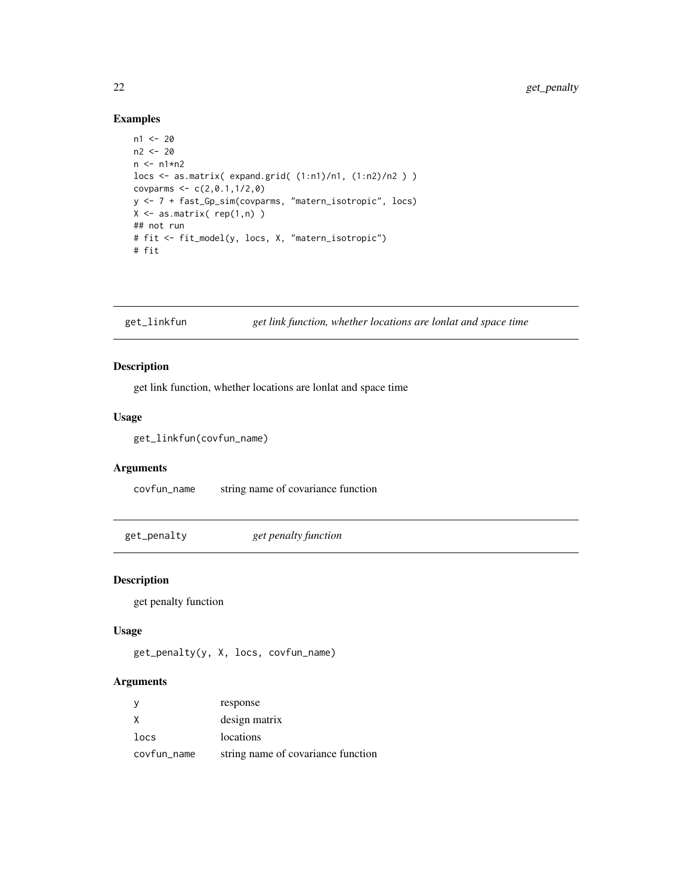## Examples

```
n1 <- 20
n2 <- 20
n <- n1*n2
locs <- as.matrix( expand.grid( (1:n1)/n1, (1:n2)/n2 ) )
covparms <- c(2,0.1,1/2,0)
y <- 7 + fast_Gp_sim(covparms, "matern_isotropic", locs)
X <- as.matrix( rep(1,n) )
## not run
# fit <- fit_model(y, locs, X, "matern_isotropic")
# fit
```

---

# get_linkfun    *get link function, whether locations are lonlat and space time*

## Description

get link function, whether locations are lonlat and space time

## Usage

```
get_linkfun(covfun_name)
```

## Arguments

| | |
|---|---|
| covfun_name | string name of covariance function |

---

# get_penalty    *get penalty function*

## Description

get penalty function

## Usage

```
get_penalty(y, X, locs, covfun_name)
```

## Arguments

| | |
|---|---|
| y | response |
| X | design matrix |
| locs | locations |
| covfun_name | string name of covariance function |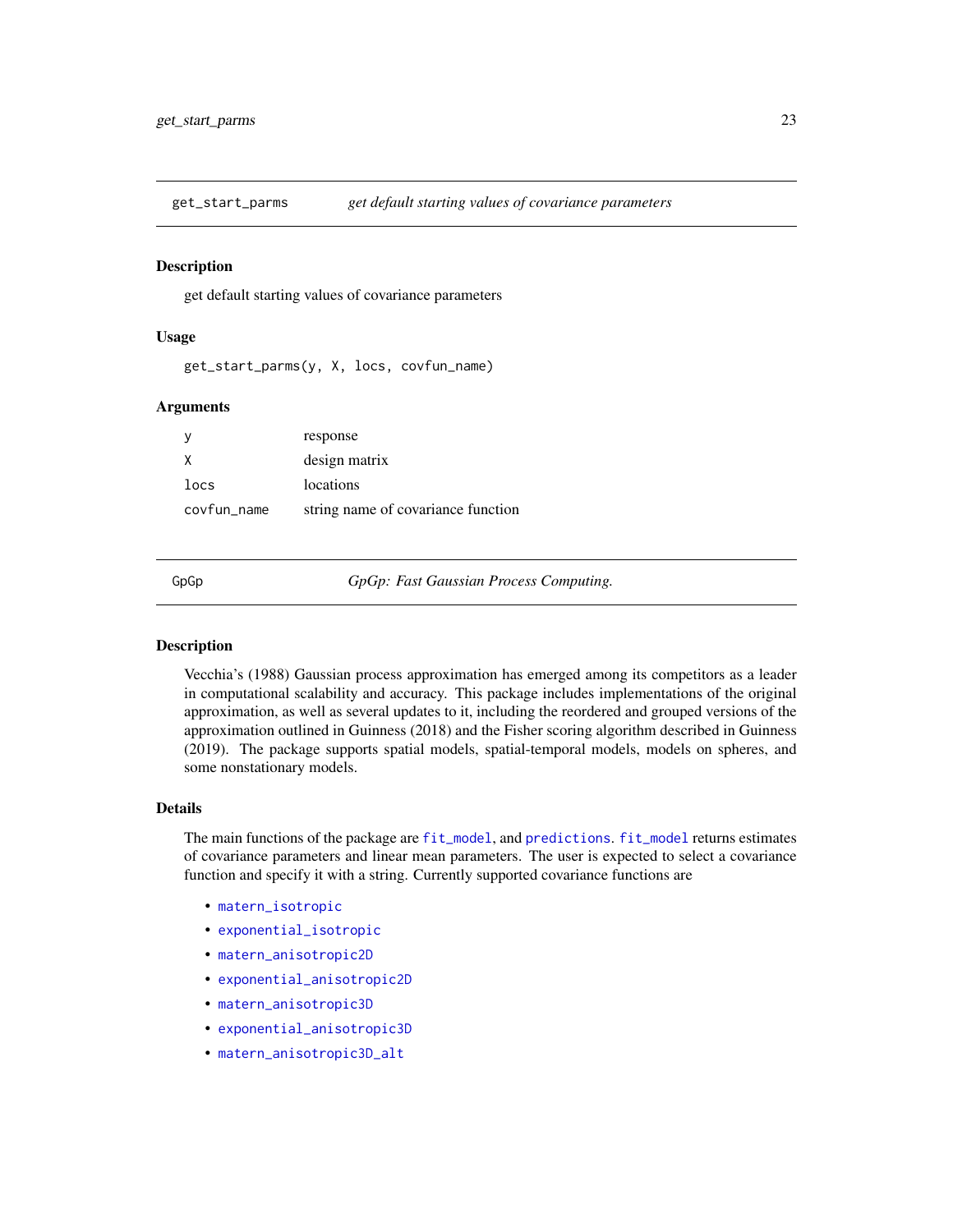## get_start_parms — *get default starting values of covariance parameters*

### Description

get default starting values of covariance parameters

### Usage

```
get_start_parms(y, X, locs, covfun_name)
```

### Arguments

| | |
|---|---|
| y | response |
| X | design matrix |
| locs | locations |
| covfun_name | string name of covariance function |

## GpGp — *GpGp: Fast Gaussian Process Computing.*

### Description

Vecchia's (1988) Gaussian process approximation has emerged among its competitors as a leader in computational scalability and accuracy. This package includes implementations of the original approximation, as well as several updates to it, including the reordered and grouped versions of the approximation outlined in Guinness (2018) and the Fisher scoring algorithm described in Guinness (2019). The package supports spatial models, spatial-temporal models, models on spheres, and some nonstationary models.

### Details

The main functions of the package are `fit_model`, and `predictions`. `fit_model` returns estimates of covariance parameters and linear mean parameters. The user is expected to select a covariance function and specify it with a string. Currently supported covariance functions are

- `matern_isotropic`
- `exponential_isotropic`
- `matern_anisotropic2D`
- `exponential_anisotropic2D`
- `matern_anisotropic3D`
- `exponential_anisotropic3D`
- `matern_anisotropic3D_alt`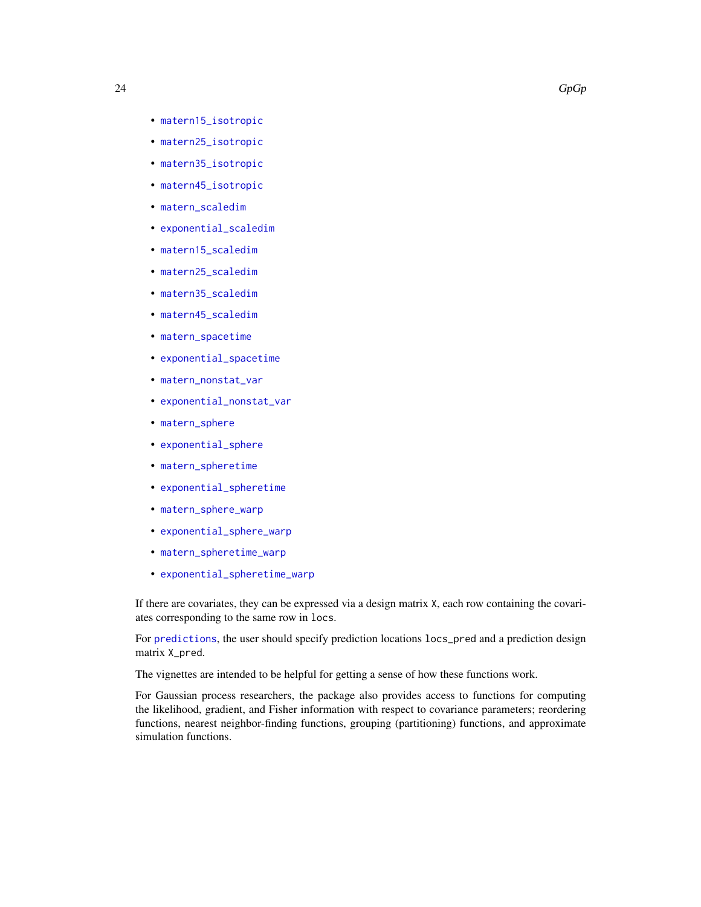- matern15_isotropic
- matern25_isotropic
- matern35_isotropic
- matern45_isotropic
- matern_scaledim
- exponential_scaledim
- matern15_scaledim
- matern25_scaledim
- matern35_scaledim
- matern45_scaledim
- matern_spacetime
- exponential_spacetime
- matern_nonstat_var
- exponential_nonstat_var
- matern_sphere
- exponential_sphere
- matern_spheretime
- exponential_spheretime
- matern_sphere_warp
- exponential_sphere_warp
- matern_spheretime_warp
- exponential_spheretime_warp

If there are covariates, they can be expressed via a design matrix `X`, each row containing the covariates corresponding to the same row in `locs`.

For predictions, the user should specify prediction locations `locs_pred` and a prediction design matrix `X_pred`.

The vignettes are intended to be helpful for getting a sense of how these functions work.

For Gaussian process researchers, the package also provides access to functions for computing the likelihood, gradient, and Fisher information with respect to covariance parameters; reordering functions, nearest neighbor-finding functions, grouping (partitioning) functions, and approximate simulation functions.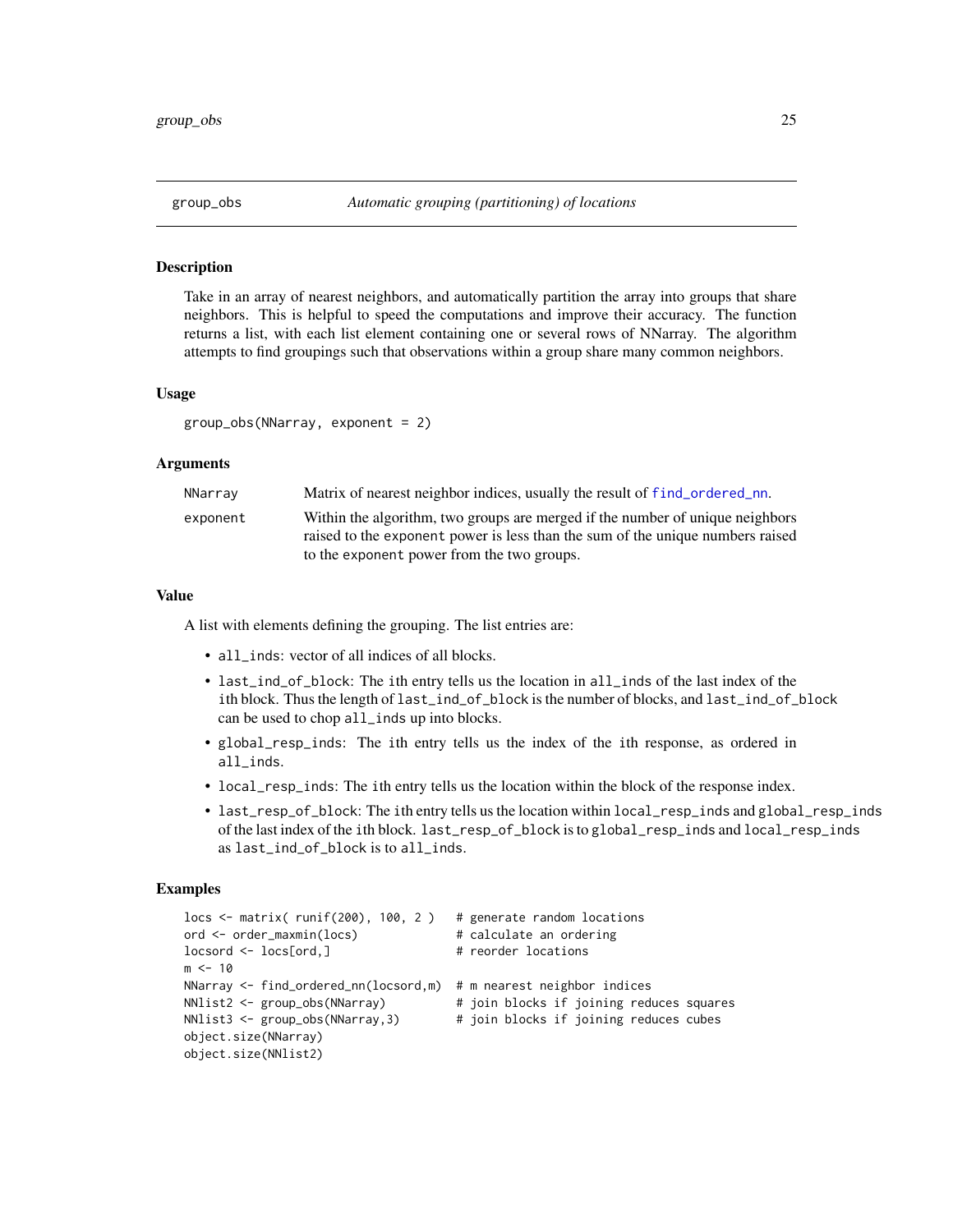## group_obs *Automatic grouping (partitioning) of locations*

### Description

Take in an array of nearest neighbors, and automatically partition the array into groups that share neighbors. This is helpful to speed the computations and improve their accuracy. The function returns a list, with each list element containing one or several rows of NNarray. The algorithm attempts to find groupings such that observations within a group share many common neighbors.

### Usage

```
group_obs(NNarray, exponent = 2)
```

### Arguments

| | |
|---|---|
| NNarray | Matrix of nearest neighbor indices, usually the result of find_ordered_nn. |
| exponent | Within the algorithm, two groups are merged if the number of unique neighbors raised to the exponent power is less than the sum of the unique numbers raised to the exponent power from the two groups. |

### Value

A list with elements defining the grouping. The list entries are:

- all_inds: vector of all indices of all blocks.
- last_ind_of_block: The ith entry tells us the location in all_inds of the last index of the ith block. Thus the length of last_ind_of_block is the number of blocks, and last_ind_of_block can be used to chop all_inds up into blocks.
- global_resp_inds: The ith entry tells us the index of the ith response, as ordered in all_inds.
- local_resp_inds: The ith entry tells us the location within the block of the response index.
- last_resp_of_block: The ith entry tells us the location within local_resp_inds and global_resp_inds of the last index of the ith block. last_resp_of_block is to global_resp_inds and local_resp_inds as last_ind_of_block is to all_inds.

### Examples

```
locs <- matrix( runif(200), 100, 2 )   # generate random locations
ord <- order_maxmin(locs)              # calculate an ordering
locsord <- locs[ord,]                  # reorder locations
m <- 10
NNarray <- find_ordered_nn(locsord,m)  # m nearest neighbor indices
NNlist2 <- group_obs(NNarray)          # join blocks if joining reduces squares
NNlist3 <- group_obs(NNarray,3)        # join blocks if joining reduces cubes
object.size(NNarray)
object.size(NNlist2)
```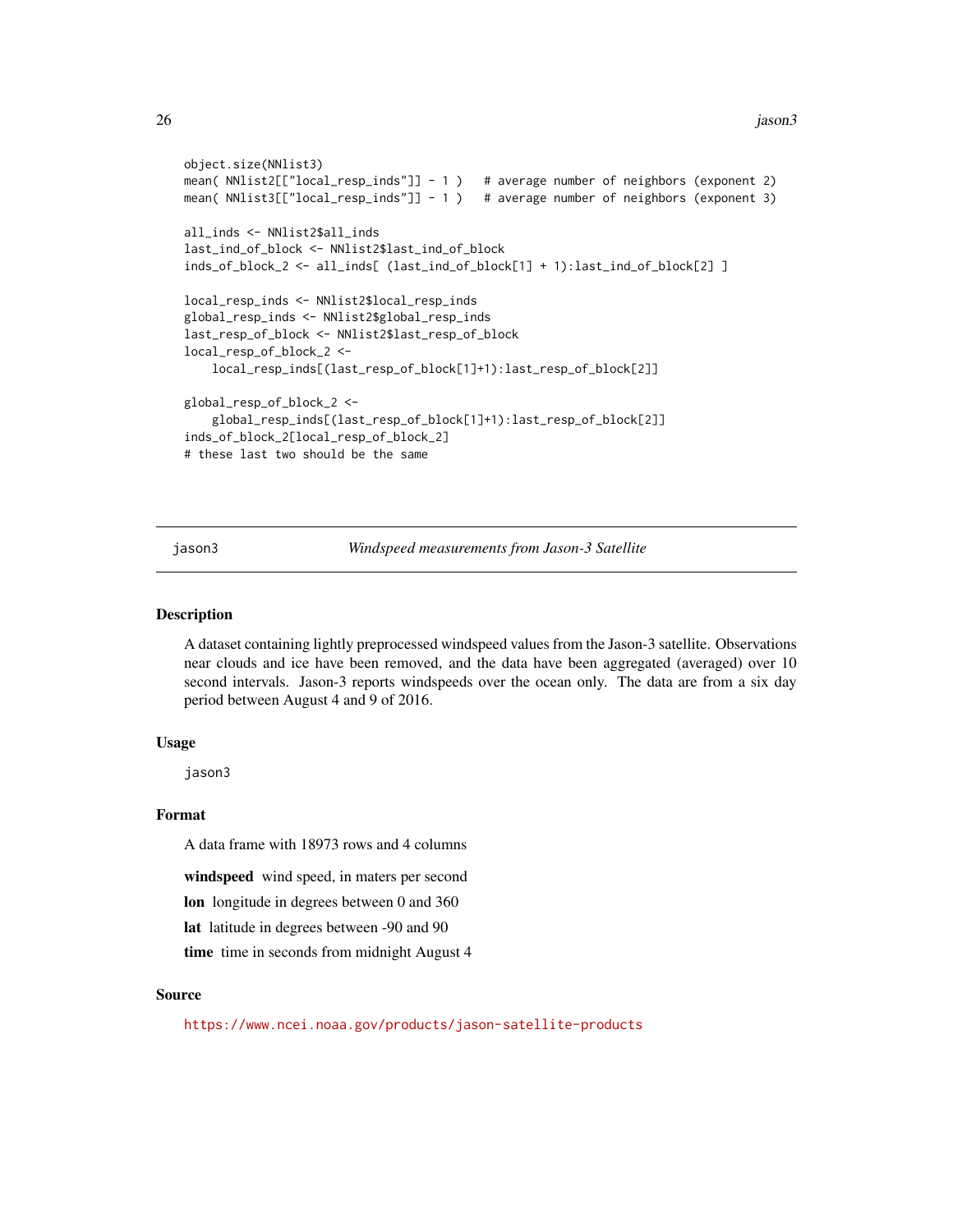```
object.size(NNlist3)
mean( NNlist2[["local_resp_inds"]] - 1 )   # average number of neighbors (exponent 2)
mean( NNlist3[["local_resp_inds"]] - 1 )   # average number of neighbors (exponent 3)

all_inds <- NNlist2$all_inds
last_ind_of_block <- NNlist2$last_ind_of_block
inds_of_block_2 <- all_inds[ (last_ind_of_block[1] + 1):last_ind_of_block[2] ]

local_resp_inds <- NNlist2$local_resp_inds
global_resp_inds <- NNlist2$global_resp_inds
last_resp_of_block <- NNlist2$last_resp_of_block
local_resp_of_block_2 <-
    local_resp_inds[(last_resp_of_block[1]+1):last_resp_of_block[2]]

global_resp_of_block_2 <-
    global_resp_inds[(last_resp_of_block[1]+1):last_resp_of_block[2]]
inds_of_block_2[local_resp_of_block_2]
# these last two should be the same
```

---

## jason3 — *Windspeed measurements from Jason-3 Satellite*

### Description

A dataset containing lightly preprocessed windspeed values from the Jason-3 satellite. Observations near clouds and ice have been removed, and the data have been aggregated (averaged) over 10 second intervals. Jason-3 reports windspeeds over the ocean only. The data are from a six day period between August 4 and 9 of 2016.

### Usage

```
jason3
```

### Format

A data frame with 18973 rows and 4 columns

**windspeed** wind speed, in maters per second

**lon** longitude in degrees between 0 and 360

**lat** latitude in degrees between -90 and 90

**time** time in seconds from midnight August 4

### Source

https://www.ncei.noaa.gov/products/jason-satellite-products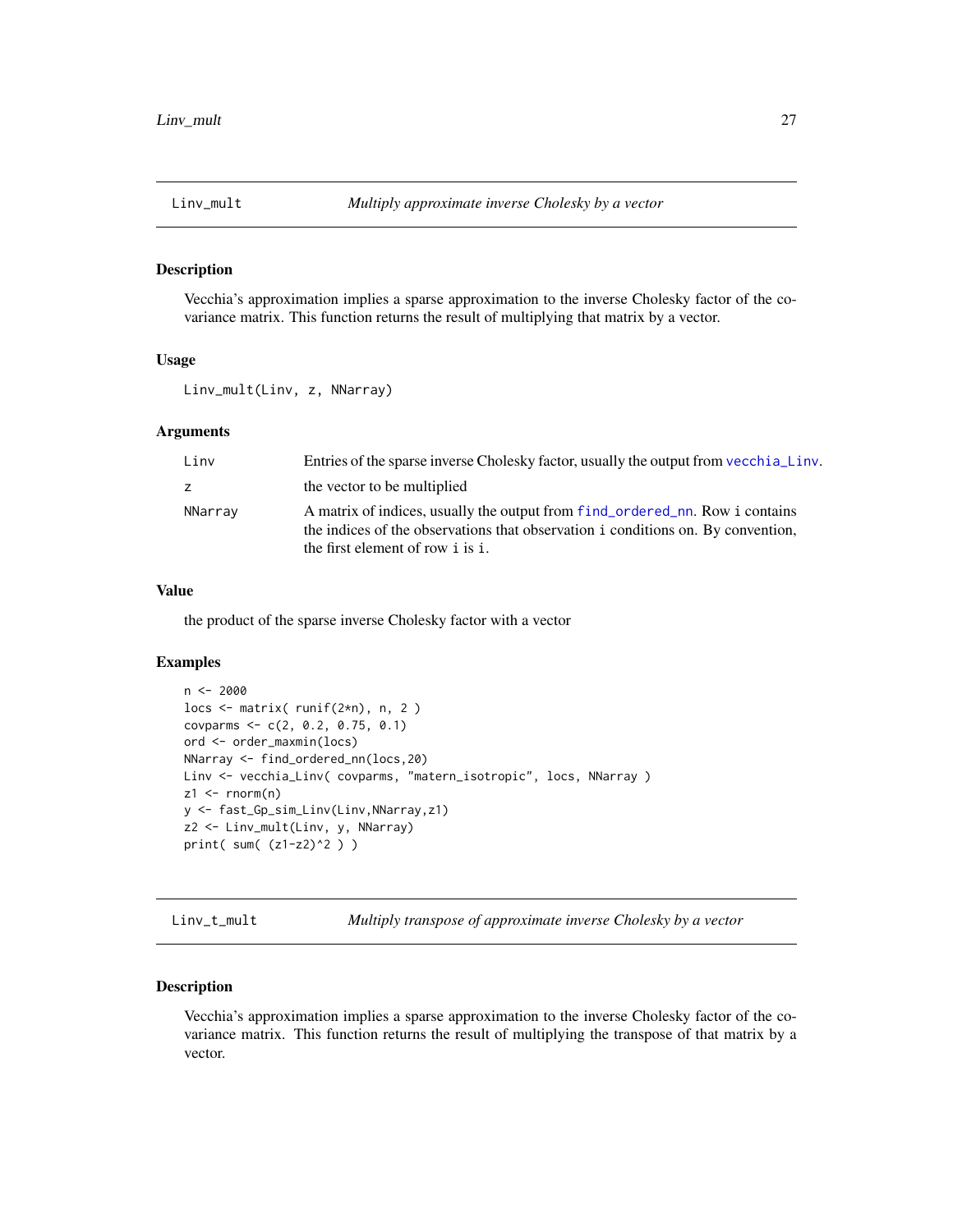## Linv_mult — *Multiply approximate inverse Cholesky by a vector*

### Description

Vecchia's approximation implies a sparse approximation to the inverse Cholesky factor of the covariance matrix. This function returns the result of multiplying that matrix by a vector.

### Usage

```
Linv_mult(Linv, z, NNarray)
```

### Arguments

| | |
|---|---|
| Linv | Entries of the sparse inverse Cholesky factor, usually the output from vecchia_Linv. |
| z | the vector to be multiplied |
| NNarray | A matrix of indices, usually the output from find_ordered_nn. Row i contains the indices of the observations that observation i conditions on. By convention, the first element of row i is i. |

### Value

the product of the sparse inverse Cholesky factor with a vector

### Examples

```
n <- 2000
locs <- matrix( runif(2*n), n, 2 )
covparms <- c(2, 0.2, 0.75, 0.1)
ord <- order_maxmin(locs)
NNarray <- find_ordered_nn(locs,20)
Linv <- vecchia_Linv( covparms, "matern_isotropic", locs, NNarray )
z1 <- rnorm(n)
y <- fast_Gp_sim_Linv(Linv,NNarray,z1)
z2 <- Linv_mult(Linv, y, NNarray)
print( sum( (z1-z2)^2 ) )
```

## Linv_t_mult — *Multiply transpose of approximate inverse Cholesky by a vector*

### Description

Vecchia's approximation implies a sparse approximation to the inverse Cholesky factor of the covariance matrix. This function returns the result of multiplying the transpose of that matrix by a vector.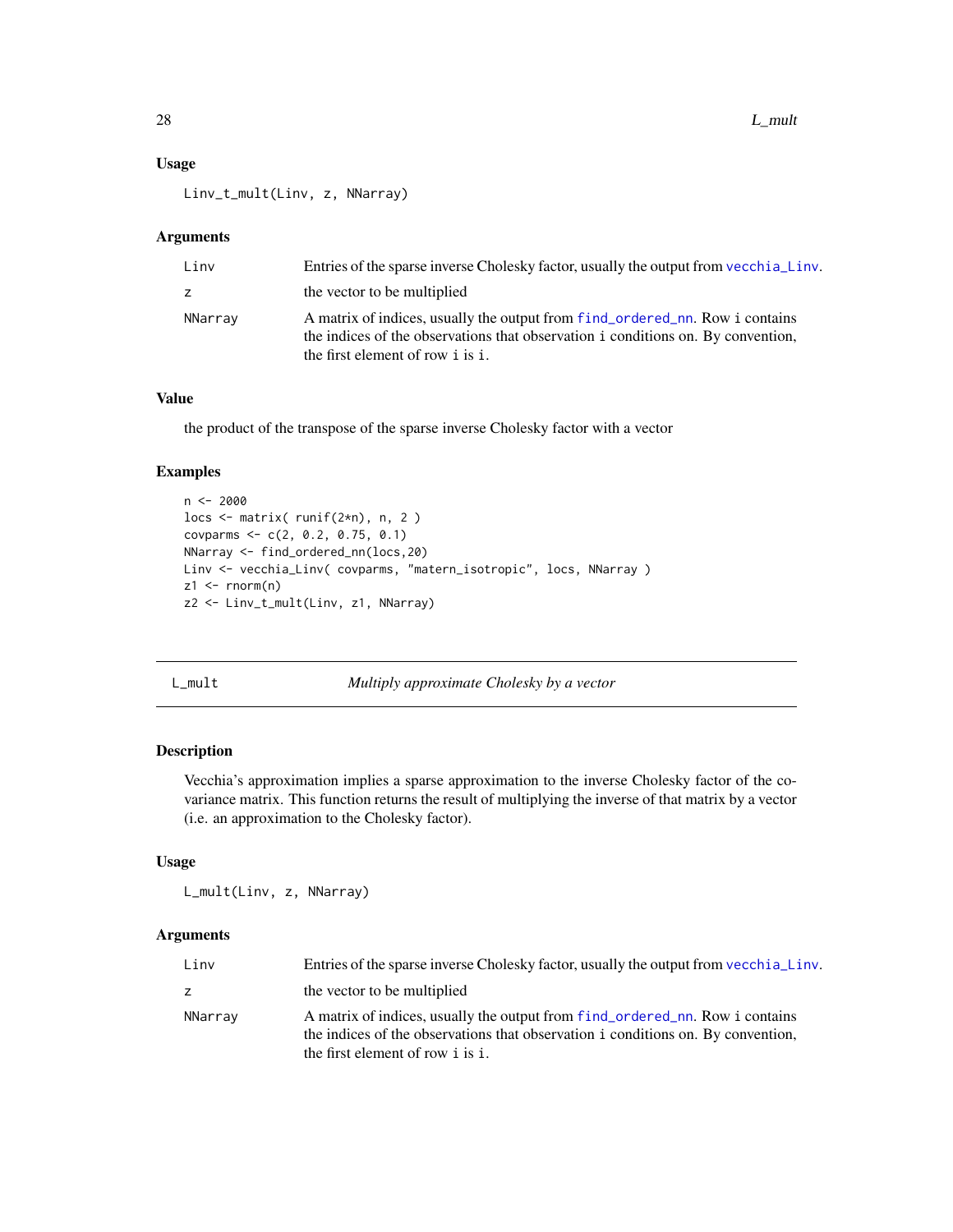### Usage

```
Linv_t_mult(Linv, z, NNarray)
```

### Arguments

| | |
|---|---|
| Linv | Entries of the sparse inverse Cholesky factor, usually the output from `vecchia_Linv`. |
| z | the vector to be multiplied |
| NNarray | A matrix of indices, usually the output from `find_ordered_nn`. Row `i` contains the indices of the observations that observation `i` conditions on. By convention, the first element of row `i` is `i`. |

### Value

the product of the transpose of the sparse inverse Cholesky factor with a vector

### Examples

```
n <- 2000
locs <- matrix( runif(2*n), n, 2 )
covparms <- c(2, 0.2, 0.75, 0.1)
NNarray <- find_ordered_nn(locs,20)
Linv <- vecchia_Linv( covparms, "matern_isotropic", locs, NNarray )
z1 <- rnorm(n)
z2 <- Linv_t_mult(Linv, z1, NNarray)
```

---

## L_mult &nbsp;&nbsp;&nbsp; *Multiply approximate Cholesky by a vector*

---

### Description

Vecchia's approximation implies a sparse approximation to the inverse Cholesky factor of the covariance matrix. This function returns the result of multiplying the inverse of that matrix by a vector (i.e. an approximation to the Cholesky factor).

### Usage

```
L_mult(Linv, z, NNarray)
```

### Arguments

| | |
|---|---|
| Linv | Entries of the sparse inverse Cholesky factor, usually the output from `vecchia_Linv`. |
| z | the vector to be multiplied |
| NNarray | A matrix of indices, usually the output from `find_ordered_nn`. Row `i` contains the indices of the observations that observation `i` conditions on. By convention, the first element of row `i` is `i`. |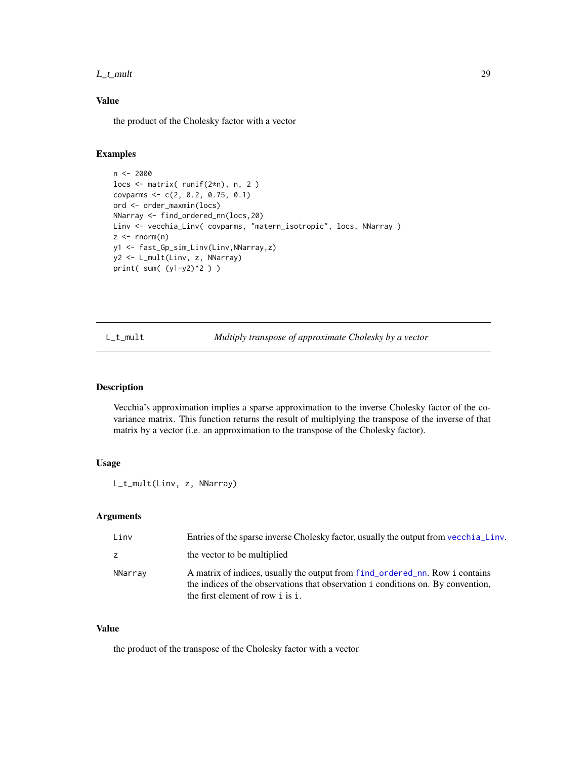### Value

the product of the Cholesky factor with a vector

### Examples

```
n <- 2000
locs <- matrix( runif(2*n), n, 2 )
covparms <- c(2, 0.2, 0.75, 0.1)
ord <- order_maxmin(locs)
NNarray <- find_ordered_nn(locs,20)
Linv <- vecchia_Linv( covparms, "matern_isotropic", locs, NNarray )
z <- rnorm(n)
y1 <- fast_Gp_sim_Linv(Linv,NNarray,z)
y2 <- L_mult(Linv, z, NNarray)
print( sum( (y1-y2)^2 ) )
```

---

## L_t_mult — *Multiply transpose of approximate Cholesky by a vector*

### Description

Vecchia's approximation implies a sparse approximation to the inverse Cholesky factor of the covariance matrix. This function returns the result of multiplying the transpose of the inverse of that matrix by a vector (i.e. an approximation to the transpose of the Cholesky factor).

### Usage

```
L_t_mult(Linv, z, NNarray)
```

### Arguments

| | |
|---|---|
| `Linv` | Entries of the sparse inverse Cholesky factor, usually the output from `vecchia_Linv`. |
| `z` | the vector to be multiplied |
| `NNarray` | A matrix of indices, usually the output from `find_ordered_nn`. Row `i` contains the indices of the observations that observation `i` conditions on. By convention, the first element of row `i` is `i`. |

### Value

the product of the transpose of the Cholesky factor with a vector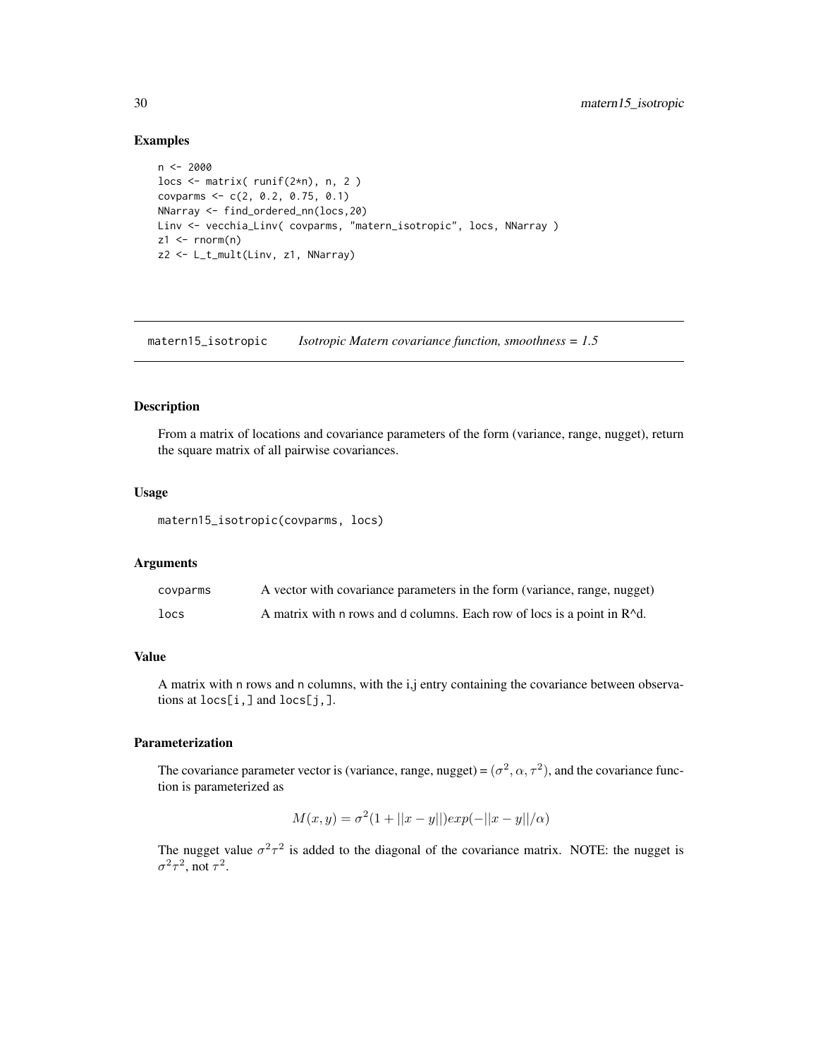### Examples

```
n <- 2000
locs <- matrix( runif(2*n), n, 2 )
covparms <- c(2, 0.2, 0.75, 0.1)
NNarray <- find_ordered_nn(locs,20)
Linv <- vecchia_Linv( covparms, "matern_isotropic", locs, NNarray )
z1 <- rnorm(n)
z2 <- L_t_mult(Linv, z1, NNarray)
```

---

## matern15_isotropic    *Isotropic Matern covariance function, smoothness = 1.5*

---

### Description

From a matrix of locations and covariance parameters of the form (variance, range, nugget), return the square matrix of all pairwise covariances.

### Usage

```
matern15_isotropic(covparms, locs)
```

### Arguments

| | |
|---|---|
| covparms | A vector with covariance parameters in the form (variance, range, nugget) |
| locs | A matrix with n rows and d columns. Each row of locs is a point in R^d. |

### Value

A matrix with n rows and n columns, with the i,j entry containing the covariance between observations at locs[i,] and locs[j,].

### Parameterization

The covariance parameter vector is (variance, range, nugget) = $(\sigma^2, \alpha, \tau^2)$, and the covariance function is parameterized as

$$M(x, y) = \sigma^2(1 + ||x - y||)exp(-||x - y||/\alpha)$$

The nugget value $\sigma^2\tau^2$ is added to the diagonal of the covariance matrix. NOTE: the nugget is $\sigma^2\tau^2$, not $\tau^2$.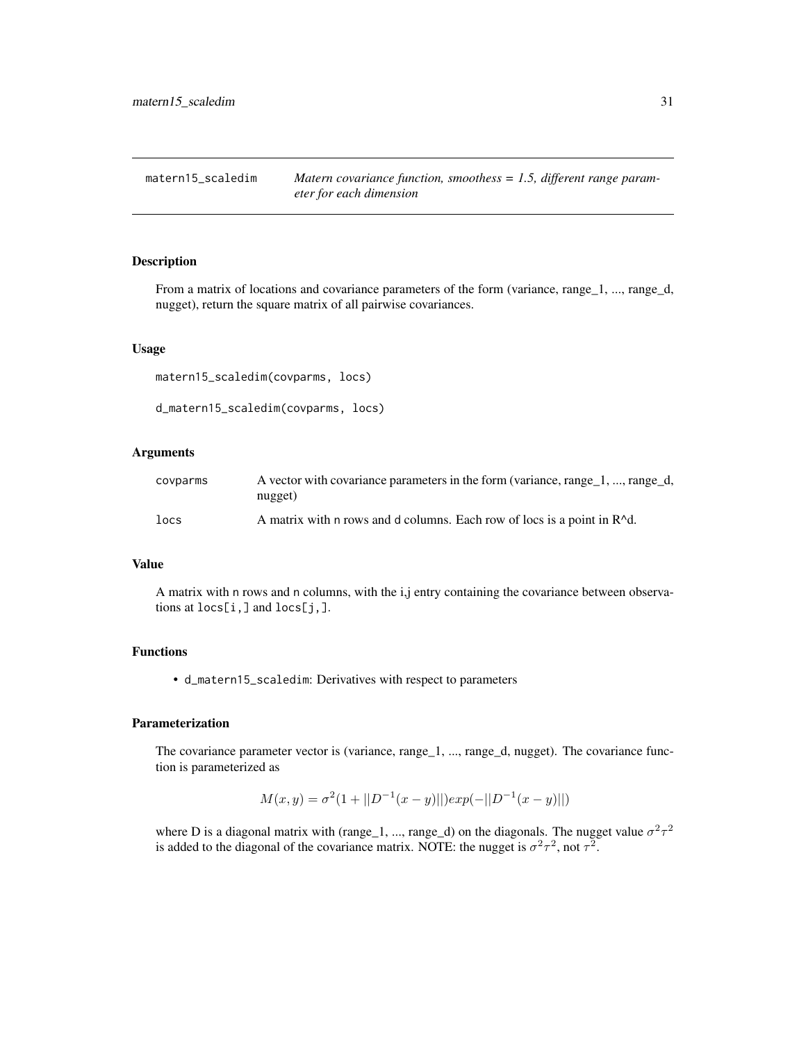`matern15_scaledim` *Matern covariance function, smoothness = 1.5, different range parameter for each dimension*

## Description

From a matrix of locations and covariance parameters of the form (variance, range_1, ..., range_d, nugget), return the square matrix of all pairwise covariances.

## Usage

```
matern15_scaledim(covparms, locs)

d_matern15_scaledim(covparms, locs)
```

## Arguments

| | |
|---|---|
| `covparms` | A vector with covariance parameters in the form (variance, range_1, ..., range_d, nugget) |
| `locs` | A matrix with `n` rows and `d` columns. Each row of locs is a point in R^d. |

## Value

A matrix with `n` rows and `n` columns, with the i,j entry containing the covariance between observations at `locs[i,]` and `locs[j,]`.

## Functions

- `d_matern15_scaledim`: Derivatives with respect to parameters

## Parameterization

The covariance parameter vector is (variance, range_1, ..., range_d, nugget). The covariance function is parameterized as

$$M(x,y) = \sigma^2(1 + ||D^{-1}(x-y)||)exp(-||D^{-1}(x-y)||)$$

where D is a diagonal matrix with (range_1, ..., range_d) on the diagonals. The nugget value $\sigma^2\tau^2$ is added to the diagonal of the covariance matrix. NOTE: the nugget is $\sigma^2\tau^2$, not $\tau^2$.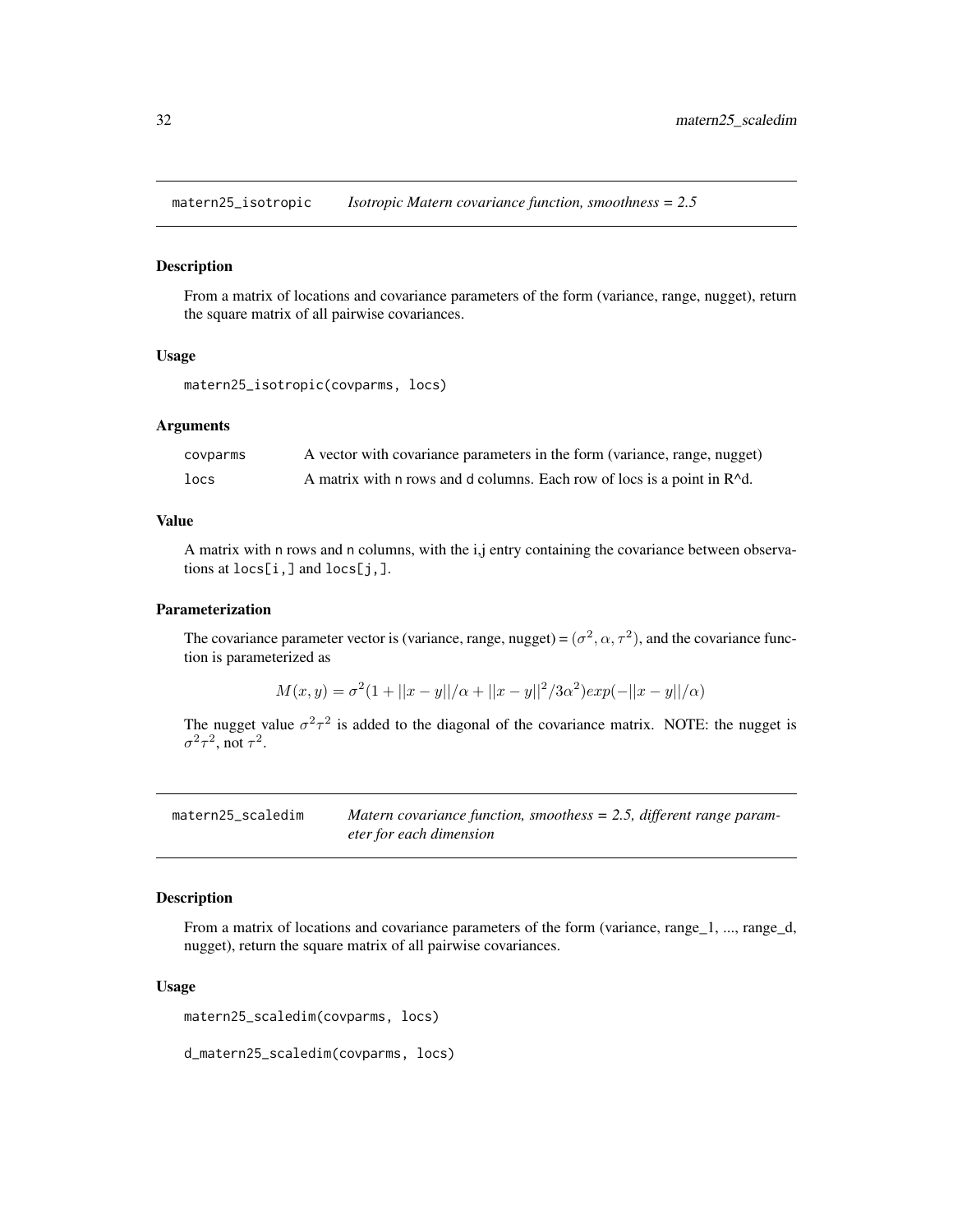## matern25_isotropic *Isotropic Matern covariance function, smoothness = 2.5*

### Description

From a matrix of locations and covariance parameters of the form (variance, range, nugget), return the square matrix of all pairwise covariances.

### Usage

```
matern25_isotropic(covparms, locs)
```

### Arguments

| | |
|---|---|
| covparms | A vector with covariance parameters in the form (variance, range, nugget) |
| locs | A matrix with n rows and d columns. Each row of locs is a point in R^d. |

### Value

A matrix with n rows and n columns, with the i,j entry containing the covariance between observations at locs[i,] and locs[j,].

### Parameterization

The covariance parameter vector is (variance, range, nugget) = $(\sigma^2, \alpha, \tau^2)$, and the covariance function is parameterized as

$$M(x, y) = \sigma^2 (1 + ||x - y||/\alpha + ||x - y||^2 / 3\alpha^2) exp(-||x - y||/\alpha)$$

The nugget value $\sigma^2 \tau^2$ is added to the diagonal of the covariance matrix. NOTE: the nugget is $\sigma^2 \tau^2$, not $\tau^2$.

## matern25_scaledim *Matern covariance function, smoothness = 2.5, different range parameter for each dimension*

### Description

From a matrix of locations and covariance parameters of the form (variance, range_1, ..., range_d, nugget), return the square matrix of all pairwise covariances.

### Usage

```
matern25_scaledim(covparms, locs)

d_matern25_scaledim(covparms, locs)
```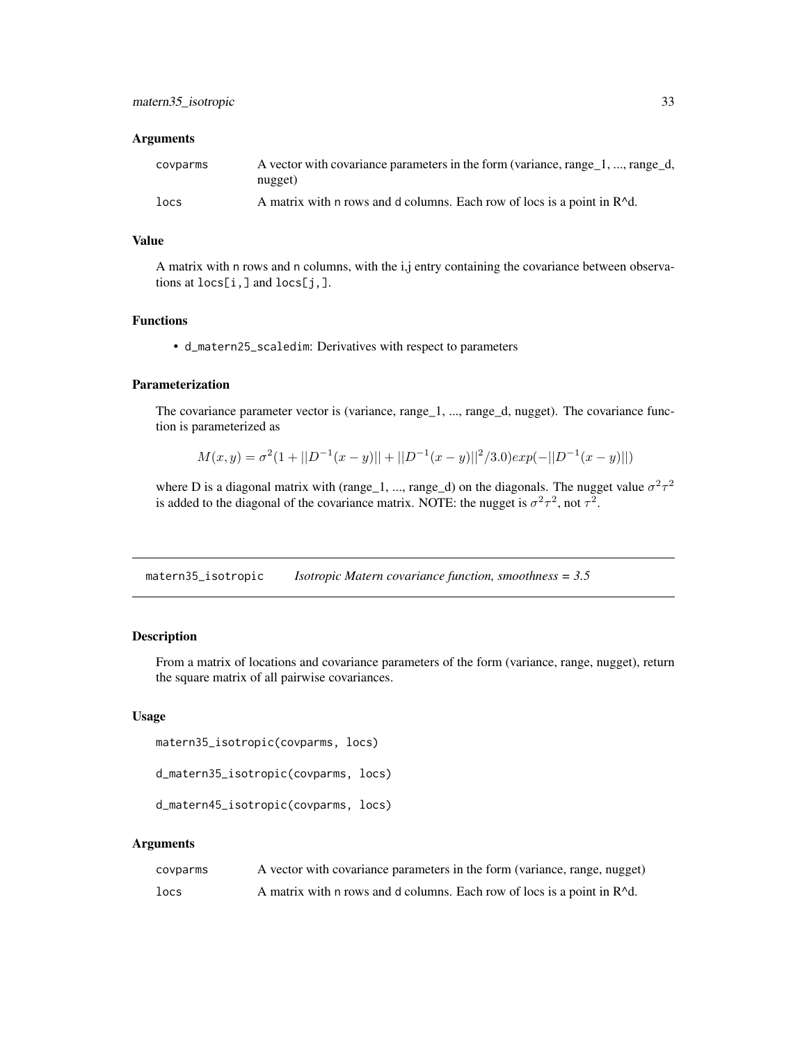### Arguments

| | |
|---|---|
| covparms | A vector with covariance parameters in the form (variance, range_1, ..., range_d, nugget) |
| locs | A matrix with n rows and d columns. Each row of locs is a point in R^d. |

### Value

A matrix with n rows and n columns, with the i,j entry containing the covariance between observations at locs[i,] and locs[j,].

### Functions

- d_matern25_scaledim: Derivatives with respect to parameters

### Parameterization

The covariance parameter vector is (variance, range_1, ..., range_d, nugget). The covariance function is parameterized as

$$M(x, y) = \sigma^2(1 + ||D^{-1}(x - y)|| + ||D^{-1}(x - y)||^2/3.0)exp(-||D^{-1}(x - y)||)$$

where D is a diagonal matrix with (range_1, ..., range_d) on the diagonals. The nugget value $\sigma^2\tau^2$ is added to the diagonal of the covariance matrix. NOTE: the nugget is $\sigma^2\tau^2$, not $\tau^2$.

---

## matern35_isotropic — *Isotropic Matern covariance function, smoothness = 3.5*

### Description

From a matrix of locations and covariance parameters of the form (variance, range, nugget), return the square matrix of all pairwise covariances.

### Usage

```
matern35_isotropic(covparms, locs)

d_matern35_isotropic(covparms, locs)

d_matern45_isotropic(covparms, locs)
```

### Arguments

| | |
|---|---|
| covparms | A vector with covariance parameters in the form (variance, range, nugget) |
| locs | A matrix with n rows and d columns. Each row of locs is a point in R^d. |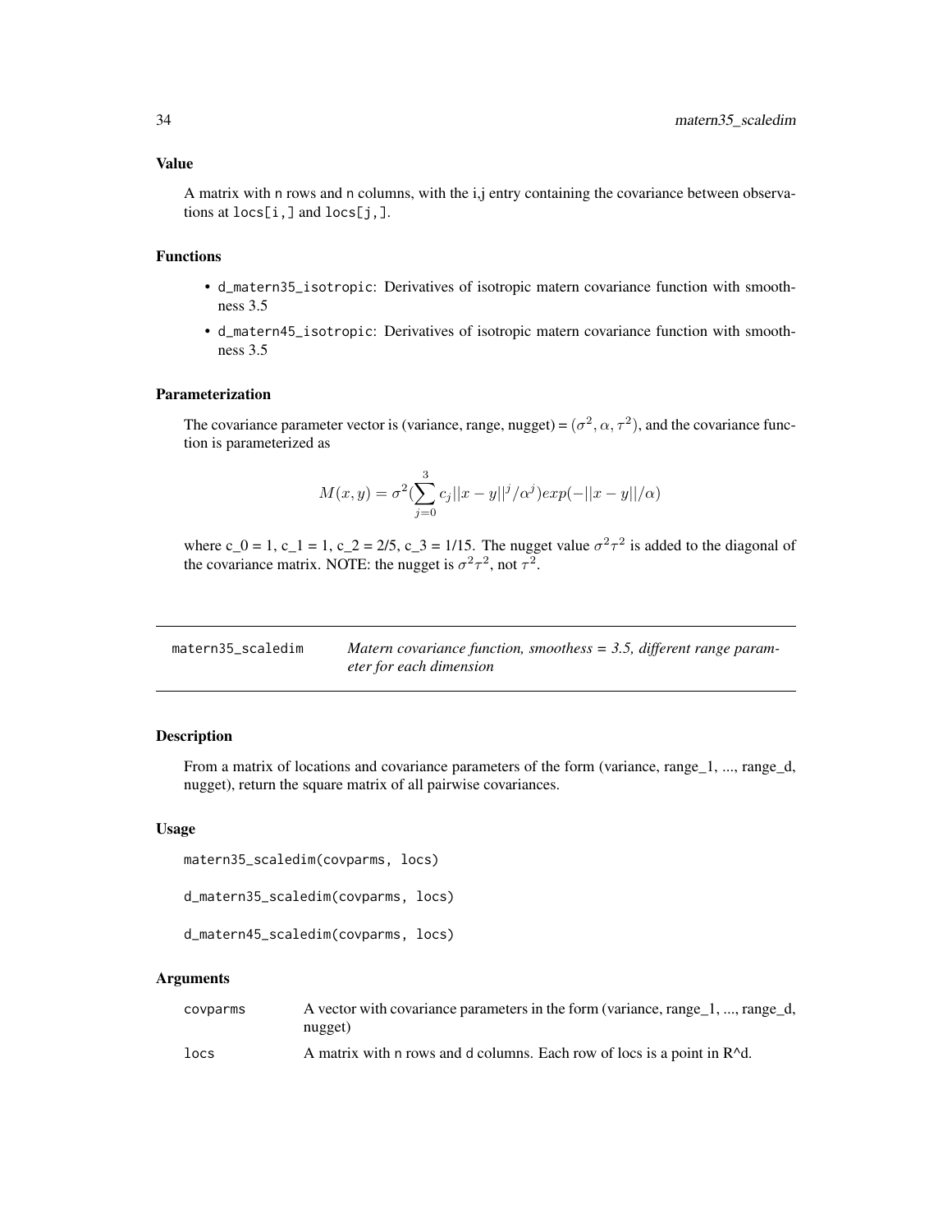### Value

A matrix with n rows and n columns, with the i,j entry containing the covariance between observations at locs[i,] and locs[j,].

### Functions

- d_matern35_isotropic: Derivatives of isotropic matern covariance function with smoothness 3.5
- d_matern45_isotropic: Derivatives of isotropic matern covariance function with smoothness 3.5

### Parameterization

The covariance parameter vector is (variance, range, nugget) = $(\sigma^2, \alpha, \tau^2)$, and the covariance function is parameterized as

$$M(x, y) = \sigma^2 (\sum_{j=0}^{3} c_j ||x - y||^j / \alpha^j) exp(-||x - y||/\alpha)$$

where c_0 = 1, c_1 = 1, c_2 = 2/5, c_3 = 1/15. The nugget value $\sigma^2\tau^2$ is added to the diagonal of the covariance matrix. NOTE: the nugget is $\sigma^2\tau^2$, not $\tau^2$.

---

## matern35_scaledim

*Matern covariance function, smoothness = 3.5, different range parameter for each dimension*

### Description

From a matrix of locations and covariance parameters of the form (variance, range_1, ..., range_d, nugget), return the square matrix of all pairwise covariances.

### Usage

```
matern35_scaledim(covparms, locs)

d_matern35_scaledim(covparms, locs)

d_matern45_scaledim(covparms, locs)
```

### Arguments

| | |
|---|---|
| covparms | A vector with covariance parameters in the form (variance, range_1, ..., range_d, nugget) |
| locs | A matrix with n rows and d columns. Each row of locs is a point in R^d. |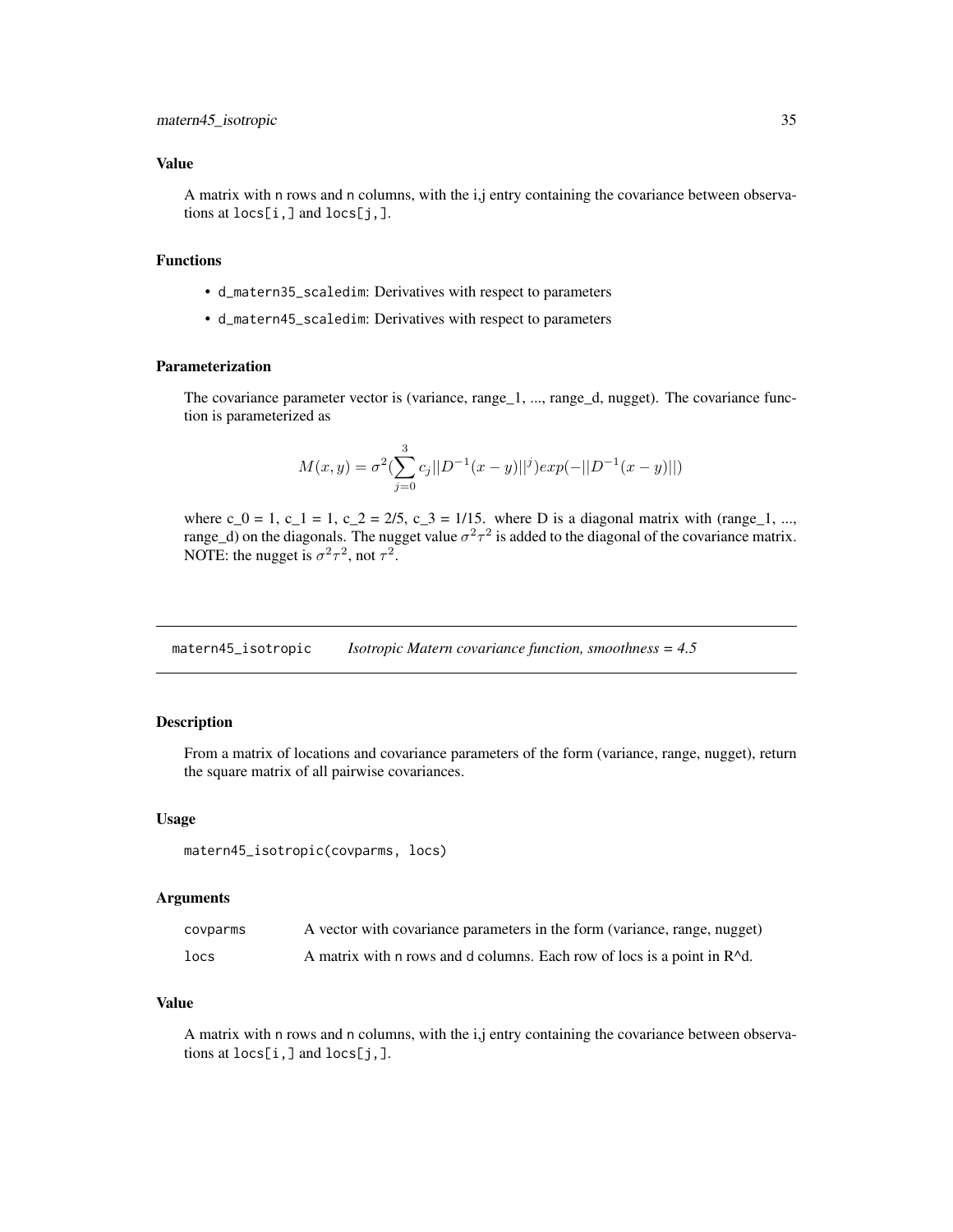### Value

A matrix with n rows and n columns, with the i,j entry containing the covariance between observations at `locs[i,]` and `locs[j,]`.

### Functions

- `d_matern35_scaledim`: Derivatives with respect to parameters
- `d_matern45_scaledim`: Derivatives with respect to parameters

### Parameterization

The covariance parameter vector is (variance, range_1, ..., range_d, nugget). The covariance function is parameterized as

$$M(x, y) = \sigma^2 (\sum_{j=0}^{3} c_j ||D^{-1}(x - y)||^j) exp(-||D^{-1}(x - y)||)$$

where c_0 = 1, c_1 = 1, c_2 = 2/5, c_3 = 1/15. where D is a diagonal matrix with (range_1, ..., range_d) on the diagonals. The nugget value $\sigma^2\tau^2$ is added to the diagonal of the covariance matrix. NOTE: the nugget is $\sigma^2\tau^2$, not $\tau^2$.

---

## matern45_isotropic — *Isotropic Matern covariance function, smoothness = 4.5*

### Description

From a matrix of locations and covariance parameters of the form (variance, range, nugget), return the square matrix of all pairwise covariances.

### Usage

```
matern45_isotropic(covparms, locs)
```

### Arguments

| | |
|---|---|
| covparms | A vector with covariance parameters in the form (variance, range, nugget) |
| locs | A matrix with n rows and d columns. Each row of locs is a point in R^d. |

### Value

A matrix with n rows and n columns, with the i,j entry containing the covariance between observations at `locs[i,]` and `locs[j,]`.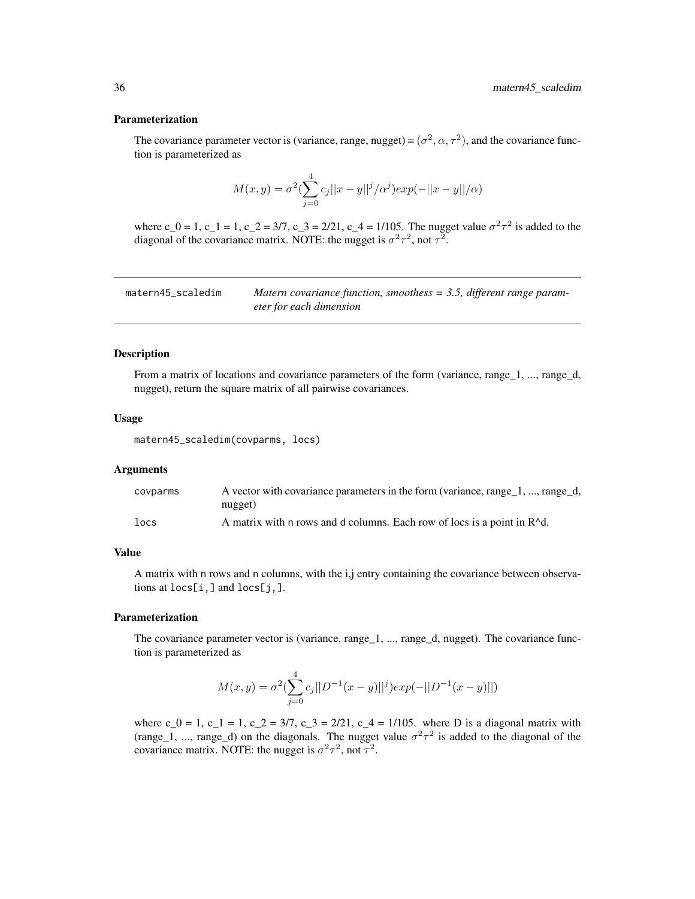### Parameterization

The covariance parameter vector is (variance, range, nugget) = $(\sigma^2, \alpha, \tau^2)$, and the covariance function is parameterized as

$$M(x,y) = \sigma^2 (\sum_{j=0}^{4} c_j ||x-y||^j / \alpha^j) exp(-||x-y||/\alpha)$$

where c_0 = 1, c_1 = 1, c_2 = 3/7, c_3 = 2/21, c_4 = 1/105. The nugget value $\sigma^2 \tau^2$ is added to the diagonal of the covariance matrix. NOTE: the nugget is $\sigma^2 \tau^2$, not $\tau^2$.

---

## matern45_scaledim

*Matern covariance function, smoothess = 3.5, different range parameter for each dimension*

### Description

From a matrix of locations and covariance parameters of the form (variance, range_1, ..., range_d, nugget), return the square matrix of all pairwise covariances.

### Usage

```
matern45_scaledim(covparms, locs)
```

### Arguments

| | |
|---|---|
| covparms | A vector with covariance parameters in the form (variance, range_1, ..., range_d, nugget) |
| locs | A matrix with n rows and d columns. Each row of locs is a point in R^d. |

### Value

A matrix with n rows and n columns, with the i,j entry containing the covariance between observations at locs[i,] and locs[j,].

### Parameterization

The covariance parameter vector is (variance, range_1, ..., range_d, nugget). The covariance function is parameterized as

$$M(x,y) = \sigma^2 (\sum_{j=0}^{4} c_j ||D^{-1}(x-y)||^j) exp(-||D^{-1}(x-y)||)$$

where c_0 = 1, c_1 = 1, c_2 = 3/7, c_3 = 2/21, c_4 = 1/105. where D is a diagonal matrix with (range_1, ..., range_d) on the diagonals. The nugget value $\sigma^2 \tau^2$ is added to the diagonal of the covariance matrix. NOTE: the nugget is $\sigma^2 \tau^2$, not $\tau^2$.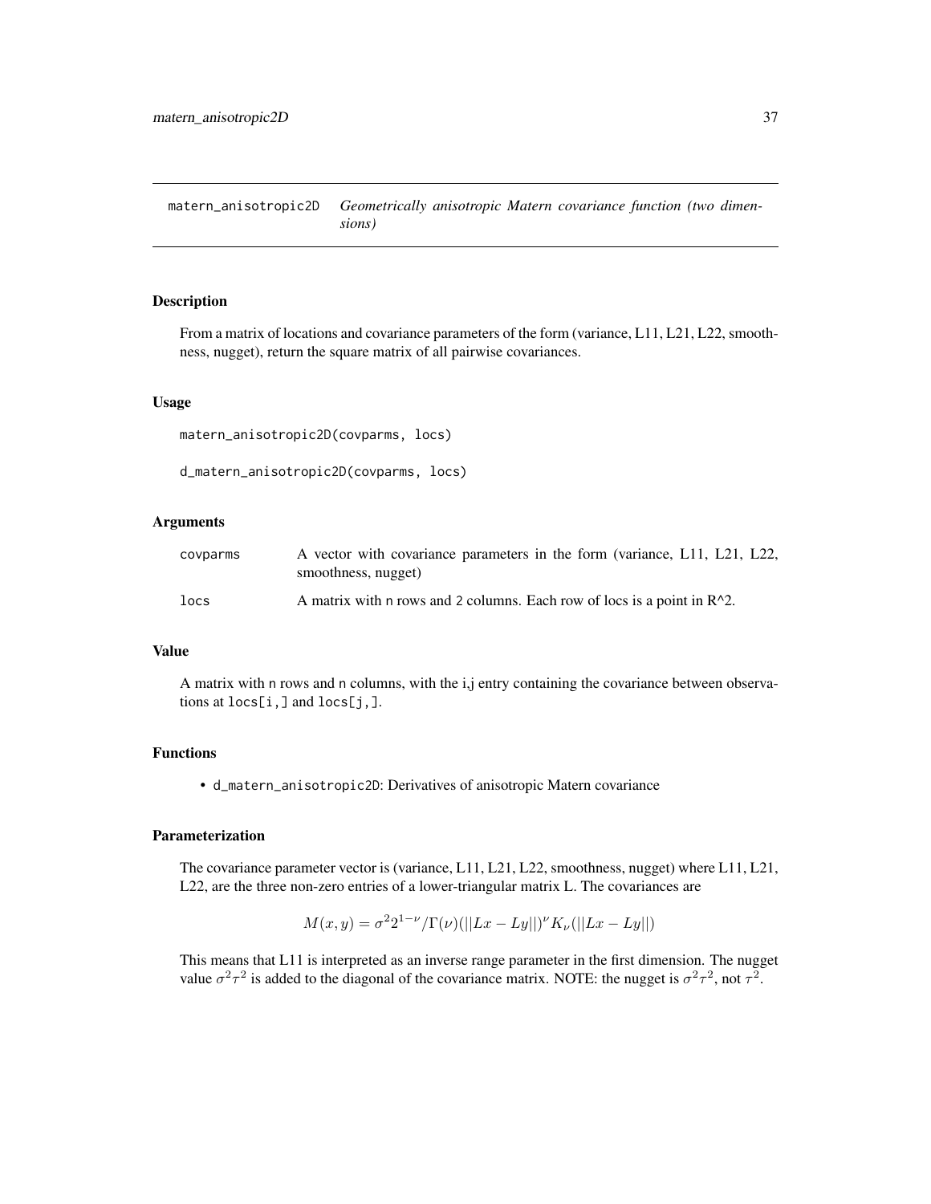# matern_anisotropic2D — *Geometrically anisotropic Matern covariance function (two dimensions)*

## Description

From a matrix of locations and covariance parameters of the form (variance, L11, L21, L22, smoothness, nugget), return the square matrix of all pairwise covariances.

## Usage

```
matern_anisotropic2D(covparms, locs)

d_matern_anisotropic2D(covparms, locs)
```

## Arguments

| | |
|---|---|
| covparms | A vector with covariance parameters in the form (variance, L11, L21, L22, smoothness, nugget) |
| locs | A matrix with n rows and 2 columns. Each row of locs is a point in R^2. |

## Value

A matrix with n rows and n columns, with the i,j entry containing the covariance between observations at locs[i,] and locs[j,].

## Functions

- d_matern_anisotropic2D: Derivatives of anisotropic Matern covariance

## Parameterization

The covariance parameter vector is (variance, L11, L21, L22, smoothness, nugget) where L11, L21, L22, are the three non-zero entries of a lower-triangular matrix L. The covariances are

$$M(x, y) = \sigma^2 2^{1-\nu} / \Gamma(\nu) (||Lx - Ly||)^\nu K_\nu(||Lx - Ly||)$$

This means that L11 is interpreted as an inverse range parameter in the first dimension. The nugget value $\sigma^2\tau^2$ is added to the diagonal of the covariance matrix. NOTE: the nugget is $\sigma^2\tau^2$, not $\tau^2$.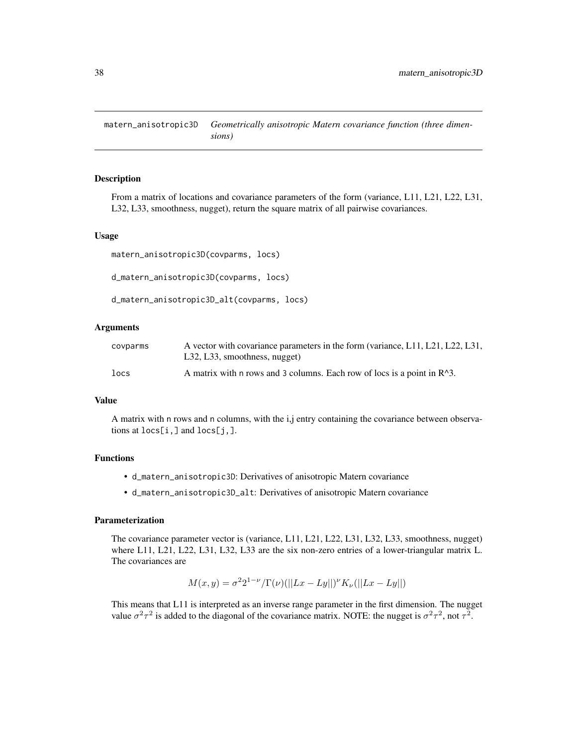## matern_anisotropic3D — *Geometrically anisotropic Matern covariance function (three dimensions)*

### Description

From a matrix of locations and covariance parameters of the form (variance, L11, L21, L22, L31, L32, L33, smoothness, nugget), return the square matrix of all pairwise covariances.

### Usage

```
matern_anisotropic3D(covparms, locs)

d_matern_anisotropic3D(covparms, locs)

d_matern_anisotropic3D_alt(covparms, locs)
```

### Arguments

| | |
|---|---|
| covparms | A vector with covariance parameters in the form (variance, L11, L21, L22, L31, L32, L33, smoothness, nugget) |
| locs | A matrix with n rows and 3 columns. Each row of locs is a point in R^3. |

### Value

A matrix with n rows and n columns, with the i,j entry containing the covariance between observations at locs[i,] and locs[j,].

### Functions

- d_matern_anisotropic3D: Derivatives of anisotropic Matern covariance
- d_matern_anisotropic3D_alt: Derivatives of anisotropic Matern covariance

### Parameterization

The covariance parameter vector is (variance, L11, L21, L22, L31, L32, L33, smoothness, nugget) where L11, L21, L22, L31, L32, L33 are the six non-zero entries of a lower-triangular matrix L. The covariances are

$$M(x, y) = \sigma^2 2^{1-\nu}/\Gamma(\nu)(||Lx - Ly||)^\nu K_\nu(||Lx - Ly||)$$

This means that L11 is interpreted as an inverse range parameter in the first dimension. The nugget value $\sigma^2\tau^2$ is added to the diagonal of the covariance matrix. NOTE: the nugget is $\sigma^2\tau^2$, not $\tau^2$.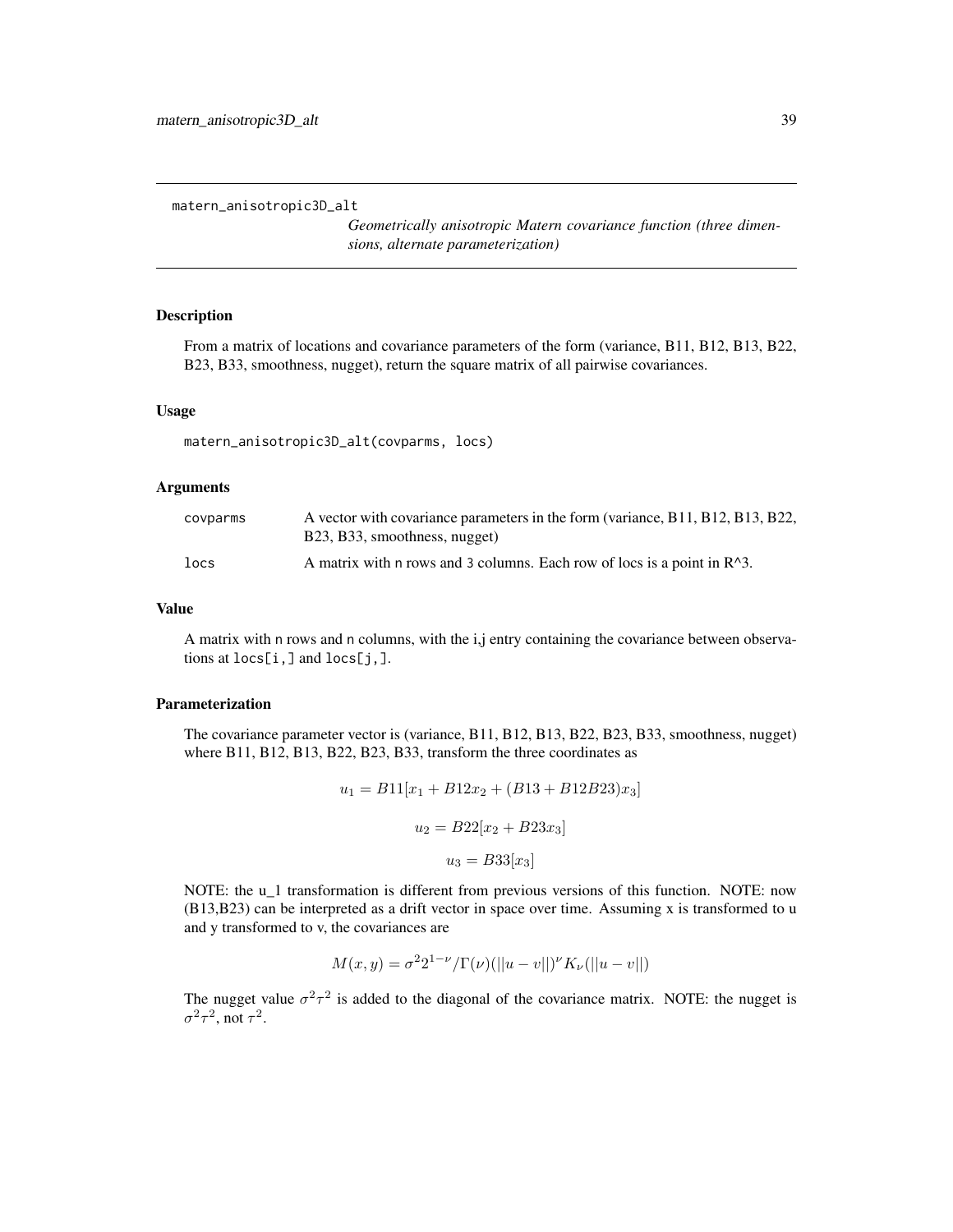# matern_anisotropic3D_alt

*Geometrically anisotropic Matern covariance function (three dimensions, alternate parameterization)*

## Description

From a matrix of locations and covariance parameters of the form (variance, B11, B12, B13, B22, B23, B33, smoothness, nugget), return the square matrix of all pairwise covariances.

## Usage

```
matern_anisotropic3D_alt(covparms, locs)
```

## Arguments

| | |
|---|---|
| covparms | A vector with covariance parameters in the form (variance, B11, B12, B13, B22, B23, B33, smoothness, nugget) |
| locs | A matrix with n rows and 3 columns. Each row of locs is a point in R^3. |

## Value

A matrix with n rows and n columns, with the i,j entry containing the covariance between observations at locs[i,] and locs[j,].

## Parameterization

The covariance parameter vector is (variance, B11, B12, B13, B22, B23, B33, smoothness, nugget) where B11, B12, B13, B22, B23, B33, transform the three coordinates as

$$u_1 = B11[x_1 + B12x_2 + (B13 + B12B23)x_3]$$

$$u_2 = B22[x_2 + B23x_3]$$

$$u_3 = B33[x_3]$$

NOTE: the u_1 transformation is different from previous versions of this function. NOTE: now (B13,B23) can be interpreted as a drift vector in space over time. Assuming x is transformed to u and y transformed to v, the covariances are

$$M(x, y) = \sigma^2 2^{1-\nu}/\Gamma(\nu)(||u - v||)^\nu K_\nu(||u - v||)$$

The nugget value $\sigma^2\tau^2$ is added to the diagonal of the covariance matrix. NOTE: the nugget is $\sigma^2\tau^2$, not $\tau^2$.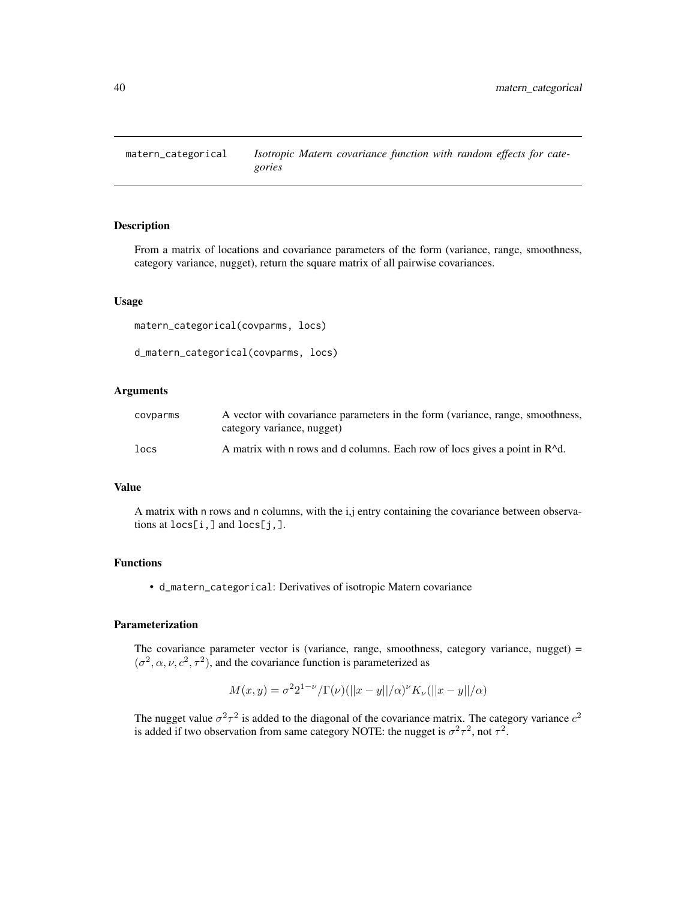## matern_categorical — *Isotropic Matern covariance function with random effects for categories*

### Description

From a matrix of locations and covariance parameters of the form (variance, range, smoothness, category variance, nugget), return the square matrix of all pairwise covariances.

### Usage

```
matern_categorical(covparms, locs)

d_matern_categorical(covparms, locs)
```

### Arguments

| | |
|---|---|
| covparms | A vector with covariance parameters in the form (variance, range, smoothness, category variance, nugget) |
| locs | A matrix with n rows and d columns. Each row of locs gives a point in R^d. |

### Value

A matrix with n rows and n columns, with the i,j entry containing the covariance between observations at locs[i,] and locs[j,].

### Functions

- d_matern_categorical: Derivatives of isotropic Matern covariance

### Parameterization

The covariance parameter vector is (variance, range, smoothness, category variance, nugget) = $(\sigma^2, \alpha, \nu, c^2, \tau^2)$, and the covariance function is parameterized as

$$M(x, y) = \sigma^2 2^{1-\nu} / \Gamma(\nu) (||x - y||/\alpha)^\nu K_\nu(||x - y||/\alpha)$$

The nugget value $\sigma^2\tau^2$ is added to the diagonal of the covariance matrix. The category variance $c^2$ is added if two observation from same category NOTE: the nugget is $\sigma^2\tau^2$, not $\tau^2$.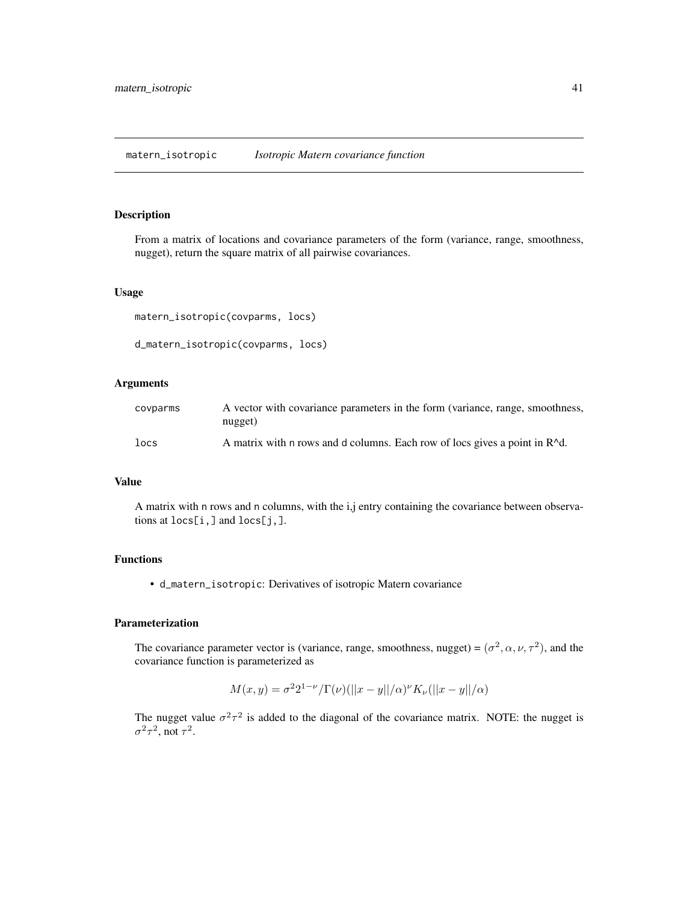# matern_isotropic *Isotropic Matern covariance function*

## Description

From a matrix of locations and covariance parameters of the form (variance, range, smoothness, nugget), return the square matrix of all pairwise covariances.

## Usage

```
matern_isotropic(covparms, locs)

d_matern_isotropic(covparms, locs)
```

## Arguments

| | |
|---|---|
| covparms | A vector with covariance parameters in the form (variance, range, smoothness, nugget) |
| locs | A matrix with n rows and d columns. Each row of locs gives a point in R^d. |

## Value

A matrix with n rows and n columns, with the i,j entry containing the covariance between observations at locs[i,] and locs[j,].

## Functions

- d_matern_isotropic: Derivatives of isotropic Matern covariance

## Parameterization

The covariance parameter vector is (variance, range, smoothness, nugget) = $(\sigma^2, \alpha, \nu, \tau^2)$, and the covariance function is parameterized as

$$M(x, y) = \sigma^2 2^{1-\nu}/\Gamma(\nu)(||x - y||/\alpha)^\nu K_\nu(||x - y||/\alpha)$$

The nugget value $\sigma^2\tau^2$ is added to the diagonal of the covariance matrix. NOTE: the nugget is $\sigma^2\tau^2$, not $\tau^2$.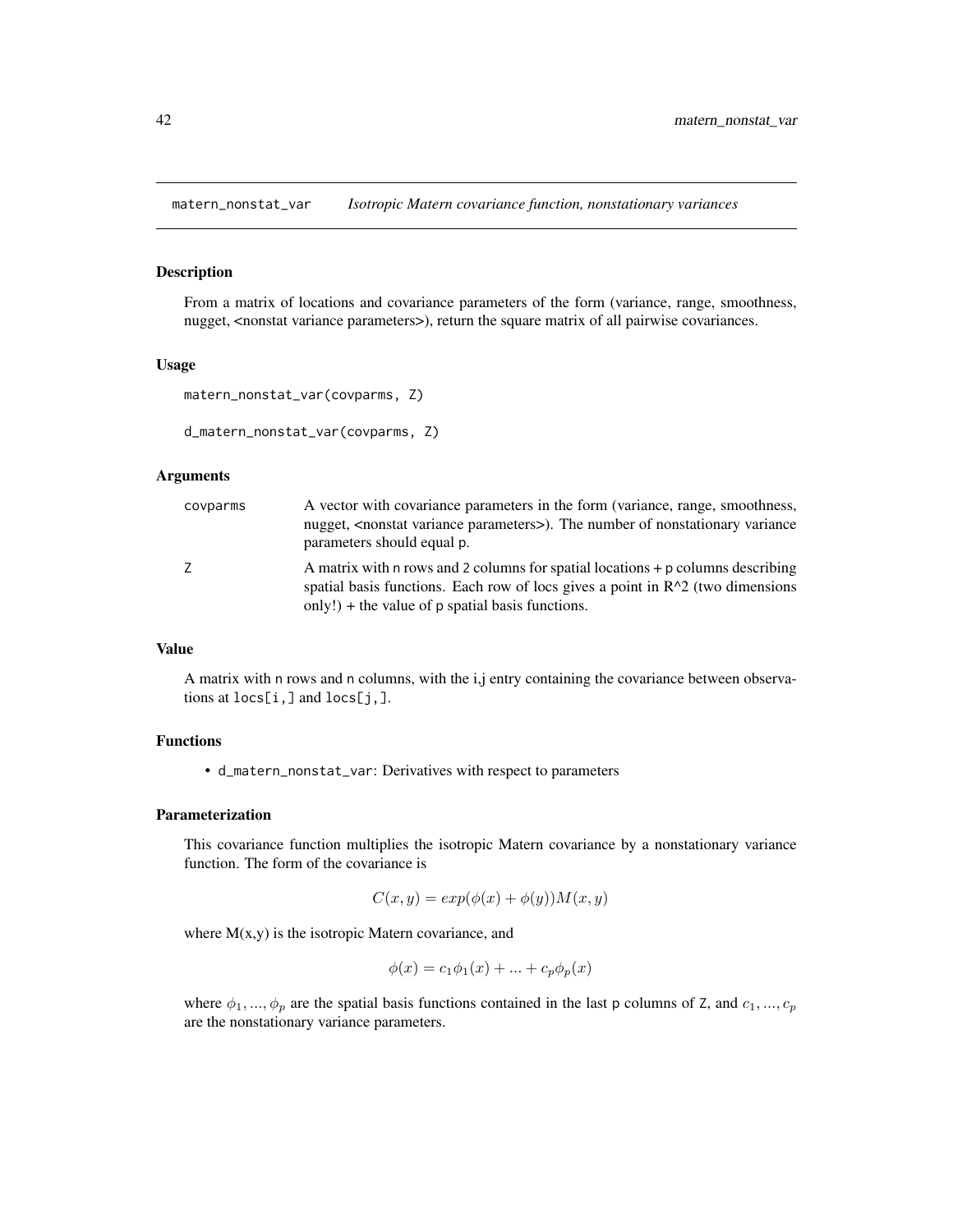# matern_nonstat_var *Isotropic Matern covariance function, nonstationary variances*

## Description

From a matrix of locations and covariance parameters of the form (variance, range, smoothness, nugget, <nonstat variance parameters>), return the square matrix of all pairwise covariances.

## Usage

```
matern_nonstat_var(covparms, Z)

d_matern_nonstat_var(covparms, Z)
```

## Arguments

| | |
|---|---|
| covparms | A vector with covariance parameters in the form (variance, range, smoothness, nugget, <nonstat variance parameters>). The number of nonstationary variance parameters should equal p. |
| Z | A matrix with n rows and 2 columns for spatial locations + p columns describing spatial basis functions. Each row of locs gives a point in R^2 (two dimensions only!) + the value of p spatial basis functions. |

## Value

A matrix with n rows and n columns, with the i,j entry containing the covariance between observations at `locs[i,]` and `locs[j,]`.

## Functions

- `d_matern_nonstat_var`: Derivatives with respect to parameters

## Parameterization

This covariance function multiplies the isotropic Matern covariance by a nonstationary variance function. The form of the covariance is

$$C(x, y) = exp(\phi(x) + \phi(y))M(x, y)$$

where M(x,y) is the isotropic Matern covariance, and

$$\phi(x) = c_1\phi_1(x) + ... + c_p\phi_p(x)$$

where $\phi_1, ..., \phi_p$ are the spatial basis functions contained in the last p columns of Z, and $c_1, ..., c_p$ are the nonstationary variance parameters.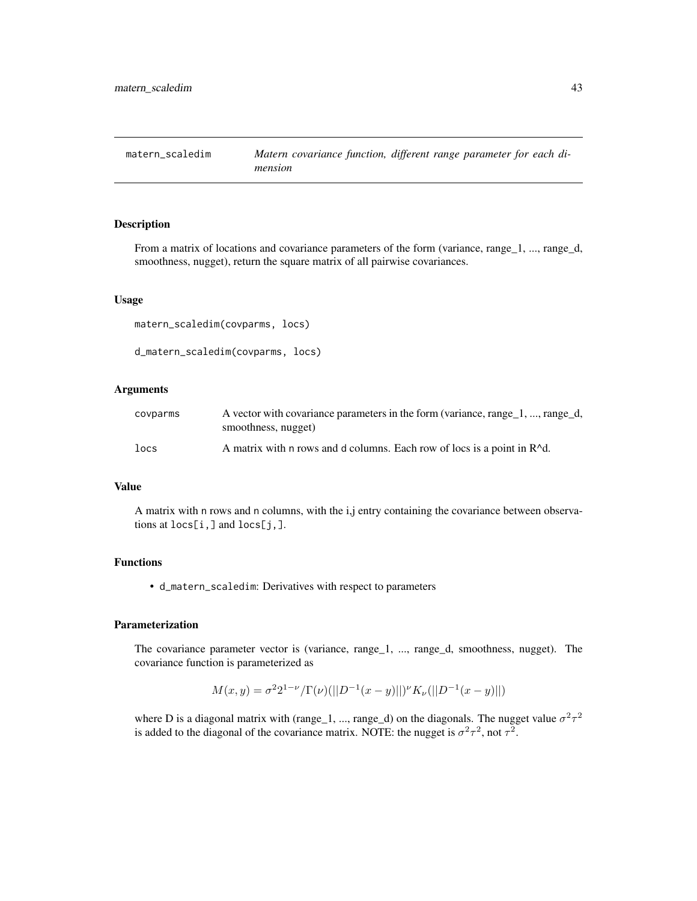# matern_scaledim — *Matern covariance function, different range parameter for each dimension*

## Description

From a matrix of locations and covariance parameters of the form (variance, range_1, ..., range_d, smoothness, nugget), return the square matrix of all pairwise covariances.

## Usage

```
matern_scaledim(covparms, locs)

d_matern_scaledim(covparms, locs)
```

## Arguments

| | |
|---|---|
| covparms | A vector with covariance parameters in the form (variance, range_1, ..., range_d, smoothness, nugget) |
| locs | A matrix with n rows and d columns. Each row of locs is a point in R^d. |

## Value

A matrix with n rows and n columns, with the i,j entry containing the covariance between observations at `locs[i,]` and `locs[j,]`.

## Functions

- `d_matern_scaledim`: Derivatives with respect to parameters

## Parameterization

The covariance parameter vector is (variance, range_1, ..., range_d, smoothness, nugget). The covariance function is parameterized as

$$M(x, y) = \sigma^2 2^{1-\nu}/\Gamma(\nu)(||D^{-1}(x-y)||)^\nu K_\nu(||D^{-1}(x-y)||)$$

where D is a diagonal matrix with (range_1, ..., range_d) on the diagonals. The nugget value $\sigma^2\tau^2$ is added to the diagonal of the covariance matrix. NOTE: the nugget is $\sigma^2\tau^2$, not $\tau^2$.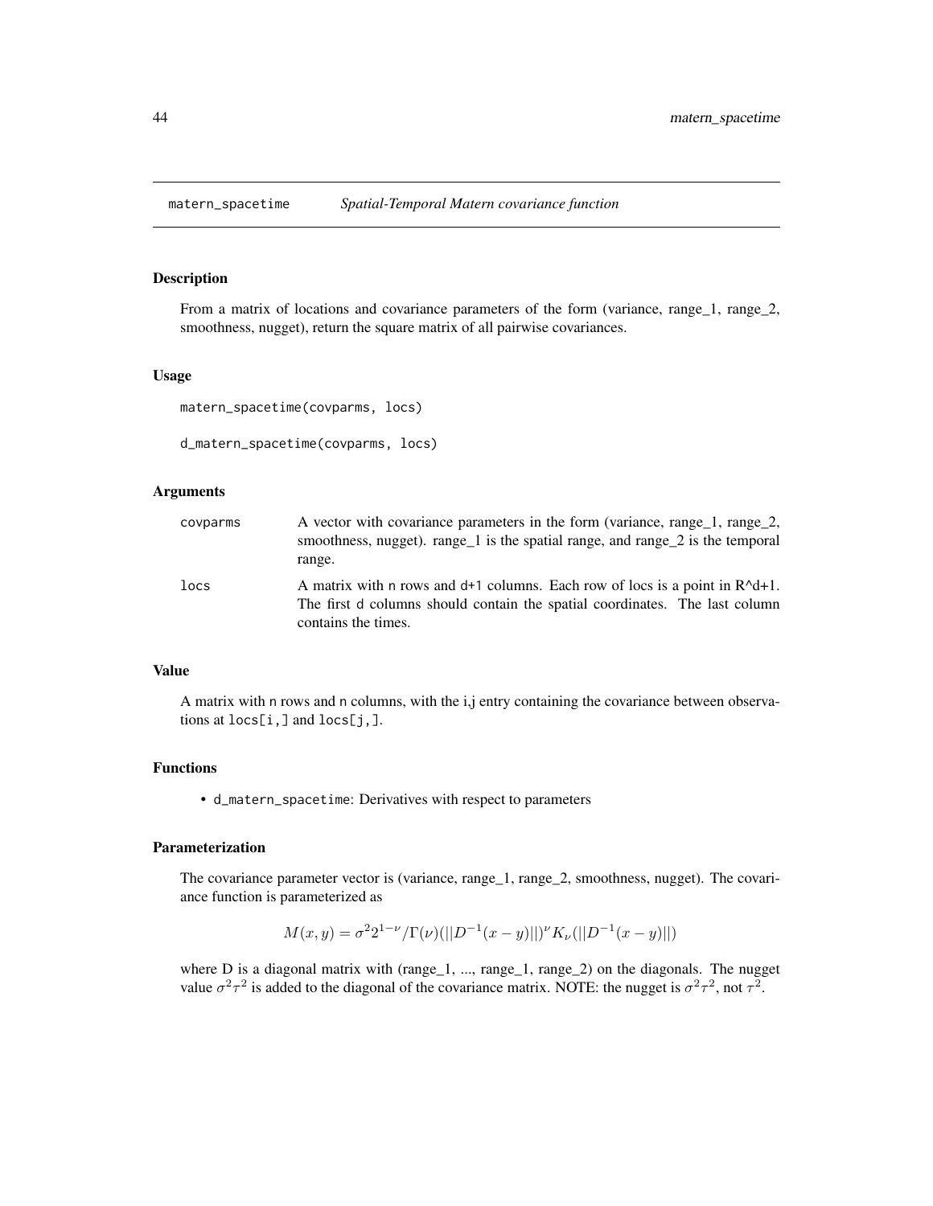# matern_spacetime — *Spatial-Temporal Matern covariance function*

## Description

From a matrix of locations and covariance parameters of the form (variance, range_1, range_2, smoothness, nugget), return the square matrix of all pairwise covariances.

## Usage

```
matern_spacetime(covparms, locs)

d_matern_spacetime(covparms, locs)
```

## Arguments

| | |
|---|---|
| covparms | A vector with covariance parameters in the form (variance, range_1, range_2, smoothness, nugget). range_1 is the spatial range, and range_2 is the temporal range. |
| locs | A matrix with n rows and d+1 columns. Each row of locs is a point in R^d+1. The first d columns should contain the spatial coordinates. The last column contains the times. |

## Value

A matrix with n rows and n columns, with the i,j entry containing the covariance between observations at `locs[i,]` and `locs[j,]`.

## Functions

- `d_matern_spacetime`: Derivatives with respect to parameters

## Parameterization

The covariance parameter vector is (variance, range_1, range_2, smoothness, nugget). The covariance function is parameterized as

$$M(x,y) = \sigma^2 2^{1-\nu}/\Gamma(\nu)(||D^{-1}(x-y)||)^\nu K_\nu(||D^{-1}(x-y)||)$$

where D is a diagonal matrix with (range_1, ..., range_1, range_2) on the diagonals. The nugget value $\sigma^2\tau^2$ is added to the diagonal of the covariance matrix. NOTE: the nugget is $\sigma^2\tau^2$, not $\tau^2$.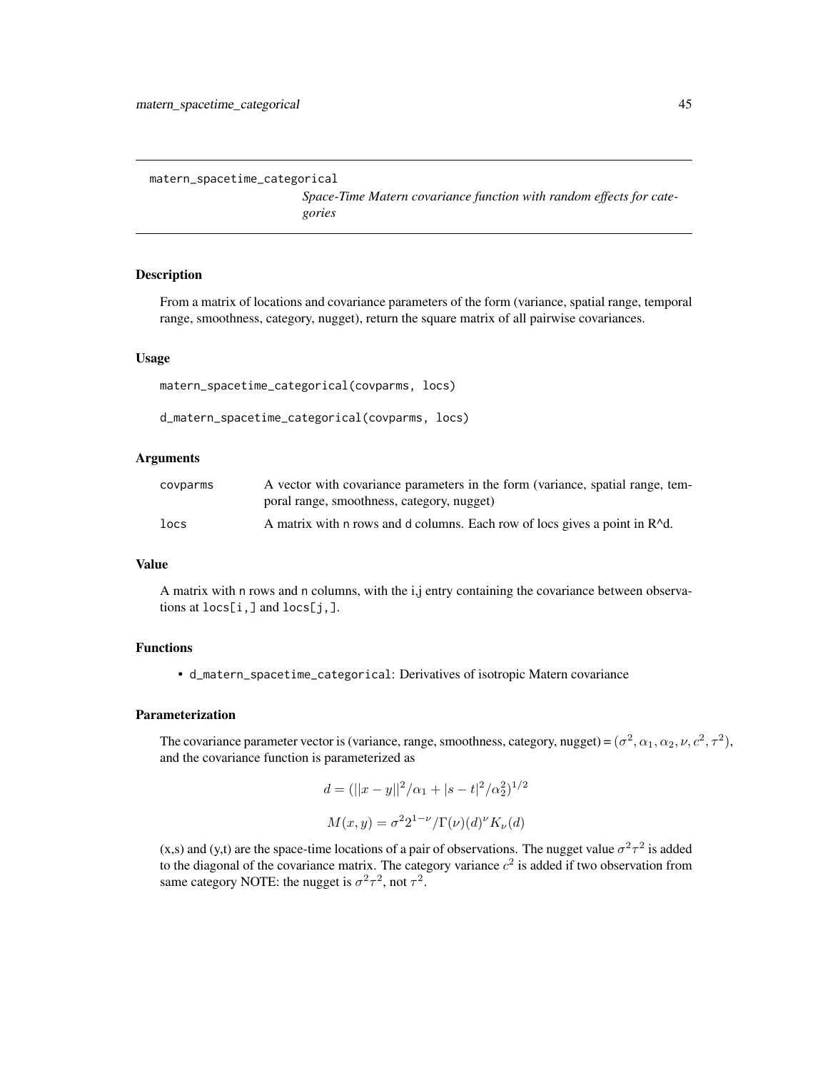# matern_spacetime_categorical

*Space-Time Matern covariance function with random effects for categories*

## Description

From a matrix of locations and covariance parameters of the form (variance, spatial range, temporal range, smoothness, category, nugget), return the square matrix of all pairwise covariances.

## Usage

```
matern_spacetime_categorical(covparms, locs)

d_matern_spacetime_categorical(covparms, locs)
```

## Arguments

| | |
|---|---|
| covparms | A vector with covariance parameters in the form (variance, spatial range, temporal range, smoothness, category, nugget) |
| locs | A matrix with n rows and d columns. Each row of locs gives a point in R^d. |

## Value

A matrix with n rows and n columns, with the i,j entry containing the covariance between observations at locs[i,] and locs[j,].

## Functions

- d_matern_spacetime_categorical: Derivatives of isotropic Matern covariance

## Parameterization

The covariance parameter vector is (variance, range, smoothness, category, nugget) = $(\sigma^2, \alpha_1, \alpha_2, \nu, c^2, \tau^2)$, and the covariance function is parameterized as

$$d = (||x - y||^2/\alpha_1 + |s - t|^2/\alpha_2^2)^{1/2}$$

$$M(x, y) = \sigma^2 2^{1-\nu}/\Gamma(\nu)(d)^\nu K_\nu(d)$$

(x,s) and (y,t) are the space-time locations of a pair of observations. The nugget value $\sigma^2\tau^2$ is added to the diagonal of the covariance matrix. The category variance $c^2$ is added if two observation from same category NOTE: the nugget is $\sigma^2\tau^2$, not $\tau^2$.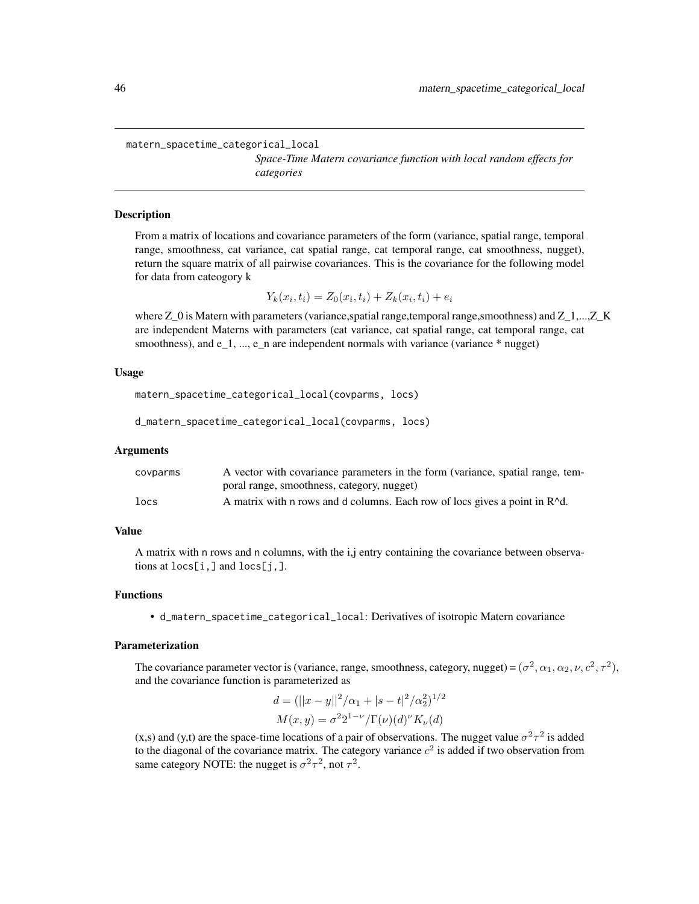## matern_spacetime_categorical_local

*Space-Time Matern covariance function with local random effects for categories*

### Description

From a matrix of locations and covariance parameters of the form (variance, spatial range, temporal range, smoothness, cat variance, cat spatial range, cat temporal range, cat smoothness, nugget), return the square matrix of all pairwise covariances. This is the covariance for the following model for data from cateogory k

$$Y_k(x_i, t_i) = Z_0(x_i, t_i) + Z_k(x_i, t_i) + e_i$$

where Z_0 is Matern with parameters (variance,spatial range,temporal range,smoothness) and Z_1,...,Z_K are independent Materns with parameters (cat variance, cat spatial range, cat temporal range, cat smoothness), and e_1, ..., e_n are independent normals with variance (variance * nugget)

### Usage

```
matern_spacetime_categorical_local(covparms, locs)

d_matern_spacetime_categorical_local(covparms, locs)
```

### Arguments

| | |
|---|---|
| covparms | A vector with covariance parameters in the form (variance, spatial range, temporal range, smoothness, category, nugget) |
| locs | A matrix with n rows and d columns. Each row of locs gives a point in R^d. |

### Value

A matrix with n rows and n columns, with the i,j entry containing the covariance between observations at locs[i,] and locs[j,].

### Functions

- d_matern_spacetime_categorical_local: Derivatives of isotropic Matern covariance

### Parameterization

The covariance parameter vector is (variance, range, smoothness, category, nugget) = $(\sigma^2, \alpha_1, \alpha_2, \nu, c^2, \tau^2)$, and the covariance function is parameterized as

$$d = (||x - y||^2/\alpha_1 + |s - t|^2/\alpha_2^2)^{1/2}$$

$$M(x, y) = \sigma^2 2^{1-\nu}/\Gamma(\nu)(d)^\nu K_\nu(d)$$

(x,s) and (y,t) are the space-time locations of a pair of observations. The nugget value $\sigma^2\tau^2$ is added to the diagonal of the covariance matrix. The category variance $c^2$ is added if two observation from same category NOTE: the nugget is $\sigma^2\tau^2$, not $\tau^2$.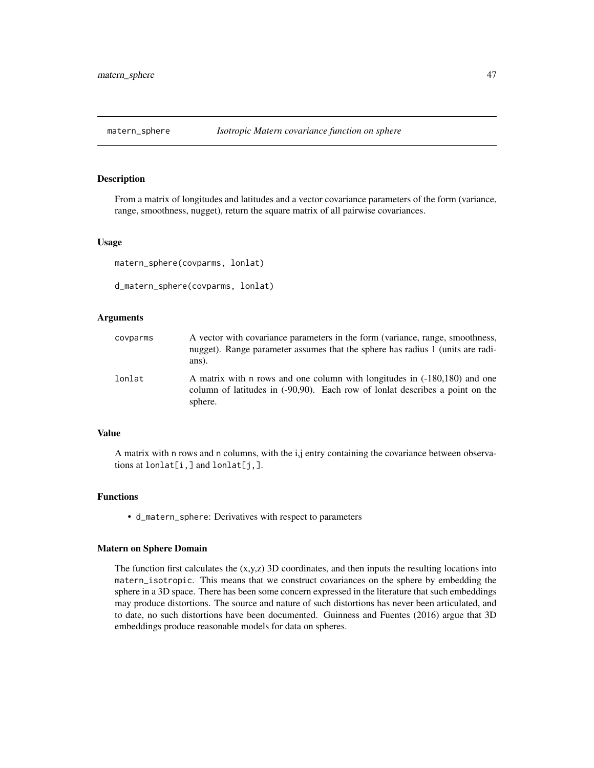## matern_sphere *Isotropic Matern covariance function on sphere*

### Description

From a matrix of longitudes and latitudes and a vector covariance parameters of the form (variance, range, smoothness, nugget), return the square matrix of all pairwise covariances.

### Usage

```
matern_sphere(covparms, lonlat)

d_matern_sphere(covparms, lonlat)
```

### Arguments

| | |
|---|---|
| covparms | A vector with covariance parameters in the form (variance, range, smoothness, nugget). Range parameter assumes that the sphere has radius 1 (units are radians). |
| lonlat | A matrix with n rows and one column with longitudes in (-180,180) and one column of latitudes in (-90,90). Each row of lonlat describes a point on the sphere. |

### Value

A matrix with n rows and n columns, with the i,j entry containing the covariance between observations at lonlat[i,] and lonlat[j,].

### Functions

- d_matern_sphere: Derivatives with respect to parameters

### Matern on Sphere Domain

The function first calculates the (x,y,z) 3D coordinates, and then inputs the resulting locations into matern_isotropic. This means that we construct covariances on the sphere by embedding the sphere in a 3D space. There has been some concern expressed in the literature that such embeddings may produce distortions. The source and nature of such distortions has never been articulated, and to date, no such distortions have been documented. Guinness and Fuentes (2016) argue that 3D embeddings produce reasonable models for data on spheres.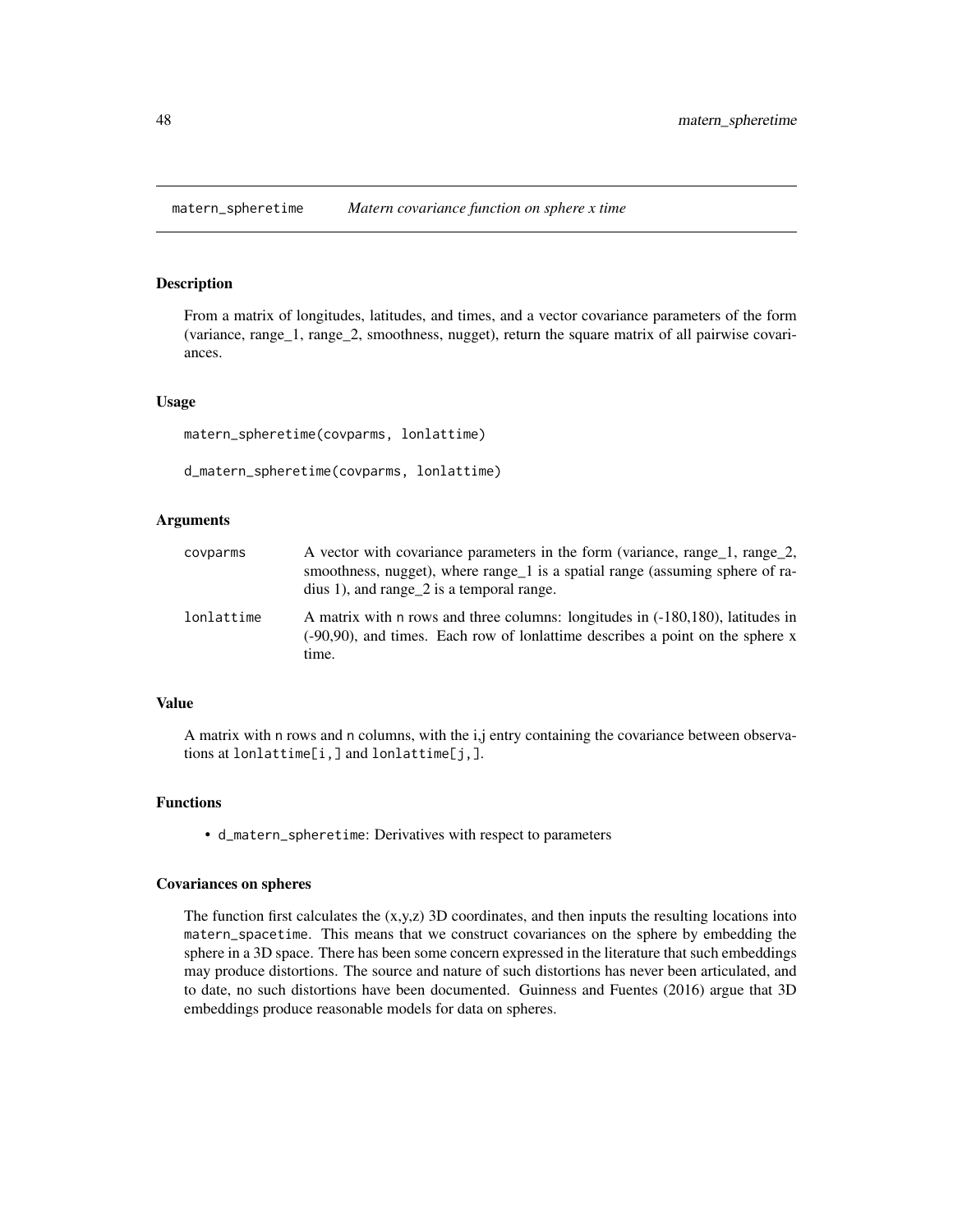## matern_spheretime *Matern covariance function on sphere x time*

### Description

From a matrix of longitudes, latitudes, and times, and a vector covariance parameters of the form (variance, range_1, range_2, smoothness, nugget), return the square matrix of all pairwise covariances.

### Usage

```
matern_spheretime(covparms, lonlattime)

d_matern_spheretime(covparms, lonlattime)
```

### Arguments

| | |
|---|---|
| covparms | A vector with covariance parameters in the form (variance, range_1, range_2, smoothness, nugget), where range_1 is a spatial range (assuming sphere of radius 1), and range_2 is a temporal range. |
| lonlattime | A matrix with n rows and three columns: longitudes in (-180,180), latitudes in (-90,90), and times. Each row of lonlattime describes a point on the sphere x time. |

### Value

A matrix with n rows and n columns, with the i,j entry containing the covariance between observations at lonlattime[i,] and lonlattime[j,].

### Functions

- d_matern_spheretime: Derivatives with respect to parameters

### Covariances on spheres

The function first calculates the (x,y,z) 3D coordinates, and then inputs the resulting locations into matern_spacetime. This means that we construct covariances on the sphere by embedding the sphere in a 3D space. There has been some concern expressed in the literature that such embeddings may produce distortions. The source and nature of such distortions has never been articulated, and to date, no such distortions have been documented. Guinness and Fuentes (2016) argue that 3D embeddings produce reasonable models for data on spheres.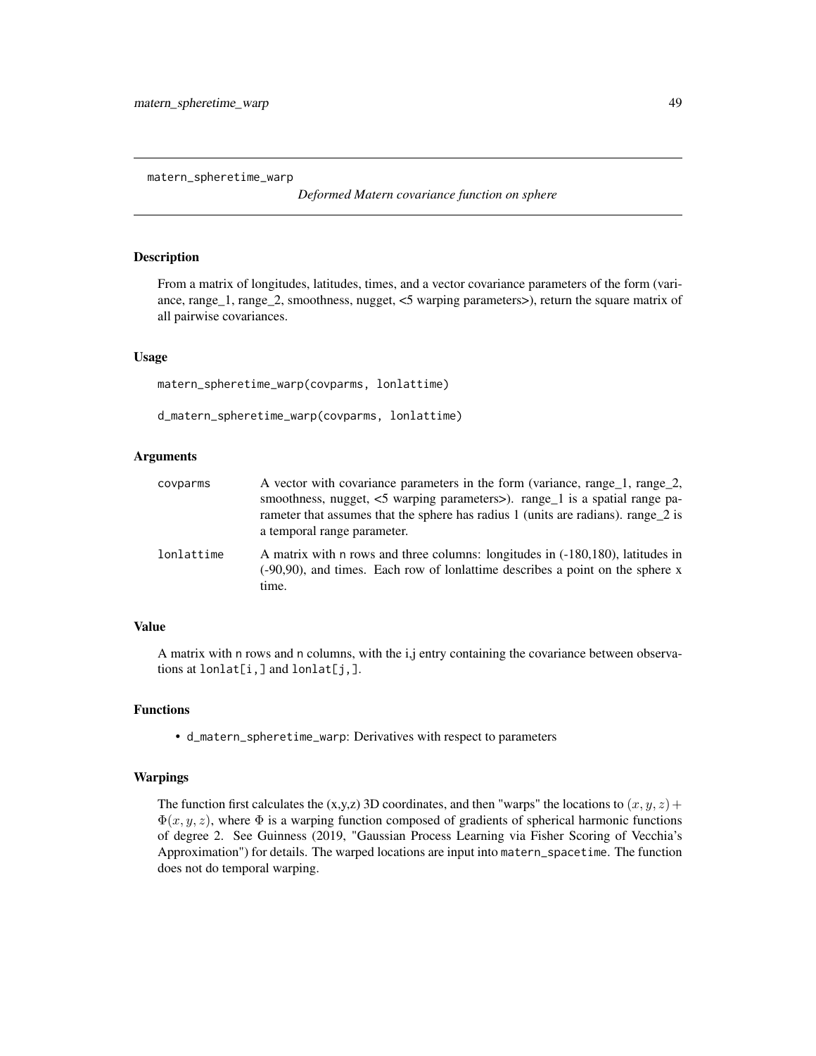## matern_spheretime_warp

*Deformed Matern covariance function on sphere*

### Description

From a matrix of longitudes, latitudes, times, and a vector covariance parameters of the form (variance, range_1, range_2, smoothness, nugget, <5 warping parameters>), return the square matrix of all pairwise covariances.

### Usage

```
matern_spheretime_warp(covparms, lonlattime)

d_matern_spheretime_warp(covparms, lonlattime)
```

### Arguments

| | |
|---|---|
| covparms | A vector with covariance parameters in the form (variance, range_1, range_2, smoothness, nugget, <5 warping parameters>). range_1 is a spatial range parameter that assumes that the sphere has radius 1 (units are radians). range_2 is a temporal range parameter. |
| lonlattime | A matrix with n rows and three columns: longitudes in (-180,180), latitudes in (-90,90), and times. Each row of lonlattime describes a point on the sphere x time. |

### Value

A matrix with n rows and n columns, with the i,j entry containing the covariance between observations at lonlat[i,] and lonlat[j,].

### Functions

- d_matern_spheretime_warp: Derivatives with respect to parameters

### Warpings

The function first calculates the (x,y,z) 3D coordinates, and then "warps" the locations to $(x, y, z) + \Phi(x, y, z)$, where $\Phi$ is a warping function composed of gradients of spherical harmonic functions of degree 2. See Guinness (2019, "Gaussian Process Learning via Fisher Scoring of Vecchia's Approximation") for details. The warped locations are input into matern_spacetime. The function does not do temporal warping.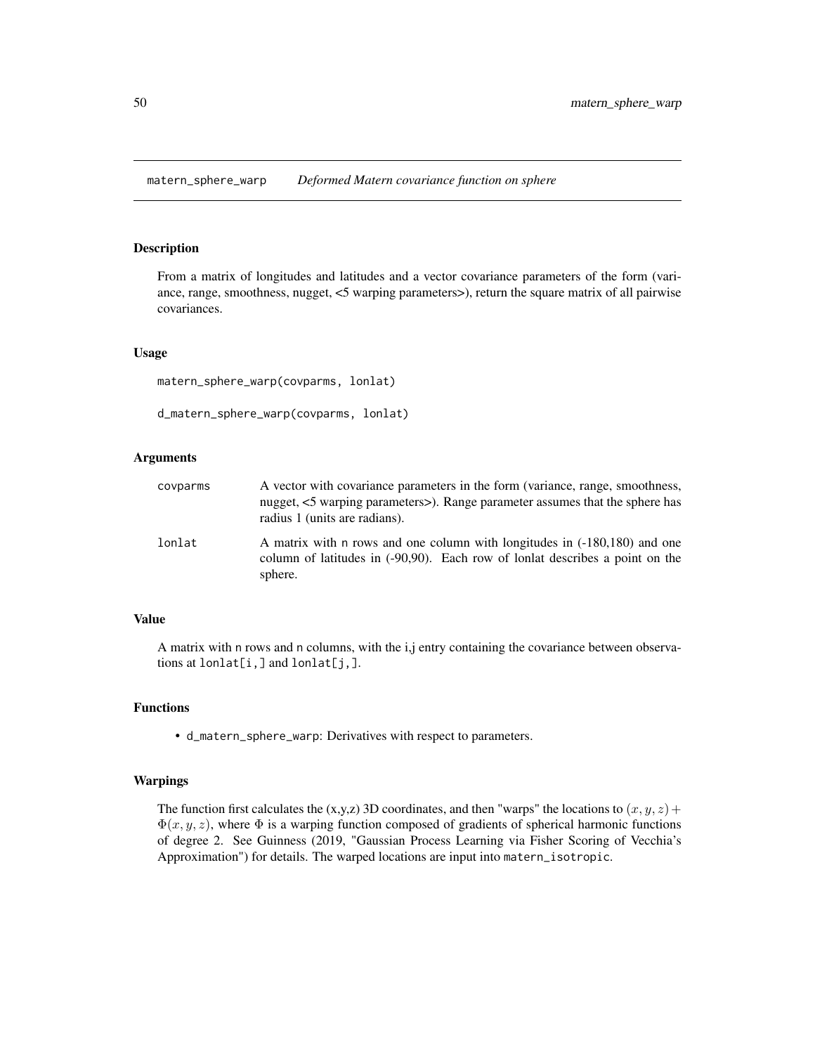matern_sphere_warp *Deformed Matern covariance function on sphere*

## Description

From a matrix of longitudes and latitudes and a vector covariance parameters of the form (variance, range, smoothness, nugget, <5 warping parameters>), return the square matrix of all pairwise covariances.

## Usage

```
matern_sphere_warp(covparms, lonlat)

d_matern_sphere_warp(covparms, lonlat)
```

## Arguments

| | |
|---|---|
| covparms | A vector with covariance parameters in the form (variance, range, smoothness, nugget, <5 warping parameters>). Range parameter assumes that the sphere has radius 1 (units are radians). |
| lonlat | A matrix with n rows and one column with longitudes in (-180,180) and one column of latitudes in (-90,90). Each row of lonlat describes a point on the sphere. |

## Value

A matrix with n rows and n columns, with the i,j entry containing the covariance between observations at lonlat[i,] and lonlat[j,].

## Functions

- d_matern_sphere_warp: Derivatives with respect to parameters.

## Warpings

The function first calculates the (x,y,z) 3D coordinates, and then "warps" the locations to $(x, y, z) + \Phi(x, y, z)$, where $\Phi$ is a warping function composed of gradients of spherical harmonic functions of degree 2. See Guinness (2019, "Gaussian Process Learning via Fisher Scoring of Vecchia's Approximation") for details. The warped locations are input into matern_isotropic.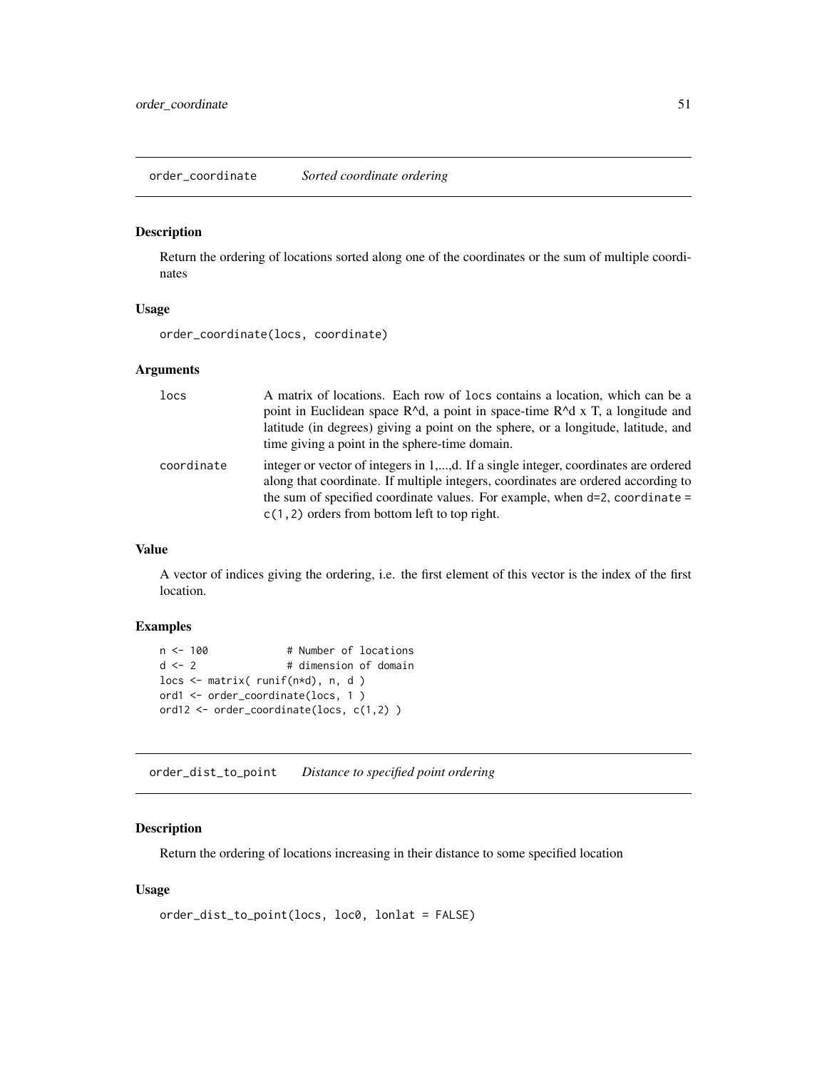## order_coordinate — *Sorted coordinate ordering*

### Description

Return the ordering of locations sorted along one of the coordinates or the sum of multiple coordinates

### Usage

```
order_coordinate(locs, coordinate)
```

### Arguments

| | |
|---|---|
| `locs` | A matrix of locations. Each row of `locs` contains a location, which can be a point in Euclidean space R^d, a point in space-time R^d x T, a longitude and latitude (in degrees) giving a point on the sphere, or a longitude, latitude, and time giving a point in the sphere-time domain. |
| `coordinate` | integer or vector of integers in 1,...,d. If a single integer, coordinates are ordered along that coordinate. If multiple integers, coordinates are ordered according to the sum of specified coordinate values. For example, when `d=2`, `coordinate = c(1,2)` orders from bottom left to top right. |

### Value

A vector of indices giving the ordering, i.e. the first element of this vector is the index of the first location.

### Examples

```
n <- 100             # Number of locations
d <- 2               # dimension of domain
locs <- matrix( runif(n*d), n, d )
ord1 <- order_coordinate(locs, 1 )
ord12 <- order_coordinate(locs, c(1,2) )
```

## order_dist_to_point — *Distance to specified point ordering*

### Description

Return the ordering of locations increasing in their distance to some specified location

### Usage

```
order_dist_to_point(locs, loc0, lonlat = FALSE)
```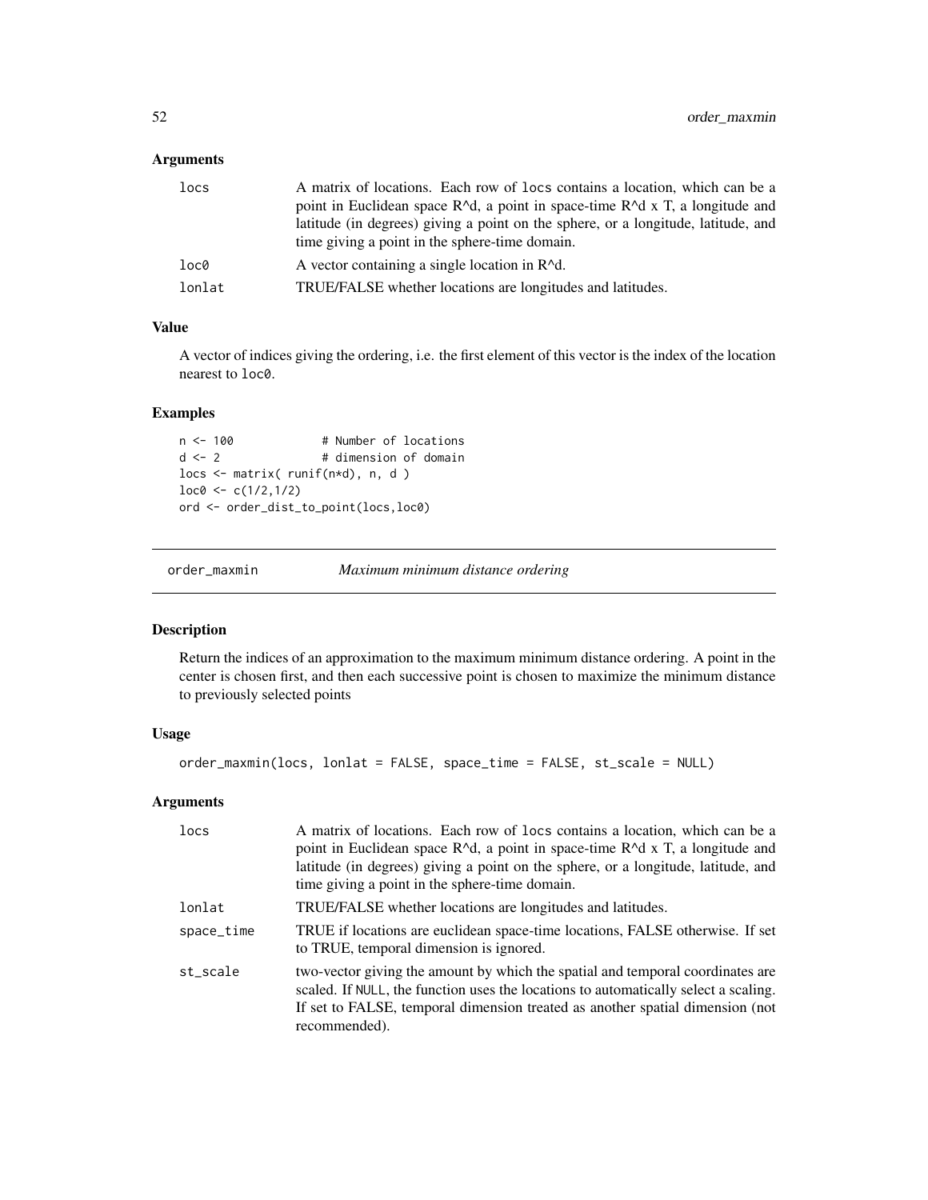### Arguments

| | |
|---|---|
| locs | A matrix of locations. Each row of locs contains a location, which can be a point in Euclidean space R^d, a point in space-time R^d x T, a longitude and latitude (in degrees) giving a point on the sphere, or a longitude, latitude, and time giving a point in the sphere-time domain. |
| loc0 | A vector containing a single location in R^d. |
| lonlat | TRUE/FALSE whether locations are longitudes and latitudes. |

### Value

A vector of indices giving the ordering, i.e. the first element of this vector is the index of the location nearest to loc0.

### Examples

```
n <- 100            # Number of locations
d <- 2              # dimension of domain
locs <- matrix( runif(n*d), n, d )
loc0 <- c(1/2,1/2)
ord <- order_dist_to_point(locs,loc0)
```

---

## order_maxmin — *Maximum minimum distance ordering*

### Description

Return the indices of an approximation to the maximum minimum distance ordering. A point in the center is chosen first, and then each successive point is chosen to maximize the minimum distance to previously selected points

### Usage

```
order_maxmin(locs, lonlat = FALSE, space_time = FALSE, st_scale = NULL)
```

### Arguments

| | |
|---|---|
| locs | A matrix of locations. Each row of locs contains a location, which can be a point in Euclidean space R^d, a point in space-time R^d x T, a longitude and latitude (in degrees) giving a point on the sphere, or a longitude, latitude, and time giving a point in the sphere-time domain. |
| lonlat | TRUE/FALSE whether locations are longitudes and latitudes. |
| space_time | TRUE if locations are euclidean space-time locations, FALSE otherwise. If set to TRUE, temporal dimension is ignored. |
| st_scale | two-vector giving the amount by which the spatial and temporal coordinates are scaled. If NULL, the function uses the locations to automatically select a scaling. If set to FALSE, temporal dimension treated as another spatial dimension (not recommended). |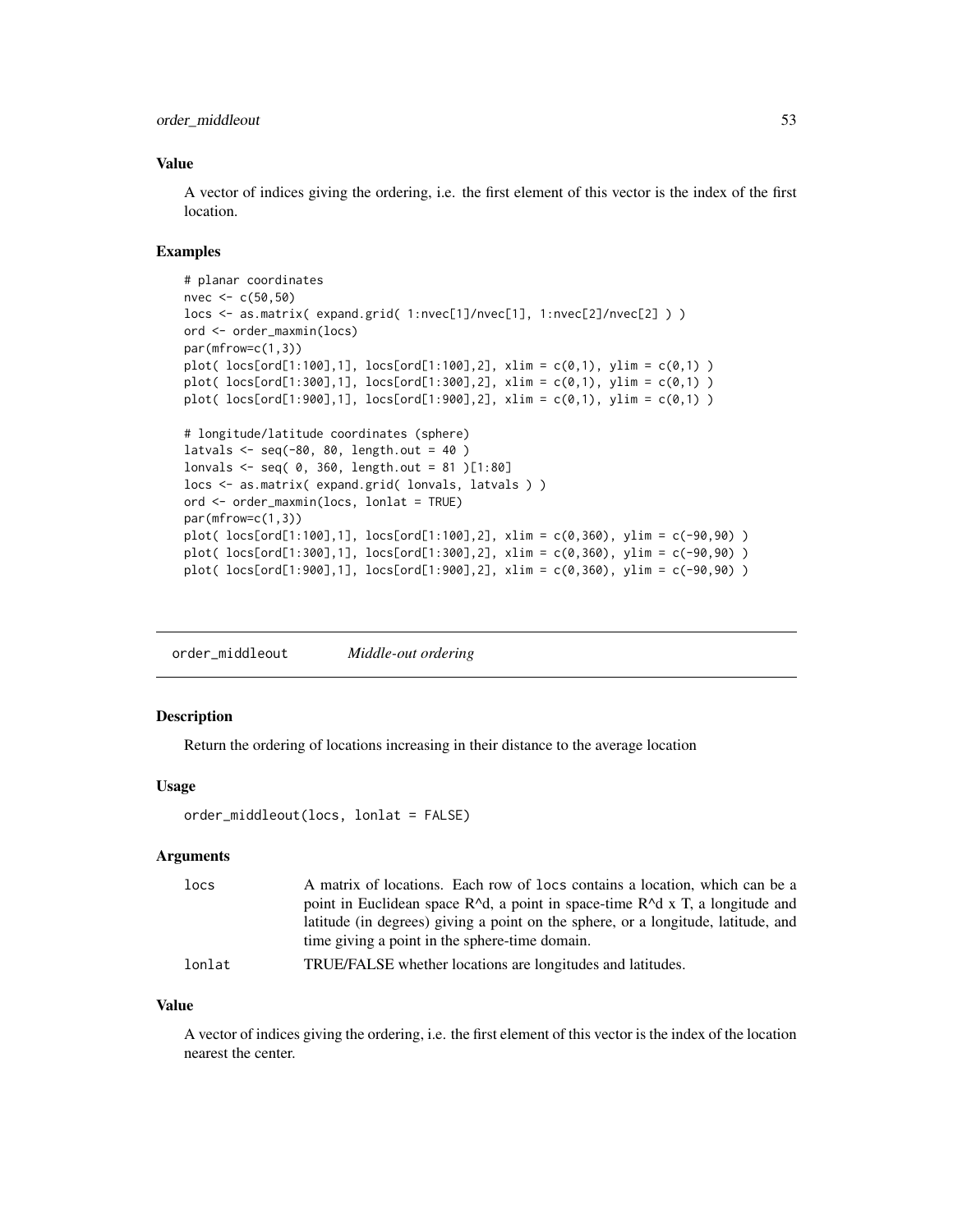### Value

A vector of indices giving the ordering, i.e. the first element of this vector is the index of the first location.

### Examples

```
# planar coordinates
nvec <- c(50,50)
locs <- as.matrix( expand.grid( 1:nvec[1]/nvec[1], 1:nvec[2]/nvec[2] ) )
ord <- order_maxmin(locs)
par(mfrow=c(1,3))
plot( locs[ord[1:100],1], locs[ord[1:100],2], xlim = c(0,1), ylim = c(0,1) )
plot( locs[ord[1:300],1], locs[ord[1:300],2], xlim = c(0,1), ylim = c(0,1) )
plot( locs[ord[1:900],1], locs[ord[1:900],2], xlim = c(0,1), ylim = c(0,1) )

# longitude/latitude coordinates (sphere)
latvals <- seq(-80, 80, length.out = 40 )
lonvals <- seq( 0, 360, length.out = 81 )[1:80]
locs <- as.matrix( expand.grid( lonvals, latvals ) )
ord <- order_maxmin(locs, lonlat = TRUE)
par(mfrow=c(1,3))
plot( locs[ord[1:100],1], locs[ord[1:100],2], xlim = c(0,360), ylim = c(-90,90) )
plot( locs[ord[1:300],1], locs[ord[1:300],2], xlim = c(0,360), ylim = c(-90,90) )
plot( locs[ord[1:900],1], locs[ord[1:900],2], xlim = c(0,360), ylim = c(-90,90) )
```

---

## order_middleout *Middle-out ordering*

---

### Description

Return the ordering of locations increasing in their distance to the average location

### Usage

```
order_middleout(locs, lonlat = FALSE)
```

### Arguments

| | |
|---|---|
| locs | A matrix of locations. Each row of locs contains a location, which can be a point in Euclidean space R^d, a point in space-time R^d x T, a longitude and latitude (in degrees) giving a point on the sphere, or a longitude, latitude, and time giving a point in the sphere-time domain. |
| lonlat | TRUE/FALSE whether locations are longitudes and latitudes. |

### Value

A vector of indices giving the ordering, i.e. the first element of this vector is the index of the location nearest the center.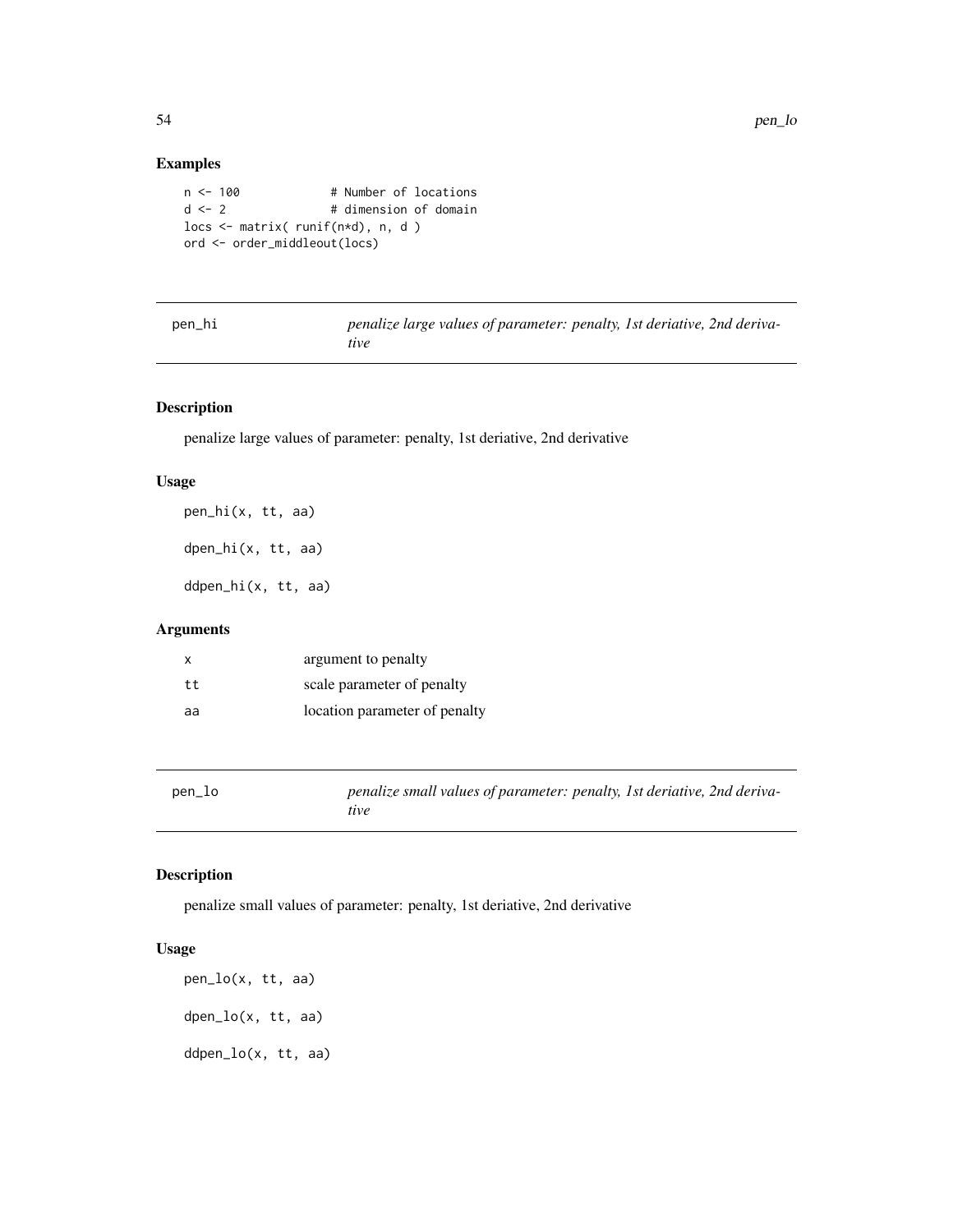## Examples

```
n <- 100            # Number of locations
d <- 2              # dimension of domain
locs <- matrix( runif(n*d), n, d )
ord <- order_middleout(locs)
```

---

## pen_hi — *penalize large values of parameter: penalty, 1st deriative, 2nd derivative*

### Description

penalize large values of parameter: penalty, 1st deriative, 2nd derivative

### Usage

```
pen_hi(x, tt, aa)

dpen_hi(x, tt, aa)

ddpen_hi(x, tt, aa)
```

### Arguments

| | |
|---|---|
| x | argument to penalty |
| tt | scale parameter of penalty |
| aa | location parameter of penalty |

---

## pen_lo — *penalize small values of parameter: penalty, 1st deriative, 2nd derivative*

### Description

penalize small values of parameter: penalty, 1st deriative, 2nd derivative

### Usage

```
pen_lo(x, tt, aa)

dpen_lo(x, tt, aa)

ddpen_lo(x, tt, aa)
```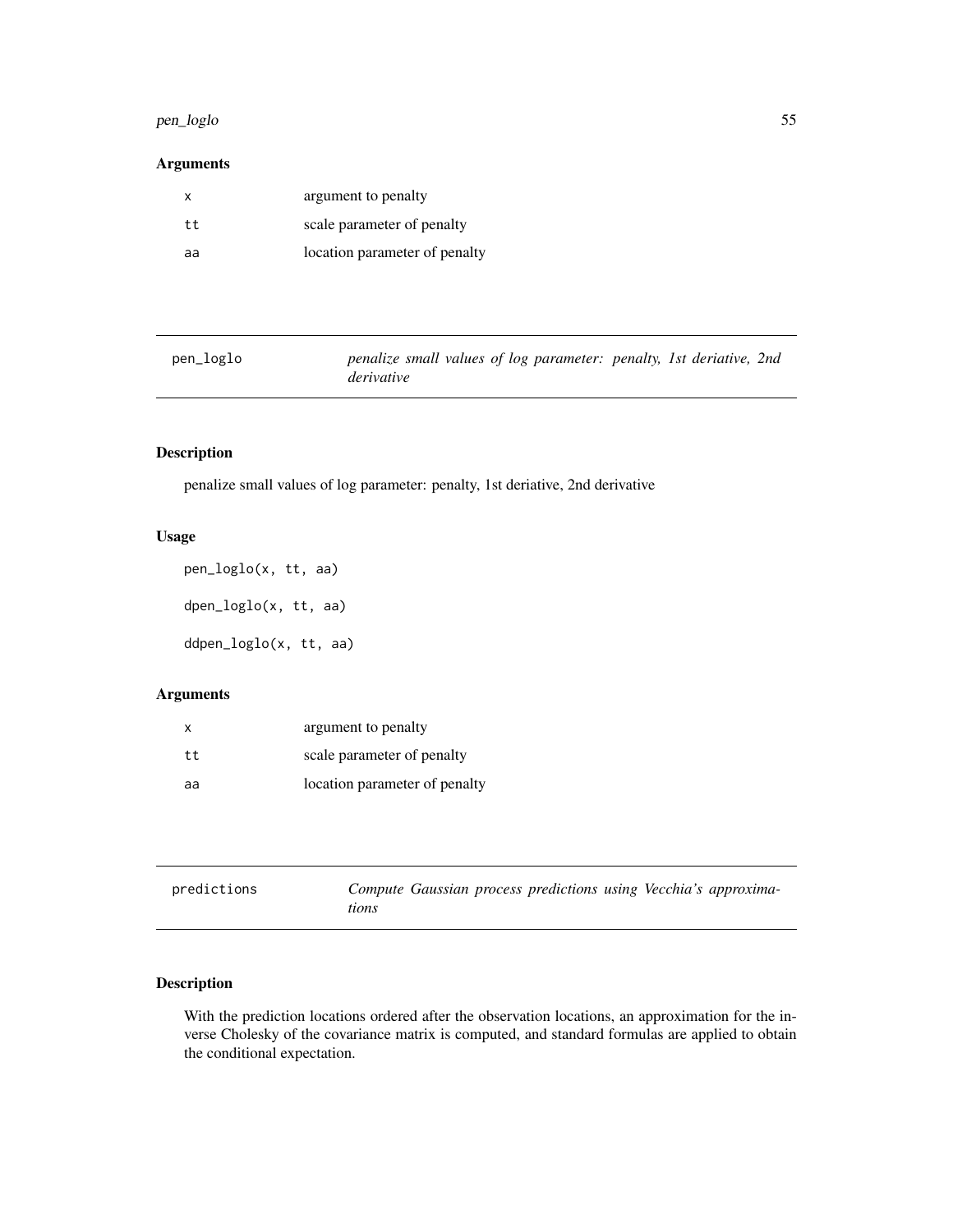## Arguments

| | |
|---|---|
| x | argument to penalty |
| tt | scale parameter of penalty |
| aa | location parameter of penalty |

---

## pen_loglo — *penalize small values of log parameter: penalty, 1st deriative, 2nd derivative*

### Description

penalize small values of log parameter: penalty, 1st deriative, 2nd derivative

### Usage

```
pen_loglo(x, tt, aa)

dpen_loglo(x, tt, aa)

ddpen_loglo(x, tt, aa)
```

### Arguments

| | |
|---|---|
| x | argument to penalty |
| tt | scale parameter of penalty |
| aa | location parameter of penalty |

---

## predictions — *Compute Gaussian process predictions using Vecchia's approximations*

### Description

With the prediction locations ordered after the observation locations, an approximation for the inverse Cholesky of the covariance matrix is computed, and standard formulas are applied to obtain the conditional expectation.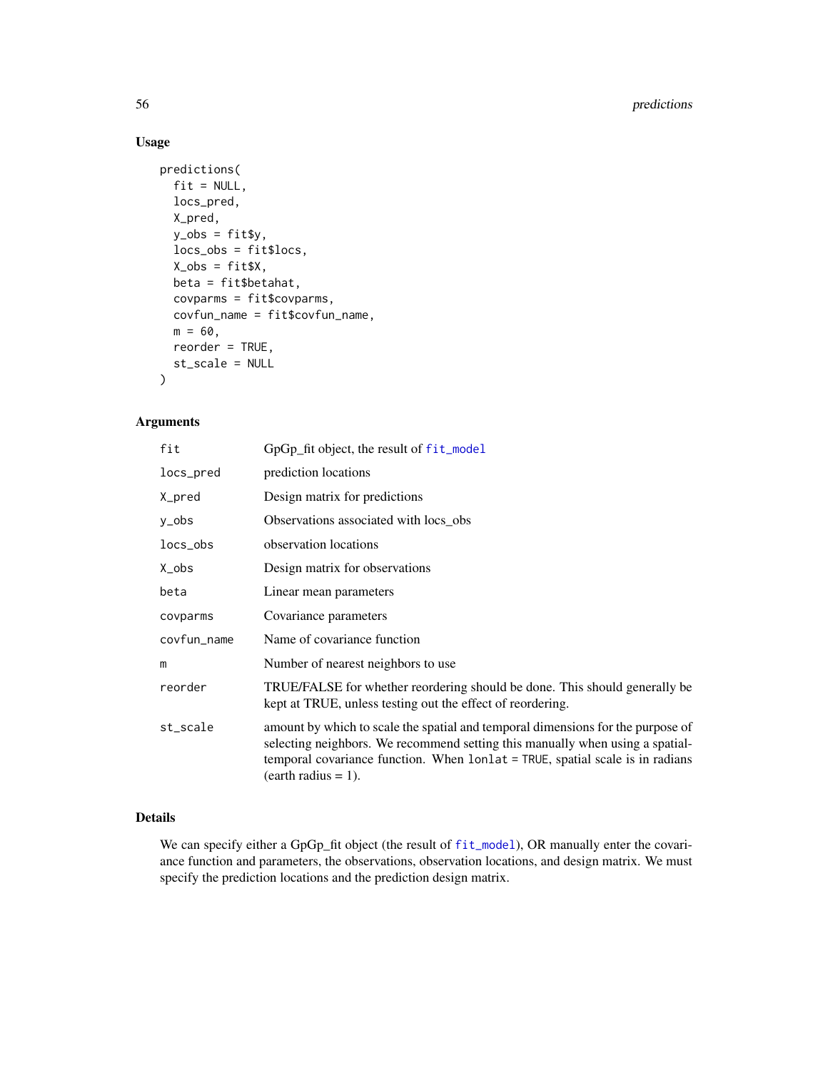## Usage

```
predictions(
  fit = NULL,
  locs_pred,
  X_pred,
  y_obs = fit$y,
  locs_obs = fit$locs,
  X_obs = fit$X,
  beta = fit$betahat,
  covparms = fit$covparms,
  covfun_name = fit$covfun_name,
  m = 60,
  reorder = TRUE,
  st_scale = NULL
)
```

## Arguments

| Argument | Description |
|---|---|
| `fit` | GpGp_fit object, the result of `fit_model` |
| `locs_pred` | prediction locations |
| `X_pred` | Design matrix for predictions |
| `y_obs` | Observations associated with locs_obs |
| `locs_obs` | observation locations |
| `X_obs` | Design matrix for observations |
| `beta` | Linear mean parameters |
| `covparms` | Covariance parameters |
| `covfun_name` | Name of covariance function |
| `m` | Number of nearest neighbors to use |
| `reorder` | TRUE/FALSE for whether reordering should be done. This should generally be kept at TRUE, unless testing out the effect of reordering. |
| `st_scale` | amount by which to scale the spatial and temporal dimensions for the purpose of selecting neighbors. We recommend setting this manually when using a spatial-temporal covariance function. When `lonlat = TRUE`, spatial scale is in radians (earth radius = 1). |

## Details

We can specify either a GpGp_fit object (the result of `fit_model`), OR manually enter the covariance function and parameters, the observations, observation locations, and design matrix. We must specify the prediction locations and the prediction design matrix.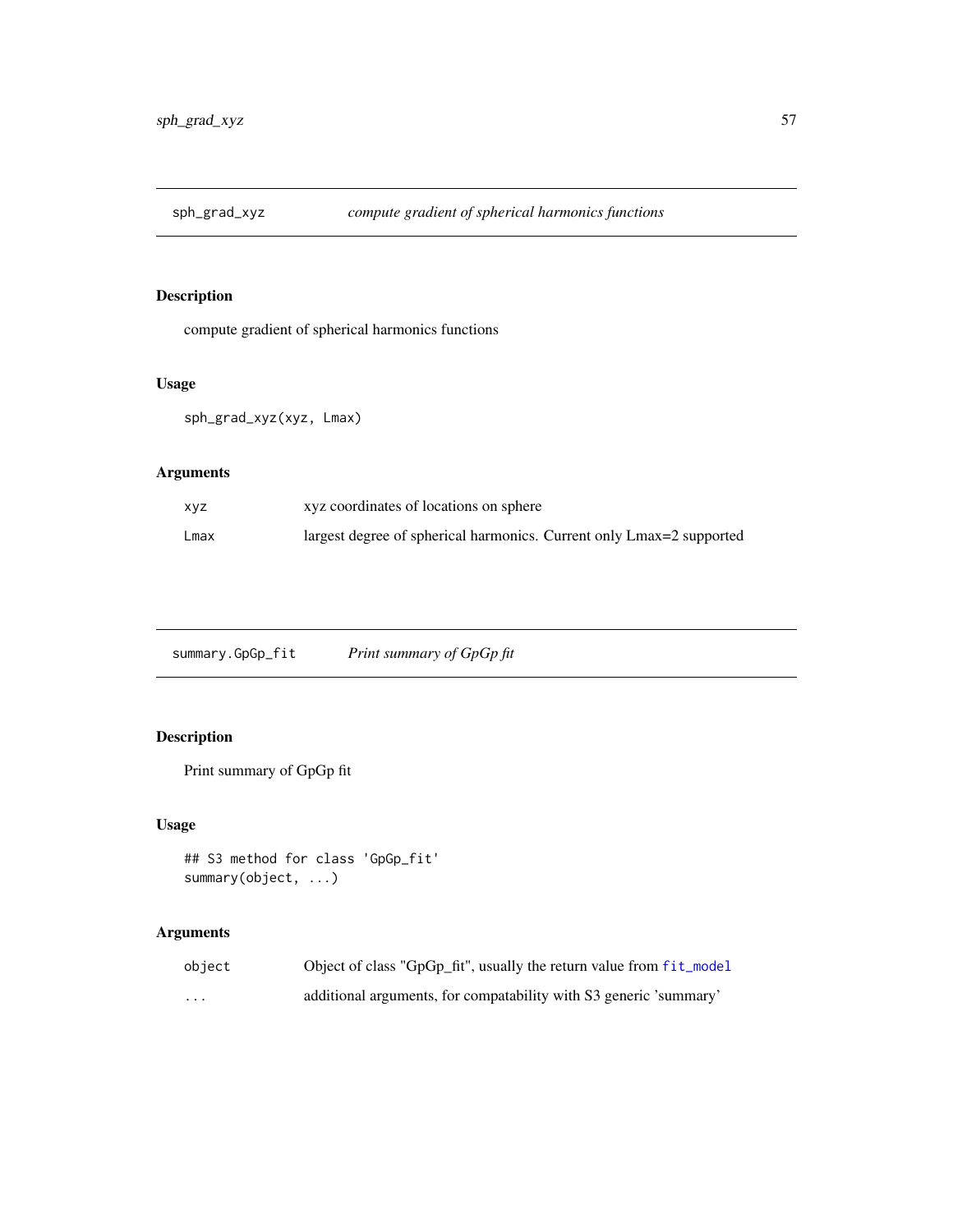## sph_grad_xyz *compute gradient of spherical harmonics functions*

### Description

compute gradient of spherical harmonics functions

### Usage

```
sph_grad_xyz(xyz, Lmax)
```

### Arguments

| | |
|---|---|
| xyz | xyz coordinates of locations on sphere |
| Lmax | largest degree of spherical harmonics. Current only Lmax=2 supported |

## summary.GpGp_fit *Print summary of GpGp fit*

### Description

Print summary of GpGp fit

### Usage

```
## S3 method for class 'GpGp_fit'
summary(object, ...)
```

### Arguments

| | |
|---|---|
| object | Object of class "GpGp_fit", usually the return value from fit_model |
| ... | additional arguments, for compatability with S3 generic 'summary' |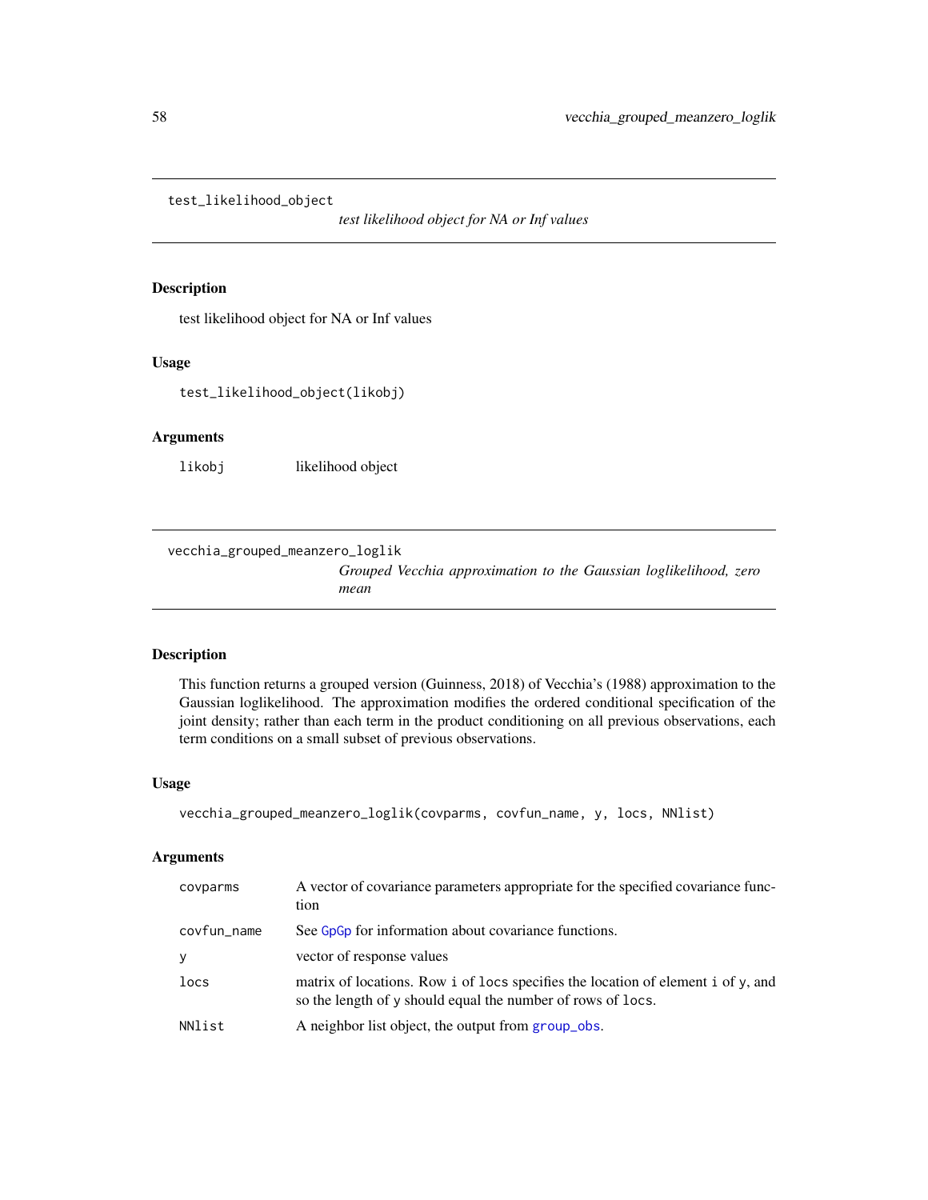## test_likelihood_object

*test likelihood object for NA or Inf values*

### Description

test likelihood object for NA or Inf values

### Usage

```
test_likelihood_object(likobj)
```

### Arguments

| | |
|---|---|
| likobj | likelihood object |

## vecchia_grouped_meanzero_loglik

*Grouped Vecchia approximation to the Gaussian loglikelihood, zero mean*

### Description

This function returns a grouped version (Guinness, 2018) of Vecchia's (1988) approximation to the Gaussian loglikelihood. The approximation modifies the ordered conditional specification of the joint density; rather than each term in the product conditioning on all previous observations, each term conditions on a small subset of previous observations.

### Usage

```
vecchia_grouped_meanzero_loglik(covparms, covfun_name, y, locs, NNlist)
```

### Arguments

| | |
|---|---|
| covparms | A vector of covariance parameters appropriate for the specified covariance function |
| covfun_name | See GpGp for information about covariance functions. |
| y | vector of response values |
| locs | matrix of locations. Row i of locs specifies the location of element i of y, and so the length of y should equal the number of rows of locs. |
| NNlist | A neighbor list object, the output from group_obs. |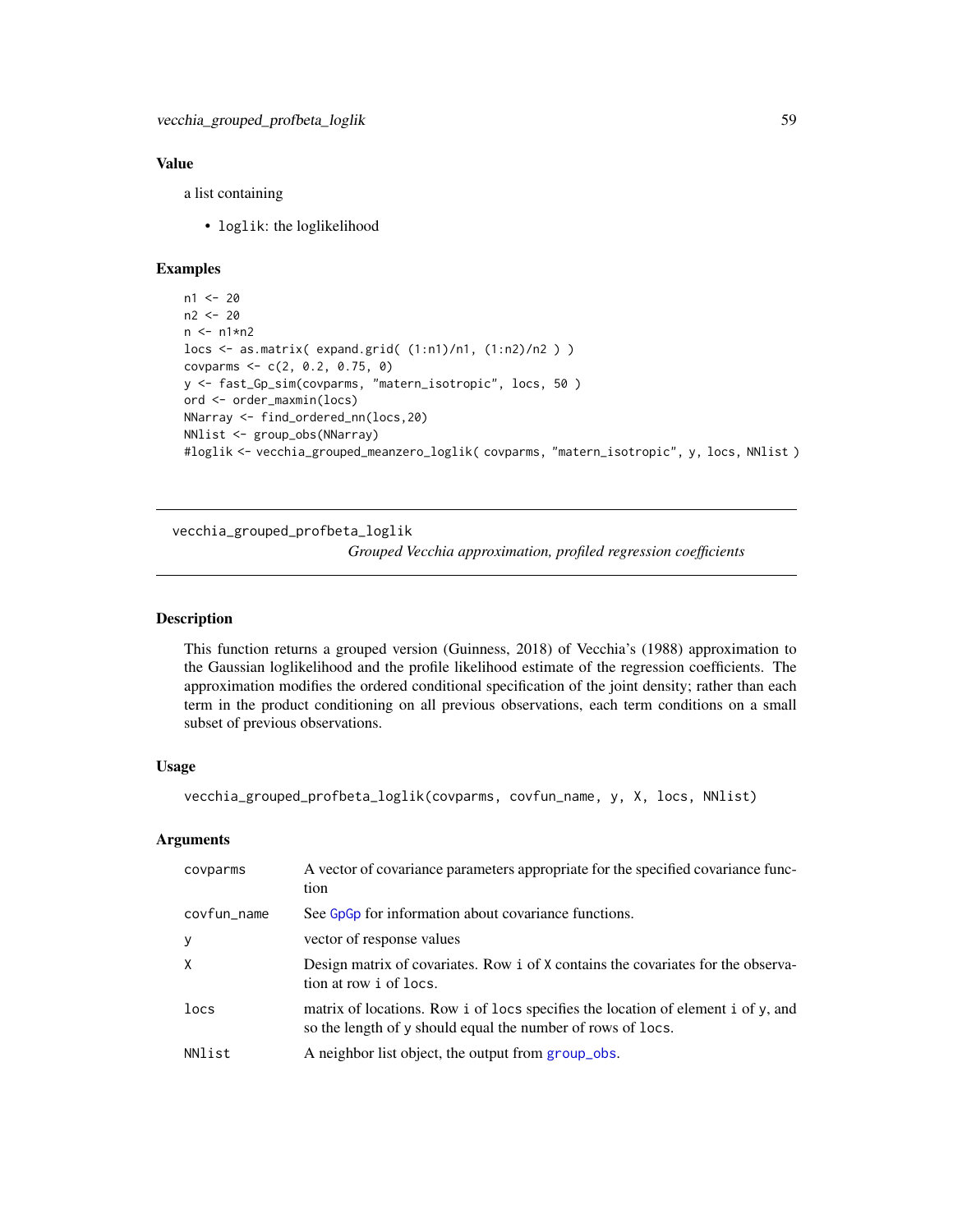### Value

a list containing

- `loglik`: the loglikelihood

### Examples

```
n1 <- 20
n2 <- 20
n <- n1*n2
locs <- as.matrix( expand.grid( (1:n1)/n1, (1:n2)/n2 ) )
covparms <- c(2, 0.2, 0.75, 0)
y <- fast_Gp_sim(covparms, "matern_isotropic", locs, 50 )
ord <- order_maxmin(locs)
NNarray <- find_ordered_nn(locs,20)
NNlist <- group_obs(NNarray)
#loglik <- vecchia_grouped_meanzero_loglik( covparms, "matern_isotropic", y, locs, NNlist )
```

---

## vecchia_grouped_profbeta_loglik

*Grouped Vecchia approximation, profiled regression coefficients*

---

### Description

This function returns a grouped version (Guinness, 2018) of Vecchia's (1988) approximation to the Gaussian loglikelihood and the profile likelihood estimate of the regression coefficients. The approximation modifies the ordered conditional specification of the joint density; rather than each term in the product conditioning on all previous observations, each term conditions on a small subset of previous observations.

### Usage

```
vecchia_grouped_profbeta_loglik(covparms, covfun_name, y, X, locs, NNlist)
```

### Arguments

| | |
|---|---|
| `covparms` | A vector of covariance parameters appropriate for the specified covariance function |
| `covfun_name` | See `GpGp` for information about covariance functions. |
| `y` | vector of response values |
| `X` | Design matrix of covariates. Row `i` of `X` contains the covariates for the observation at row `i` of `locs`. |
| `locs` | matrix of locations. Row `i` of `locs` specifies the location of element `i` of `y`, and so the length of `y` should equal the number of rows of `locs`. |
| `NNlist` | A neighbor list object, the output from `group_obs`. |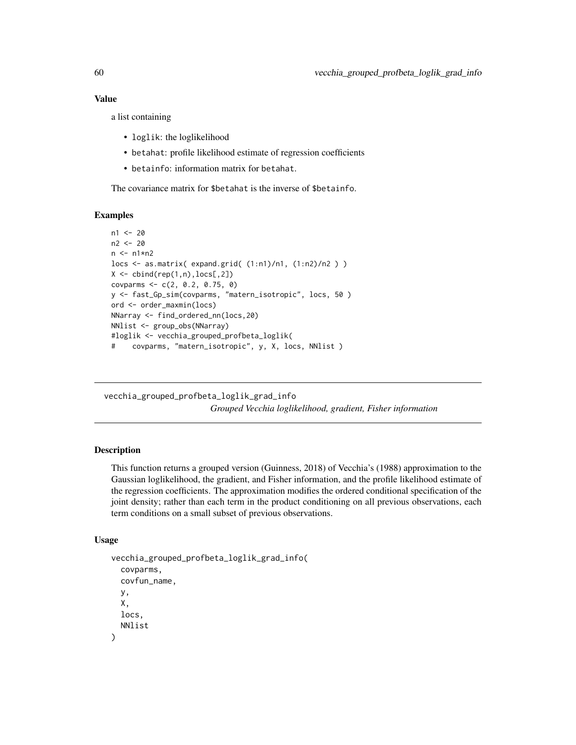## Value

a list containing

- loglik: the loglikelihood
- betahat: profile likelihood estimate of regression coefficients
- betainfo: information matrix for betahat.

The covariance matrix for $betahat is the inverse of $betainfo.

## Examples

```
n1 <- 20
n2 <- 20
n <- n1*n2
locs <- as.matrix( expand.grid( (1:n1)/n1, (1:n2)/n2 ) )
X <- cbind(rep(1,n),locs[,2])
covparms <- c(2, 0.2, 0.75, 0)
y <- fast_Gp_sim(covparms, "matern_isotropic", locs, 50 )
ord <- order_maxmin(locs)
NNarray <- find_ordered_nn(locs,20)
NNlist <- group_obs(NNarray)
#loglik <- vecchia_grouped_profbeta_loglik(
#    covparms, "matern_isotropic", y, X, locs, NNlist )
```

---

# vecchia_grouped_profbeta_loglik_grad_info

*Grouped Vecchia loglikelihood, gradient, Fisher information*

---

## Description

This function returns a grouped version (Guinness, 2018) of Vecchia's (1988) approximation to the Gaussian loglikelihood, the gradient, and Fisher information, and the profile likelihood estimate of the regression coefficients. The approximation modifies the ordered conditional specification of the joint density; rather than each term in the product conditioning on all previous observations, each term conditions on a small subset of previous observations.

## Usage

```
vecchia_grouped_profbeta_loglik_grad_info(
  covparms,
  covfun_name,
  y,
  X,
  locs,
  NNlist
)
```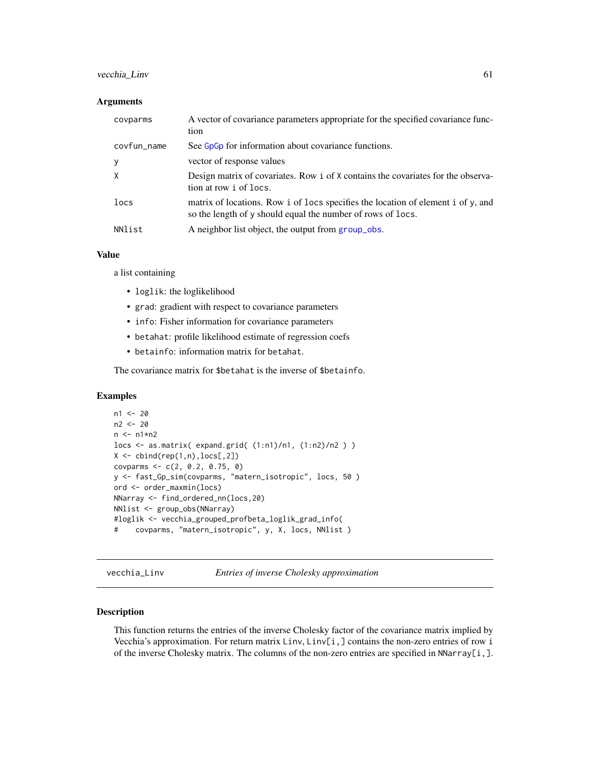### Arguments

| | |
|---|---|
| `covparms` | A vector of covariance parameters appropriate for the specified covariance function |
| `covfun_name` | See GpGp for information about covariance functions. |
| `y` | vector of response values |
| `X` | Design matrix of covariates. Row `i` of `X` contains the covariates for the observation at row `i` of `locs`. |
| `locs` | matrix of locations. Row `i` of `locs` specifies the location of element `i` of `y`, and so the length of `y` should equal the number of rows of `locs`. |
| `NNlist` | A neighbor list object, the output from `group_obs`. |

### Value

a list containing

- `loglik`: the loglikelihood
- `grad`: gradient with respect to covariance parameters
- `info`: Fisher information for covariance parameters
- `betahat`: profile likelihood estimate of regression coefs
- `betainfo`: information matrix for `betahat`.

The covariance matrix for `$betahat` is the inverse of `$betainfo`.

### Examples

```
n1 <- 20
n2 <- 20
n <- n1*n2
locs <- as.matrix( expand.grid( (1:n1)/n1, (1:n2)/n2 ) )
X <- cbind(rep(1,n),locs[,2])
covparms <- c(2, 0.2, 0.75, 0)
y <- fast_Gp_sim(covparms, "matern_isotropic", locs, 50 )
ord <- order_maxmin(locs)
NNarray <- find_ordered_nn(locs,20)
NNlist <- group_obs(NNarray)
#loglik <- vecchia_grouped_profbeta_loglik_grad_info(
#    covparms, "matern_isotropic", y, X, locs, NNlist )
```

---

## vecchia_Linv — *Entries of inverse Cholesky approximation*

### Description

This function returns the entries of the inverse Cholesky factor of the covariance matrix implied by Vecchia's approximation. For return matrix `Linv`, `Linv[i,]` contains the non-zero entries of row `i` of the inverse Cholesky matrix. The columns of the non-zero entries are specified in `NNarray[i,]`.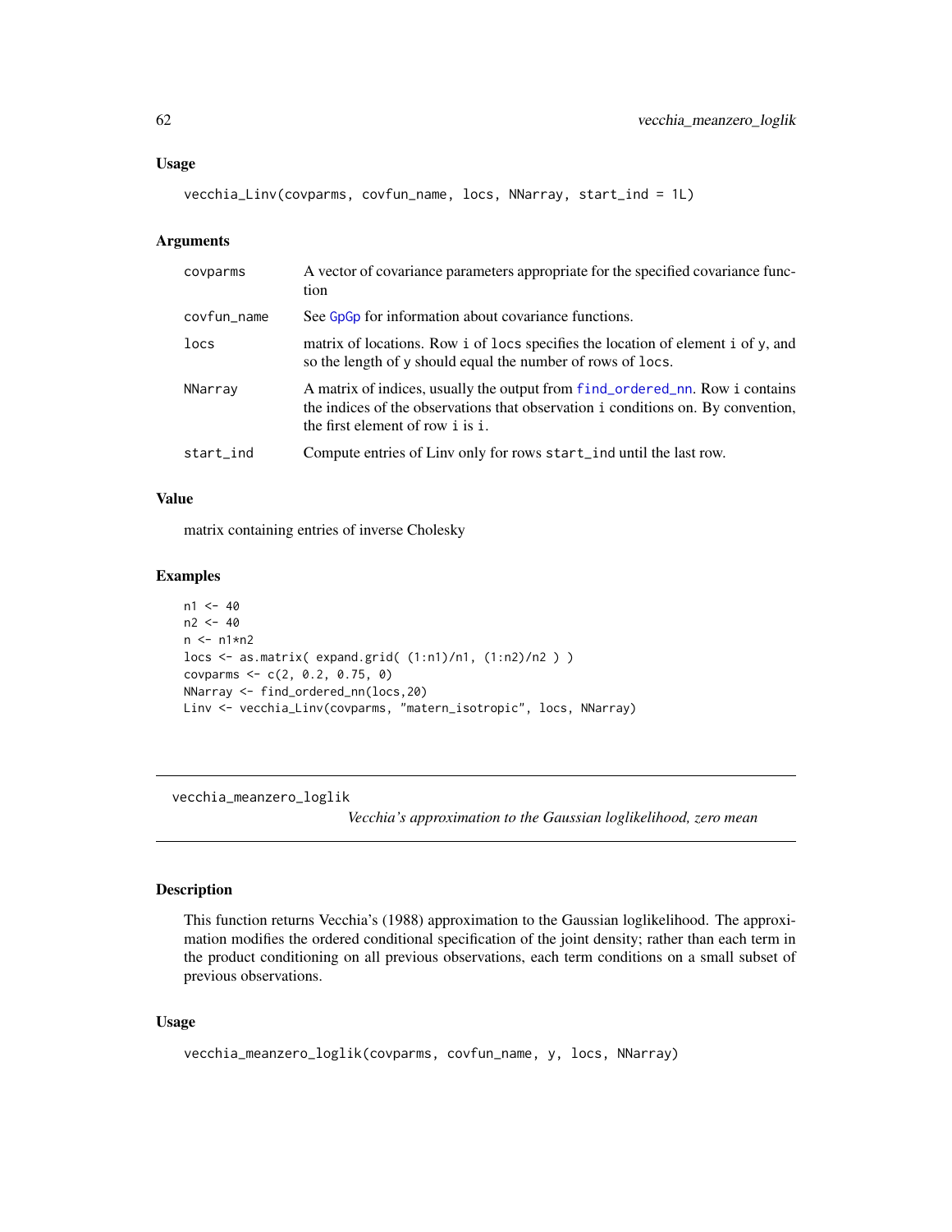## Usage

```
vecchia_Linv(covparms, covfun_name, locs, NNarray, start_ind = 1L)
```

## Arguments

| | |
|---|---|
| covparms | A vector of covariance parameters appropriate for the specified covariance function |
| covfun_name | See GpGp for information about covariance functions. |
| locs | matrix of locations. Row i of locs specifies the location of element i of y, and so the length of y should equal the number of rows of locs. |
| NNarray | A matrix of indices, usually the output from find_ordered_nn. Row i contains the indices of the observations that observation i conditions on. By convention, the first element of row i is i. |
| start_ind | Compute entries of Linv only for rows start_ind until the last row. |

## Value

matrix containing entries of inverse Cholesky

## Examples

```
n1 <- 40
n2 <- 40
n <- n1*n2
locs <- as.matrix( expand.grid( (1:n1)/n1, (1:n2)/n2 ) )
covparms <- c(2, 0.2, 0.75, 0)
NNarray <- find_ordered_nn(locs,20)
Linv <- vecchia_Linv(covparms, "matern_isotropic", locs, NNarray)
```

---

# vecchia_meanzero_loglik

*Vecchia's approximation to the Gaussian loglikelihood, zero mean*

---

## Description

This function returns Vecchia's (1988) approximation to the Gaussian loglikelihood. The approximation modifies the ordered conditional specification of the joint density; rather than each term in the product conditioning on all previous observations, each term conditions on a small subset of previous observations.

## Usage

```
vecchia_meanzero_loglik(covparms, covfun_name, y, locs, NNarray)
```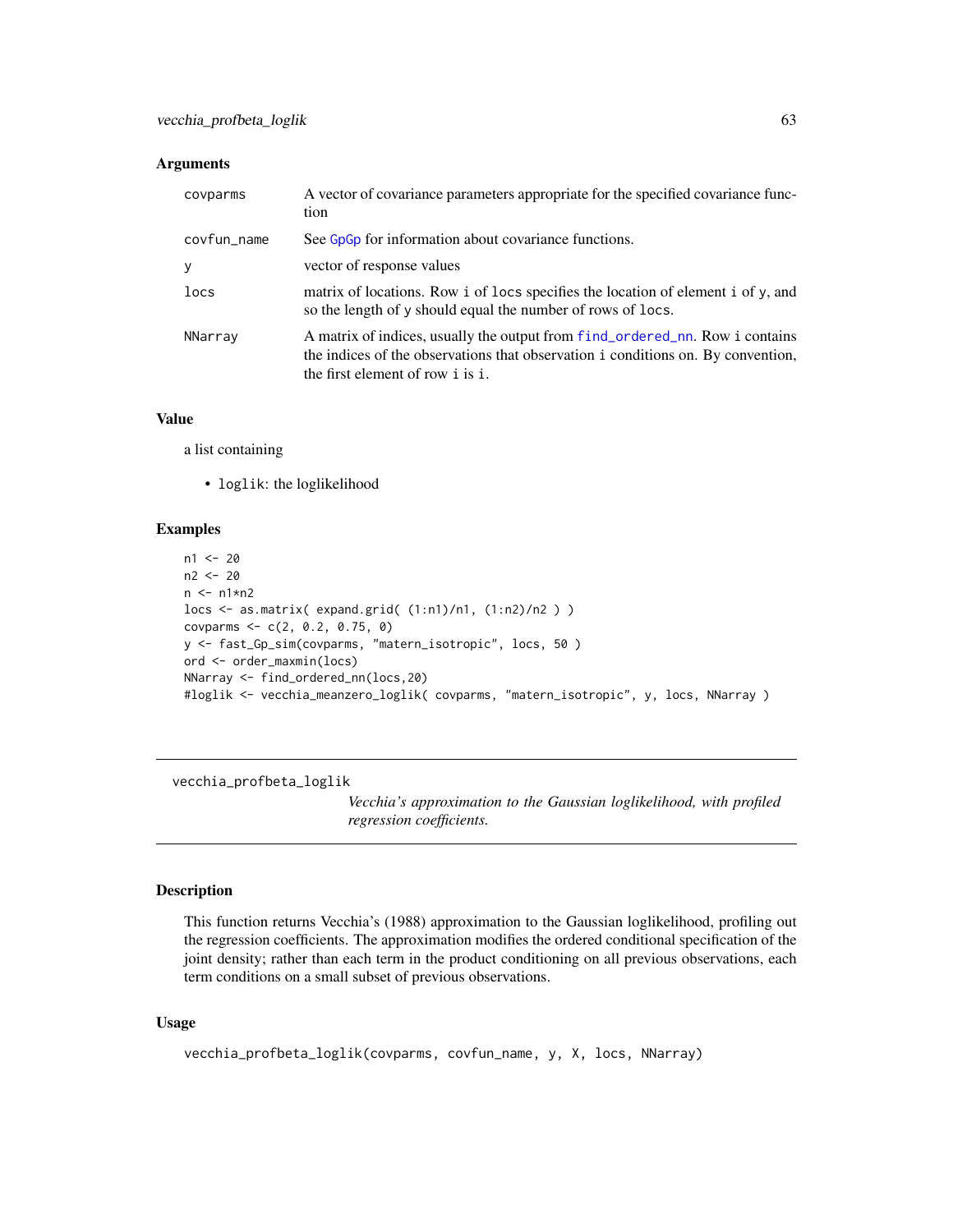### Arguments

| | |
|---|---|
| covparms | A vector of covariance parameters appropriate for the specified covariance function |
| covfun_name | See GpGp for information about covariance functions. |
| y | vector of response values |
| locs | matrix of locations. Row i of locs specifies the location of element i of y, and so the length of y should equal the number of rows of locs. |
| NNarray | A matrix of indices, usually the output from find_ordered_nn. Row i contains the indices of the observations that observation i conditions on. By convention, the first element of row i is i. |

### Value

a list containing

- loglik: the loglikelihood

### Examples

```
n1 <- 20
n2 <- 20
n <- n1*n2
locs <- as.matrix( expand.grid( (1:n1)/n1, (1:n2)/n2 ) )
covparms <- c(2, 0.2, 0.75, 0)
y <- fast_Gp_sim(covparms, "matern_isotropic", locs, 50 )
ord <- order_maxmin(locs)
NNarray <- find_ordered_nn(locs,20)
#loglik <- vecchia_meanzero_loglik( covparms, "matern_isotropic", y, locs, NNarray )
```

---

## vecchia_profbeta_loglik

*Vecchia's approximation to the Gaussian loglikelihood, with profiled regression coefficients.*

### Description

This function returns Vecchia's (1988) approximation to the Gaussian loglikelihood, profiling out the regression coefficients. The approximation modifies the ordered conditional specification of the joint density; rather than each term in the product conditioning on all previous observations, each term conditions on a small subset of previous observations.

### Usage

```
vecchia_profbeta_loglik(covparms, covfun_name, y, X, locs, NNarray)
```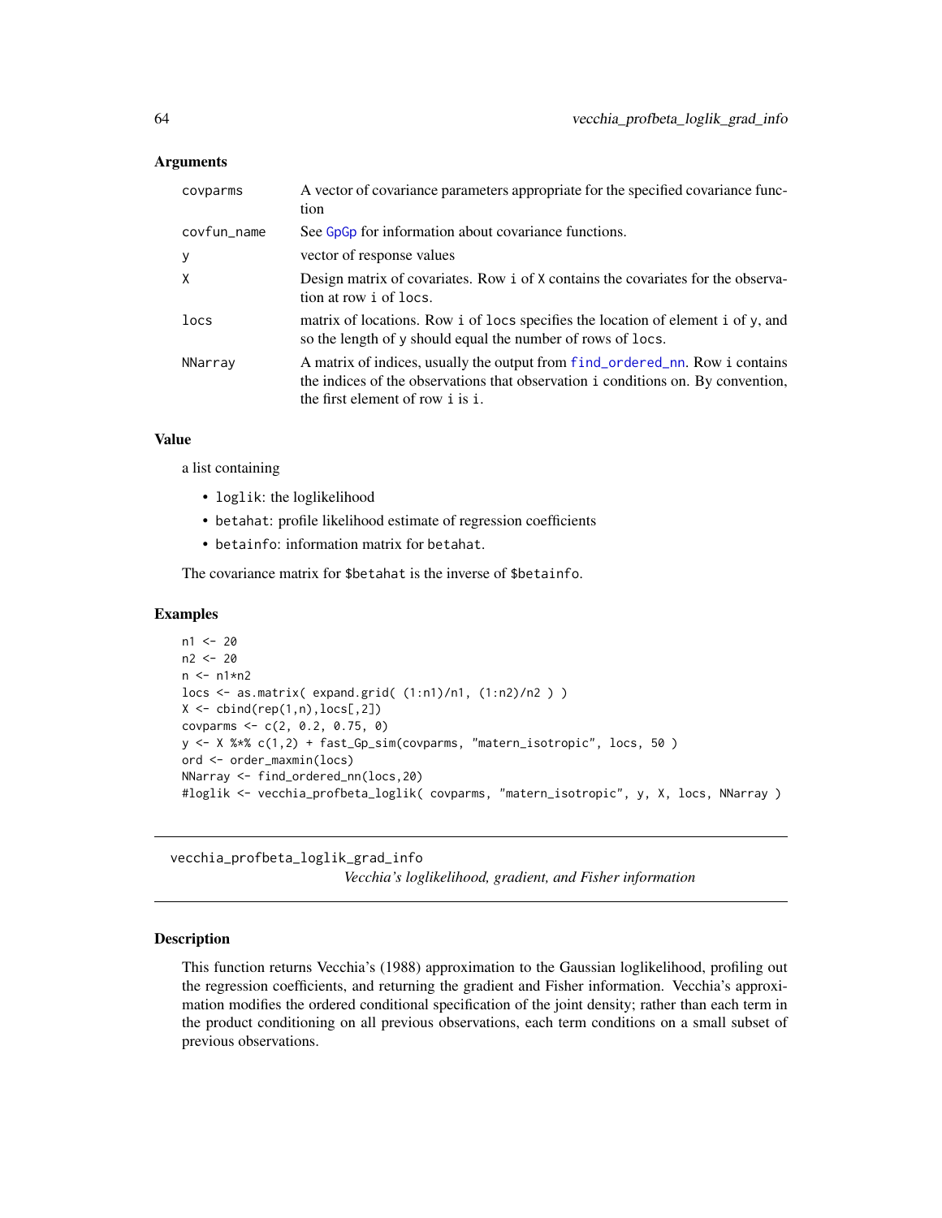### Arguments

| | |
|---|---|
| covparms | A vector of covariance parameters appropriate for the specified covariance function |
| covfun_name | See GpGp for information about covariance functions. |
| y | vector of response values |
| X | Design matrix of covariates. Row i of X contains the covariates for the observation at row i of locs. |
| locs | matrix of locations. Row i of locs specifies the location of element i of y, and so the length of y should equal the number of rows of locs. |
| NNarray | A matrix of indices, usually the output from find_ordered_nn. Row i contains the indices of the observations that observation i conditions on. By convention, the first element of row i is i. |

### Value

a list containing

- loglik: the loglikelihood
- betahat: profile likelihood estimate of regression coefficients
- betainfo: information matrix for betahat.

The covariance matrix for $betahat is the inverse of $betainfo.

### Examples

```
n1 <- 20
n2 <- 20
n <- n1*n2
locs <- as.matrix( expand.grid( (1:n1)/n1, (1:n2)/n2 ) )
X <- cbind(rep(1,n),locs[,2])
covparms <- c(2, 0.2, 0.75, 0)
y <- X %*% c(1,2) + fast_Gp_sim(covparms, "matern_isotropic", locs, 50 )
ord <- order_maxmin(locs)
NNarray <- find_ordered_nn(locs,20)
#loglik <- vecchia_profbeta_loglik( covparms, "matern_isotropic", y, X, locs, NNarray )
```

---

## vecchia_profbeta_loglik_grad_info

*Vecchia's loglikelihood, gradient, and Fisher information*

---

### Description

This function returns Vecchia's (1988) approximation to the Gaussian loglikelihood, profiling out the regression coefficients, and returning the gradient and Fisher information. Vecchia's approximation modifies the ordered conditional specification of the joint density; rather than each term in the product conditioning on all previous observations, each term conditions on a small subset of previous observations.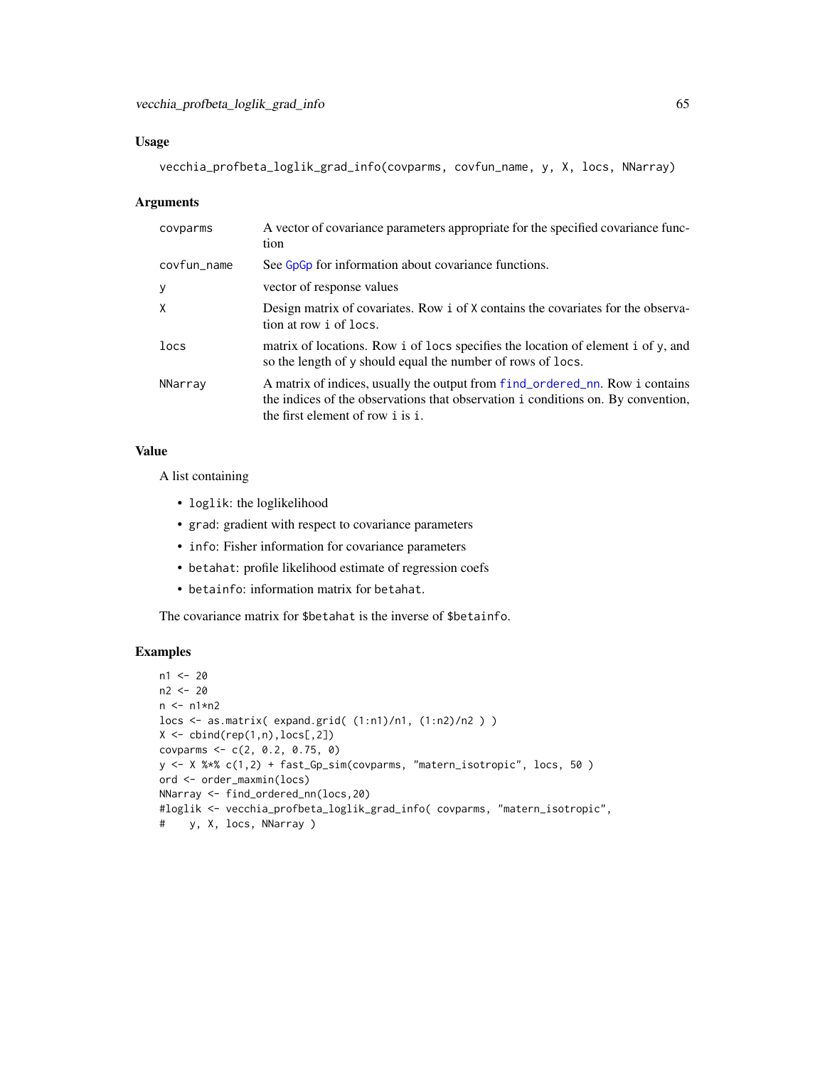### Usage

```
vecchia_profbeta_loglik_grad_info(covparms, covfun_name, y, X, locs, NNarray)
```

### Arguments

| | |
|---|---|
| covparms | A vector of covariance parameters appropriate for the specified covariance function |
| covfun_name | See GpGp for information about covariance functions. |
| y | vector of response values |
| X | Design matrix of covariates. Row i of X contains the covariates for the observation at row i of locs. |
| locs | matrix of locations. Row i of locs specifies the location of element i of y, and so the length of y should equal the number of rows of locs. |
| NNarray | A matrix of indices, usually the output from find_ordered_nn. Row i contains the indices of the observations that observation i conditions on. By convention, the first element of row i is i. |

### Value

A list containing

- loglik: the loglikelihood
- grad: gradient with respect to covariance parameters
- info: Fisher information for covariance parameters
- betahat: profile likelihood estimate of regression coefs
- betainfo: information matrix for betahat.

The covariance matrix for $betahat is the inverse of $betainfo.

### Examples

```
n1 <- 20
n2 <- 20
n <- n1*n2
locs <- as.matrix( expand.grid( (1:n1)/n1, (1:n2)/n2 ) )
X <- cbind(rep(1,n),locs[,2])
covparms <- c(2, 0.2, 0.75, 0)
y <- X %*% c(1,2) + fast_Gp_sim(covparms, "matern_isotropic", locs, 50 )
ord <- order_maxmin(locs)
NNarray <- find_ordered_nn(locs,20)
#loglik <- vecchia_profbeta_loglik_grad_info( covparms, "matern_isotropic",
#    y, X, locs, NNarray )
```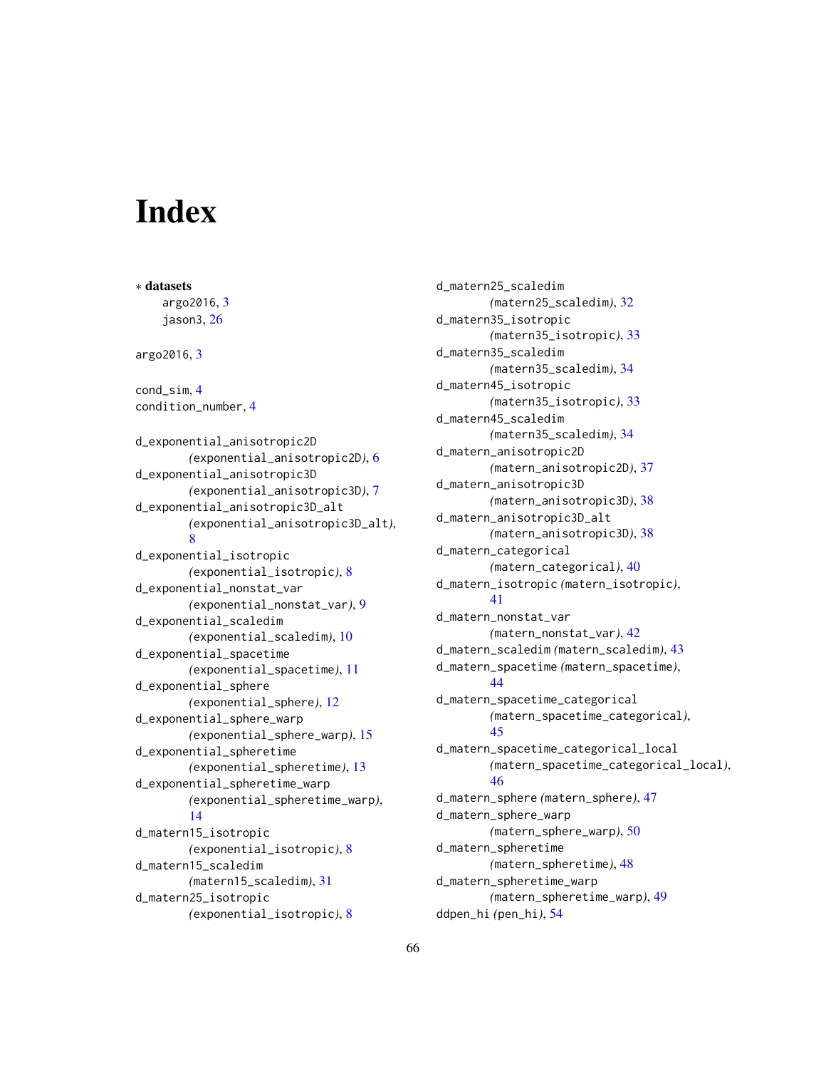# Index

∗ **datasets**
- argo2016, 3
- jason3, 26

argo2016, 3

cond_sim, 4
condition_number, 4

d_exponential_anisotropic2D (exponential_anisotropic2D), 6
d_exponential_anisotropic3D (exponential_anisotropic3D), 7
d_exponential_anisotropic3D_alt (exponential_anisotropic3D_alt), 8
d_exponential_isotropic (exponential_isotropic), 8
d_exponential_nonstat_var (exponential_nonstat_var), 9
d_exponential_scaledim (exponential_scaledim), 10
d_exponential_spacetime (exponential_spacetime), 11
d_exponential_sphere (exponential_sphere), 12
d_exponential_sphere_warp (exponential_sphere_warp), 15
d_exponential_spheretime (exponential_spheretime), 13
d_exponential_spheretime_warp (exponential_spheretime_warp), 14
d_matern15_isotropic (exponential_isotropic), 8
d_matern15_scaledim (matern15_scaledim), 31
d_matern25_isotropic (exponential_isotropic), 8
d_matern25_scaledim (matern25_scaledim), 32
d_matern35_isotropic (matern35_isotropic), 33
d_matern35_scaledim (matern35_scaledim), 34
d_matern45_isotropic (matern35_isotropic), 33
d_matern45_scaledim (matern35_scaledim), 34
d_matern_anisotropic2D (matern_anisotropic2D), 37
d_matern_anisotropic3D (matern_anisotropic3D), 38
d_matern_anisotropic3D_alt (matern_anisotropic3D), 38
d_matern_categorical (matern_categorical), 40
d_matern_isotropic (matern_isotropic), 41
d_matern_nonstat_var (matern_nonstat_var), 42
d_matern_scaledim (matern_scaledim), 43
d_matern_spacetime (matern_spacetime), 44
d_matern_spacetime_categorical (matern_spacetime_categorical), 45
d_matern_spacetime_categorical_local (matern_spacetime_categorical_local), 46
d_matern_sphere (matern_sphere), 47
d_matern_sphere_warp (matern_sphere_warp), 50
d_matern_spheretime (matern_spheretime), 48
d_matern_spheretime_warp (matern_spheretime_warp), 49
ddpen_hi (pen_hi), 54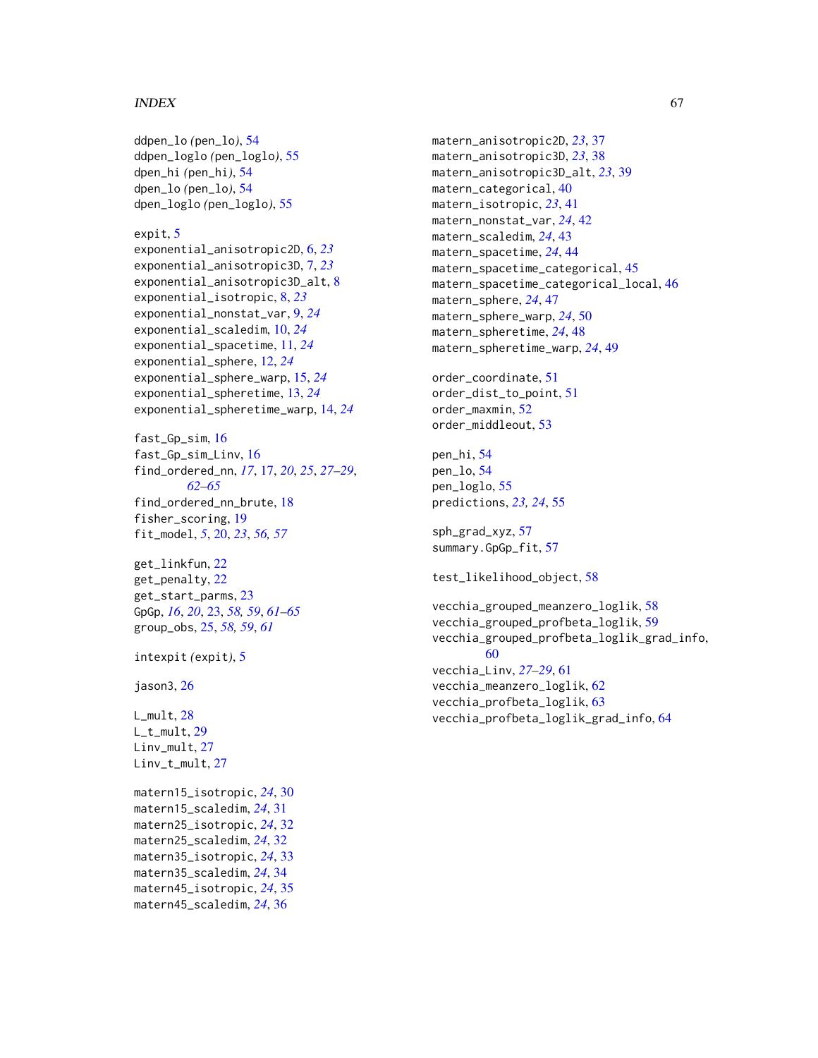ddpen_lo *(pen_lo)*, 54
ddpen_loglo *(pen_loglo)*, 55
dpen_hi *(pen_hi)*, 54
dpen_lo *(pen_lo)*, 54
dpen_loglo *(pen_loglo)*, 55

expit, 5
exponential_anisotropic2D, 6, *23*
exponential_anisotropic3D, 7, *23*
exponential_anisotropic3D_alt, 8
exponential_isotropic, 8, *23*
exponential_nonstat_var, 9, *24*
exponential_scaledim, 10, *24*
exponential_spacetime, 11, *24*
exponential_sphere, 12, *24*
exponential_sphere_warp, 15, *24*
exponential_spheretime, 13, *24*
exponential_spheretime_warp, 14, *24*

fast_Gp_sim, 16
fast_Gp_sim_Linv, 16
find_ordered_nn, *17*, 17, *20*, *25*, *27–29*, *62–65*
find_ordered_nn_brute, 18
fisher_scoring, 19
fit_model, *5*, 20, *23*, *56, 57*

get_linkfun, 22
get_penalty, 22
get_start_parms, 23
GpGp, *16*, *20*, 23, *58*, *59*, *61–65*
group_obs, 25, *58*, *59*, *61*

intexpit *(expit)*, 5

jason3, 26

L_mult, 28
L_t_mult, 29
Linv_mult, 27
Linv_t_mult, 27

matern15_isotropic, *24*, 30
matern15_scaledim, *24*, 31
matern25_isotropic, *24*, 32
matern25_scaledim, *24*, 32
matern35_isotropic, *24*, 33
matern35_scaledim, *24*, 34
matern45_isotropic, *24*, 35
matern45_scaledim, *24*, 36
matern_anisotropic2D, *23*, 37
matern_anisotropic3D, *23*, 38
matern_anisotropic3D_alt, *23*, 39
matern_categorical, 40
matern_isotropic, *23*, 41
matern_nonstat_var, *24*, 42
matern_scaledim, *24*, 43
matern_spacetime, *24*, 44
matern_spacetime_categorical, 45
matern_spacetime_categorical_local, 46
matern_sphere, *24*, 47
matern_sphere_warp, *24*, 50
matern_spheretime, *24*, 48
matern_spheretime_warp, *24*, 49

order_coordinate, 51
order_dist_to_point, 51
order_maxmin, 52
order_middleout, 53

pen_hi, 54
pen_lo, 54
pen_loglo, 55
predictions, *23, 24*, 55

sph_grad_xyz, 57
summary.GpGp_fit, 57

test_likelihood_object, 58

vecchia_grouped_meanzero_loglik, 58
vecchia_grouped_profbeta_loglik, 59
vecchia_grouped_profbeta_loglik_grad_info, 60
vecchia_Linv, *27–29*, 61
vecchia_meanzero_loglik, 62
vecchia_profbeta_loglik, 63
vecchia_profbeta_loglik_grad_info, 64